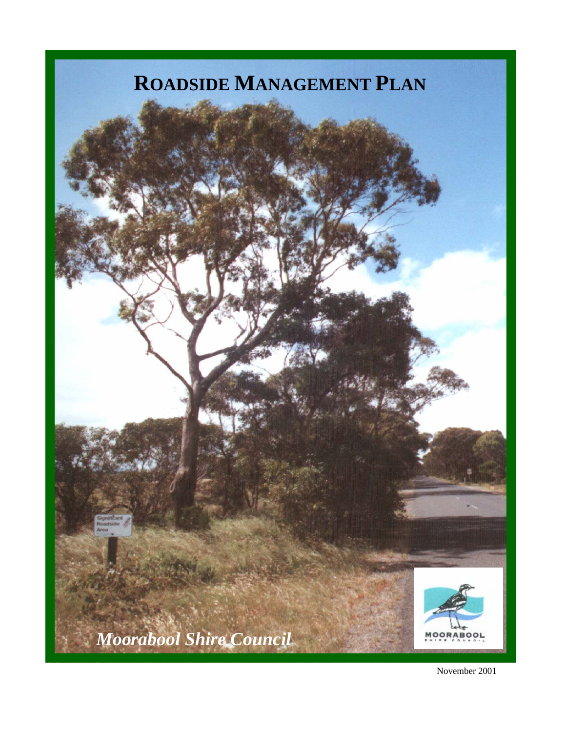# ROADSIDE MANAGEMENT PLAN

*Mooraboo l Shire Council*

November 2001

# ROADSIDE MANAGEMENT PLAN

*Moorabool Shire Council*

November 2001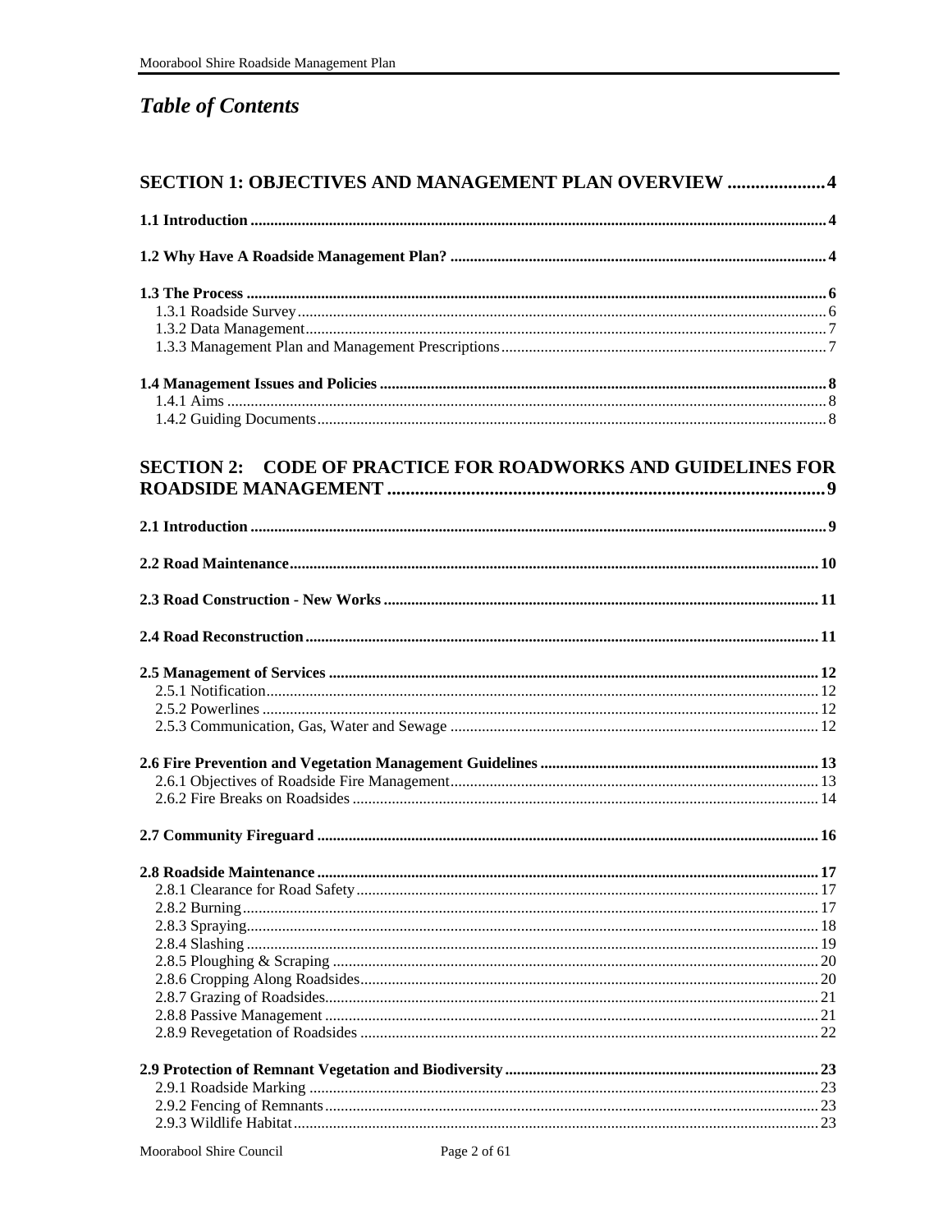# *Table of Contents*

**SECTION 1: OBJECTIVES AND MANAGEMENT PLAN OVERVIEW .................... 4**

**1.1 Introduction ................................................................................ 4**

**1.2 Why Have A Roadside Management Plan? ............................................. 4**

**1.3 The Process .................................................................................. 6**
- 1.3.1 Roadside Survey ............................................................................ 6
- 1.3.2 Data Management .......................................................................... 7
- 1.3.3 Management Plan and Management Prescriptions ...................................... 7

**1.4 Management Issues and Policies ........................................................ 8**
- 1.4.1 Aims ........................................................................................... 8
- 1.4.2 Guiding Documents ......................................................................... 8

**SECTION 2: CODE OF PRACTICE FOR ROADWORKS AND GUIDELINES FOR ROADSIDE MANAGEMENT ............................................................................. 9**

**2.1 Introduction ................................................................................ 9**

**2.2 Road Maintenance ......................................................................... 10**

**2.3 Road Construction - New Works ........................................................ 11**

**2.4 Road Reconstruction ...................................................................... 11**

**2.5 Management of Services ................................................................. 12**
- 2.5.1 Notification ................................................................................. 12
- 2.5.2 Powerlines .................................................................................. 12
- 2.5.3 Communication, Gas, Water and Sewage ................................................ 12

**2.6 Fire Prevention and Vegetation Management Guidelines ............................. 13**
- 2.6.1 Objectives of Roadside Fire Management ................................................ 13
- 2.6.2 Fire Breaks on Roadsides ................................................................. 14

**2.7 Community Fireguard .................................................................... 16**

**2.8 Roadside Maintenance .................................................................... 17**
- 2.8.1 Clearance for Road Safety ................................................................ 17
- 2.8.2 Burning ....................................................................................... 17
- 2.8.3 Spraying ...................................................................................... 18
- 2.8.4 Slashing ...................................................................................... 19
- 2.8.5 Ploughing & Scraping ...................................................................... 20
- 2.8.6 Cropping Along Roadsides ................................................................. 20
- 2.8.7 Grazing of Roadsides ....................................................................... 21
- 2.8.8 Passive Management ....................................................................... 21
- 2.8.9 Revegetation of Roadsides ................................................................ 22

**2.9 Protection of Remnant Vegetation and Biodiversity .................................. 23**
- 2.9.1 Roadside Marking ........................................................................... 23
- 2.9.2 Fencing of Remnants ....................................................................... 23
- 2.9.3 Wildlife Habitat ............................................................................. 23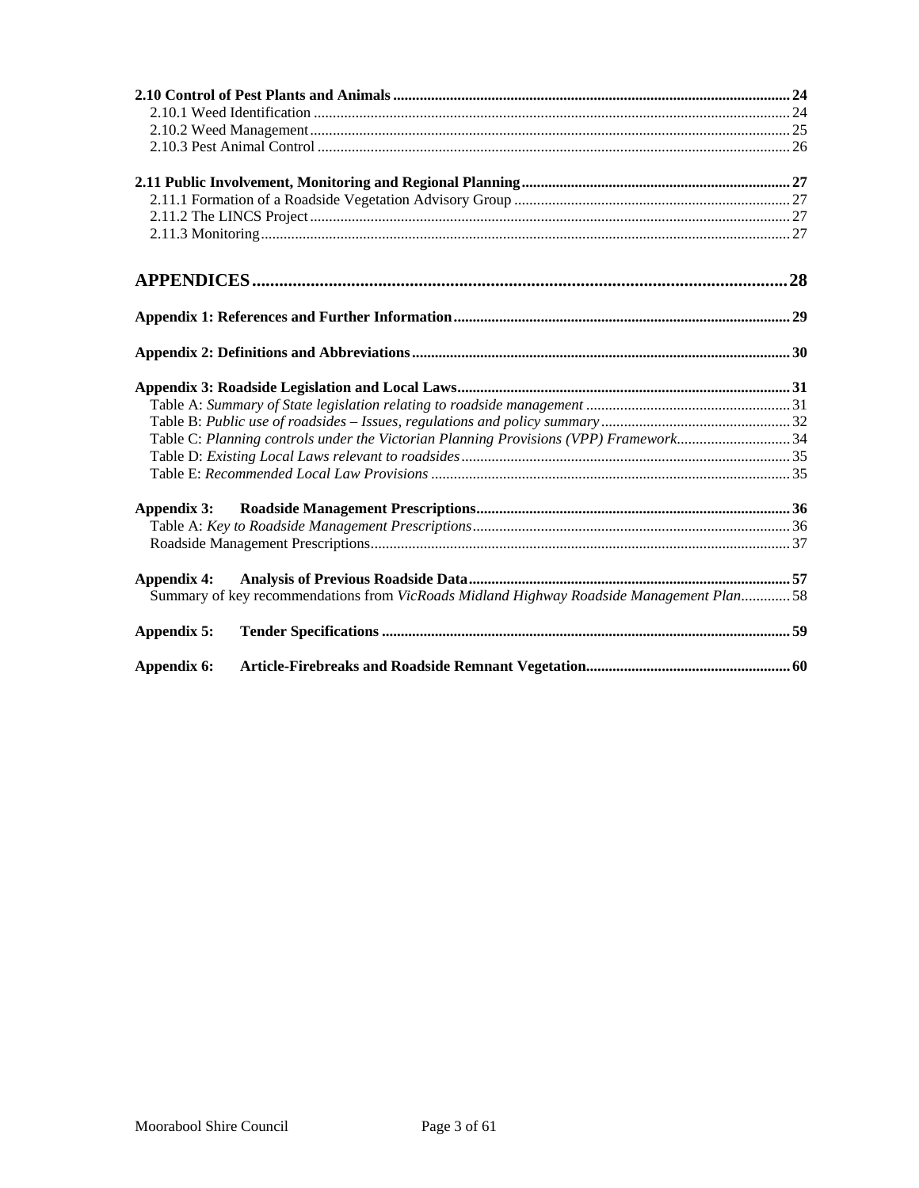**2.10 Control of Pest Plants and Animals** ..... 24
2.10.1 Weed Identification ..... 24
2.10.2 Weed Management ..... 25
2.10.3 Pest Animal Control ..... 26

**2.11 Public Involvement, Monitoring and Regional Planning** ..... 27
2.11.1 Formation of a Roadside Vegetation Advisory Group ..... 27
2.11.2 The LINCS Project ..... 27
2.11.3 Monitoring ..... 27

**APPENDICES** ..... 28

**Appendix 1: References and Further Information** ..... 29

**Appendix 2: Definitions and Abbreviations** ..... 30

**Appendix 3: Roadside Legislation and Local Laws** ..... 31
Table A: *Summary of State legislation relating to roadside management* ..... 31
Table B: *Public use of roadsides – Issues, regulations and policy summary* ..... 32
Table C: *Planning controls under the Victorian Planning Provisions (VPP) Framework* ..... 34
Table D: *Existing Local Laws relevant to roadsides* ..... 35
Table E: *Recommended Local Law Provisions* ..... 35

**Appendix 3: Roadside Management Prescriptions** ..... 36
Table A: *Key to Roadside Management Prescriptions* ..... 36
Roadside Management Prescriptions ..... 37

**Appendix 4: Analysis of Previous Roadside Data** ..... 57
Summary of key recommendations from *VicRoads Midland Highway Roadside Management Plan* ..... 58

**Appendix 5: Tender Specifications** ..... 59

**Appendix 6: Article-Firebreaks and Roadside Remnant Vegetation** ..... 60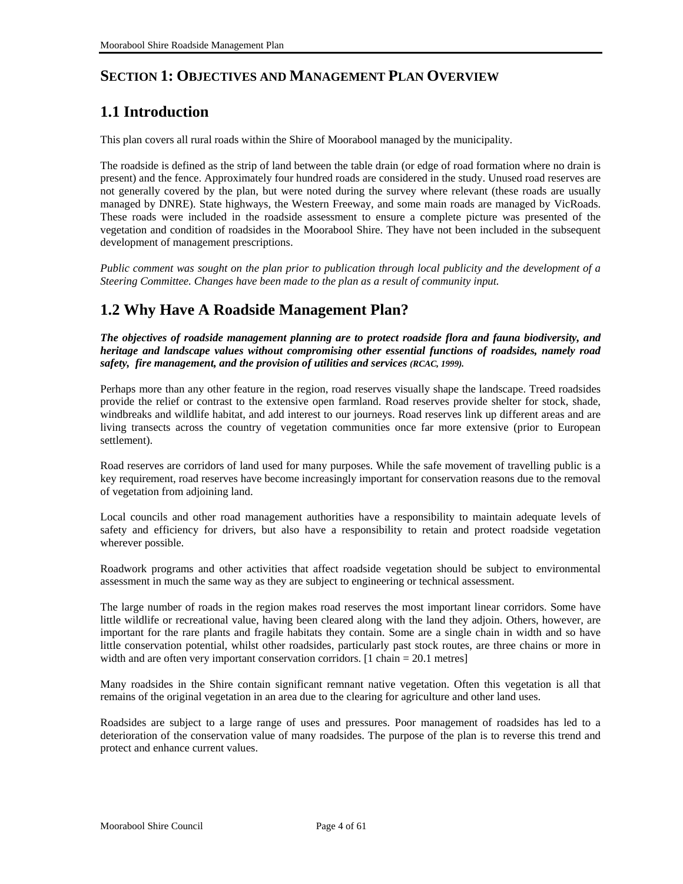# SECTION 1: OBJECTIVES AND MANAGEMENT PLAN OVERVIEW

## 1.1 Introduction

This plan covers all rural roads within the Shire of Moorabool managed by the municipality.

The roadside is defined as the strip of land between the table drain (or edge of road formation where no drain is present) and the fence. Approximately four hundred roads are considered in the study. Unused road reserves are not generally covered by the plan, but were noted during the survey where relevant (these roads are usually managed by DNRE). State highways, the Western Freeway, and some main roads are managed by VicRoads. These roads were included in the roadside assessment to ensure a complete picture was presented of the vegetation and condition of roadsides in the Moorabool Shire. They have not been included in the subsequent development of management prescriptions.

*Public comment was sought on the plan prior to publication through local publicity and the development of a Steering Committee. Changes have been made to the plan as a result of community input.*

## 1.2 Why Have A Roadside Management Plan?

***The objectives of roadside management planning are to protect roadside flora and fauna biodiversity, and heritage and landscape values without compromising other essential functions of roadsides, namely road safety, fire management, and the provision of utilities and services (RCAC, 1999).***

Perhaps more than any other feature in the region, road reserves visually shape the landscape. Treed roadsides provide the relief or contrast to the extensive open farmland. Road reserves provide shelter for stock, shade, windbreaks and wildlife habitat, and add interest to our journeys. Road reserves link up different areas and are living transects across the country of vegetation communities once far more extensive (prior to European settlement).

Road reserves are corridors of land used for many purposes. While the safe movement of travelling public is a key requirement, road reserves have become increasingly important for conservation reasons due to the removal of vegetation from adjoining land.

Local councils and other road management authorities have a responsibility to maintain adequate levels of safety and efficiency for drivers, but also have a responsibility to retain and protect roadside vegetation wherever possible.

Roadwork programs and other activities that affect roadside vegetation should be subject to environmental assessment in much the same way as they are subject to engineering or technical assessment.

The large number of roads in the region makes road reserves the most important linear corridors. Some have little wildlife or recreational value, having been cleared along with the land they adjoin. Others, however, are important for the rare plants and fragile habitats they contain. Some are a single chain in width and so have little conservation potential, whilst other roadsides, particularly past stock routes, are three chains or more in width and are often very important conservation corridors. [1 chain = 20.1 metres]

Many roadsides in the Shire contain significant remnant native vegetation. Often this vegetation is all that remains of the original vegetation in an area due to the clearing for agriculture and other land uses.

Roadsides are subject to a large range of uses and pressures. Poor management of roadsides has led to a deterioration of the conservation value of many roadsides. The purpose of the plan is to reverse this trend and protect and enhance current values.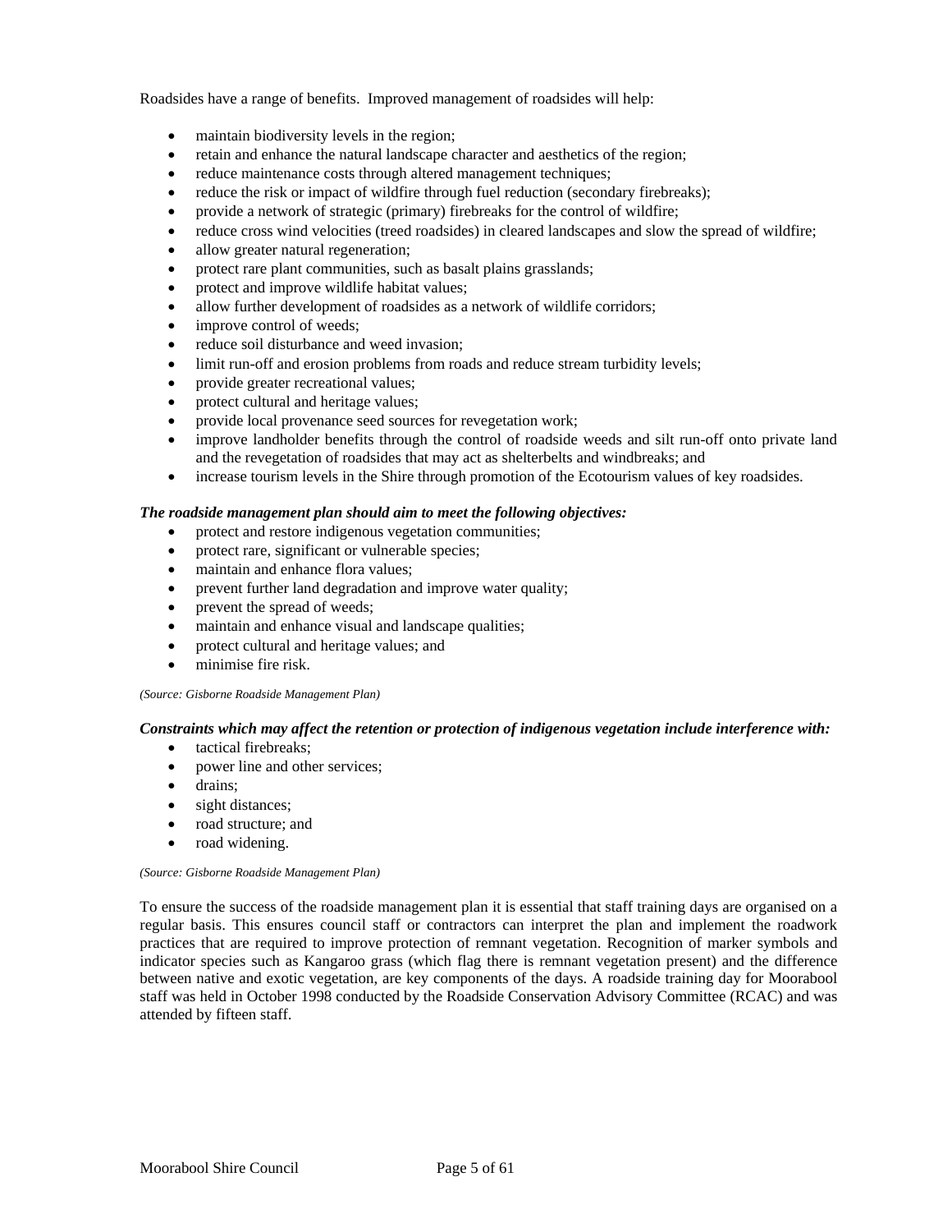Roadsides have a range of benefits. Improved management of roadsides will help:

- maintain biodiversity levels in the region;
- retain and enhance the natural landscape character and aesthetics of the region;
- reduce maintenance costs through altered management techniques;
- reduce the risk or impact of wildfire through fuel reduction (secondary firebreaks);
- provide a network of strategic (primary) firebreaks for the control of wildfire;
- reduce cross wind velocities (treed roadsides) in cleared landscapes and slow the spread of wildfire;
- allow greater natural regeneration;
- protect rare plant communities, such as basalt plains grasslands;
- protect and improve wildlife habitat values;
- allow further development of roadsides as a network of wildlife corridors;
- improve control of weeds;
- reduce soil disturbance and weed invasion;
- limit run-off and erosion problems from roads and reduce stream turbidity levels;
- provide greater recreational values;
- protect cultural and heritage values;
- provide local provenance seed sources for revegetation work;
- improve landholder benefits through the control of roadside weeds and silt run-off onto private land and the revegetation of roadsides that may act as shelterbelts and windbreaks; and
- increase tourism levels in the Shire through promotion of the Ecotourism values of key roadsides.

***The roadside management plan should aim to meet the following objectives:***

- protect and restore indigenous vegetation communities;
- protect rare, significant or vulnerable species;
- maintain and enhance flora values;
- prevent further land degradation and improve water quality;
- prevent the spread of weeds;
- maintain and enhance visual and landscape qualities;
- protect cultural and heritage values; and
- minimise fire risk.

*(Source: Gisborne Roadside Management Plan)*

***Constraints which may affect the retention or protection of indigenous vegetation include interference with:***

- tactical firebreaks;
- power line and other services;
- drains;
- sight distances;
- road structure; and
- road widening.

*(Source: Gisborne Roadside Management Plan)*

To ensure the success of the roadside management plan it is essential that staff training days are organised on a regular basis. This ensures council staff or contractors can interpret the plan and implement the roadwork practices that are required to improve protection of remnant vegetation. Recognition of marker symbols and indicator species such as Kangaroo grass (which flag there is remnant vegetation present) and the difference between native and exotic vegetation, are key components of the days. A roadside training day for Moorabool staff was held in October 1998 conducted by the Roadside Conservation Advisory Committee (RCAC) and was attended by fifteen staff.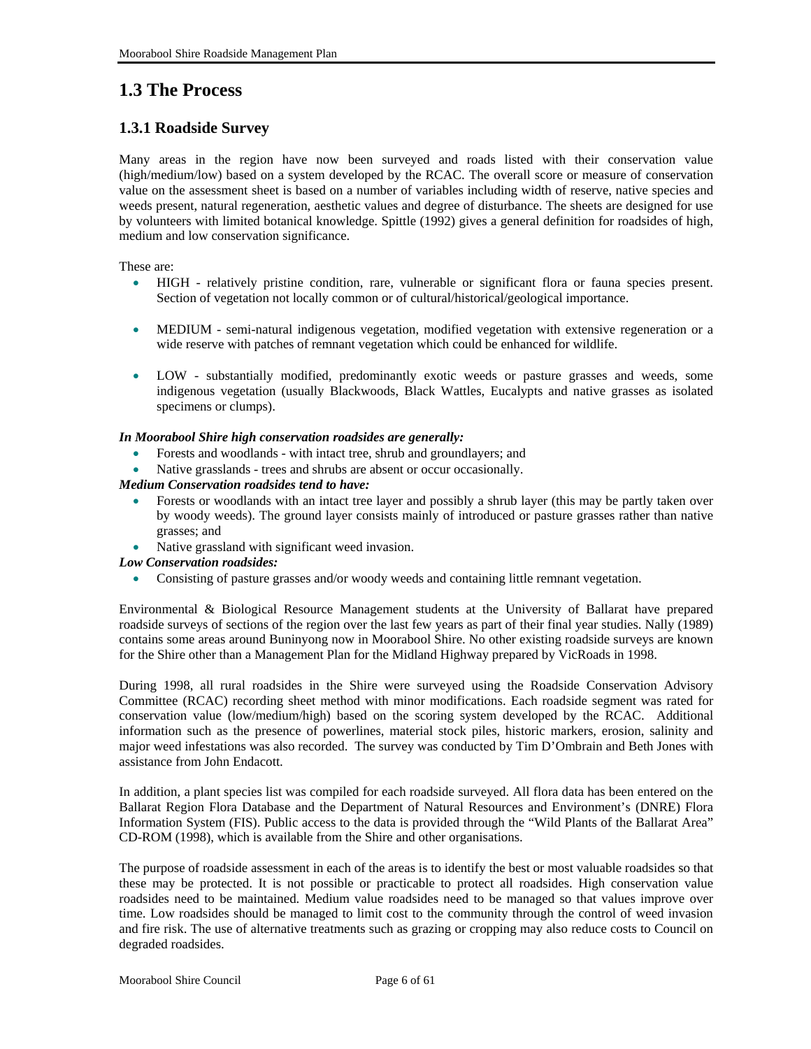## 1.3 The Process

### 1.3.1 Roadside Survey

Many areas in the region have now been surveyed and roads listed with their conservation value (high/medium/low) based on a system developed by the RCAC. The overall score or measure of conservation value on the assessment sheet is based on a number of variables including width of reserve, native species and weeds present, natural regeneration, aesthetic values and degree of disturbance. The sheets are designed for use by volunteers with limited botanical knowledge. Spittle (1992) gives a general definition for roadsides of high, medium and low conservation significance.

These are:

- HIGH - relatively pristine condition, rare, vulnerable or significant flora or fauna species present. Section of vegetation not locally common or of cultural/historical/geological importance.
- MEDIUM - semi-natural indigenous vegetation, modified vegetation with extensive regeneration or a wide reserve with patches of remnant vegetation which could be enhanced for wildlife.
- LOW - substantially modified, predominantly exotic weeds or pasture grasses and weeds, some indigenous vegetation (usually Blackwoods, Black Wattles, Eucalypts and native grasses as isolated specimens or clumps).

***In Moorabool Shire high conservation roadsides are generally:***

- Forests and woodlands - with intact tree, shrub and groundlayers; and
- Native grasslands - trees and shrubs are absent or occur occasionally.

***Medium Conservation roadsides tend to have:***

- Forests or woodlands with an intact tree layer and possibly a shrub layer (this may be partly taken over by woody weeds). The ground layer consists mainly of introduced or pasture grasses rather than native grasses; and
- Native grassland with significant weed invasion.

***Low Conservation roadsides:***

- Consisting of pasture grasses and/or woody weeds and containing little remnant vegetation.

Environmental & Biological Resource Management students at the University of Ballarat have prepared roadside surveys of sections of the region over the last few years as part of their final year studies. Nally (1989) contains some areas around Buninyong now in Moorabool Shire. No other existing roadside surveys are known for the Shire other than a Management Plan for the Midland Highway prepared by VicRoads in 1998.

During 1998, all rural roadsides in the Shire were surveyed using the Roadside Conservation Advisory Committee (RCAC) recording sheet method with minor modifications. Each roadside segment was rated for conservation value (low/medium/high) based on the scoring system developed by the RCAC. Additional information such as the presence of powerlines, material stock piles, historic markers, erosion, salinity and major weed infestations was also recorded. The survey was conducted by Tim D'Ombrain and Beth Jones with assistance from John Endacott.

In addition, a plant species list was compiled for each roadside surveyed. All flora data has been entered on the Ballarat Region Flora Database and the Department of Natural Resources and Environment's (DNRE) Flora Information System (FIS). Public access to the data is provided through the "Wild Plants of the Ballarat Area" CD-ROM (1998), which is available from the Shire and other organisations.

The purpose of roadside assessment in each of the areas is to identify the best or most valuable roadsides so that these may be protected. It is not possible or practicable to protect all roadsides. High conservation value roadsides need to be maintained. Medium value roadsides need to be managed so that values improve over time. Low roadsides should be managed to limit cost to the community through the control of weed invasion and fire risk. The use of alternative treatments such as grazing or cropping may also reduce costs to Council on degraded roadsides.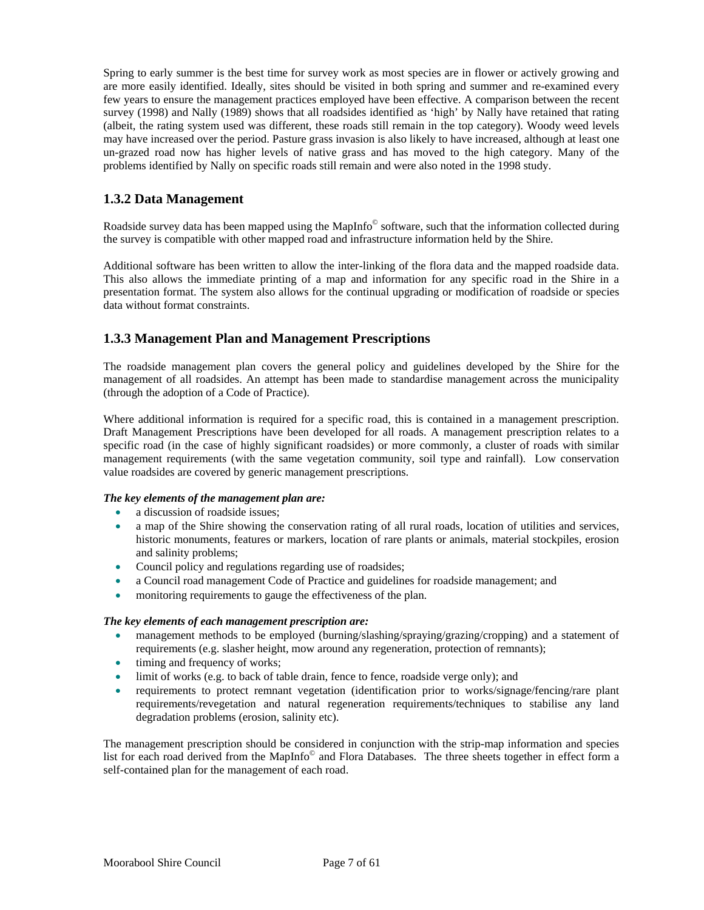Spring to early summer is the best time for survey work as most species are in flower or actively growing and are more easily identified. Ideally, sites should be visited in both spring and summer and re-examined every few years to ensure the management practices employed have been effective. A comparison between the recent survey (1998) and Nally (1989) shows that all roadsides identified as 'high' by Nally have retained that rating (albeit, the rating system used was different, these roads still remain in the top category). Woody weed levels may have increased over the period. Pasture grass invasion is also likely to have increased, although at least one un-grazed road now has higher levels of native grass and has moved to the high category. Many of the problems identified by Nally on specific roads still remain and were also noted in the 1998 study.

### 1.3.2 Data Management

Roadside survey data has been mapped using the MapInfo© software, such that the information collected during the survey is compatible with other mapped road and infrastructure information held by the Shire.

Additional software has been written to allow the inter-linking of the flora data and the mapped roadside data. This also allows the immediate printing of a map and information for any specific road in the Shire in a presentation format. The system also allows for the continual upgrading or modification of roadside or species data without format constraints.

### 1.3.3 Management Plan and Management Prescriptions

The roadside management plan covers the general policy and guidelines developed by the Shire for the management of all roadsides. An attempt has been made to standardise management across the municipality (through the adoption of a Code of Practice).

Where additional information is required for a specific road, this is contained in a management prescription. Draft Management Prescriptions have been developed for all roads. A management prescription relates to a specific road (in the case of highly significant roadsides) or more commonly, a cluster of roads with similar management requirements (with the same vegetation community, soil type and rainfall). Low conservation value roadsides are covered by generic management prescriptions.

***The key elements of the management plan are:***

- a discussion of roadside issues;
- a map of the Shire showing the conservation rating of all rural roads, location of utilities and services, historic monuments, features or markers, location of rare plants or animals, material stockpiles, erosion and salinity problems;
- Council policy and regulations regarding use of roadsides;
- a Council road management Code of Practice and guidelines for roadside management; and
- monitoring requirements to gauge the effectiveness of the plan.

***The key elements of each management prescription are:***

- management methods to be employed (burning/slashing/spraying/grazing/cropping) and a statement of requirements (e.g. slasher height, mow around any regeneration, protection of remnants);
- timing and frequency of works;
- limit of works (e.g. to back of table drain, fence to fence, roadside verge only); and
- requirements to protect remnant vegetation (identification prior to works/signage/fencing/rare plant requirements/revegetation and natural regeneration requirements/techniques to stabilise any land degradation problems (erosion, salinity etc).

The management prescription should be considered in conjunction with the strip-map information and species list for each road derived from the MapInfo© and Flora Databases. The three sheets together in effect form a self-contained plan for the management of each road.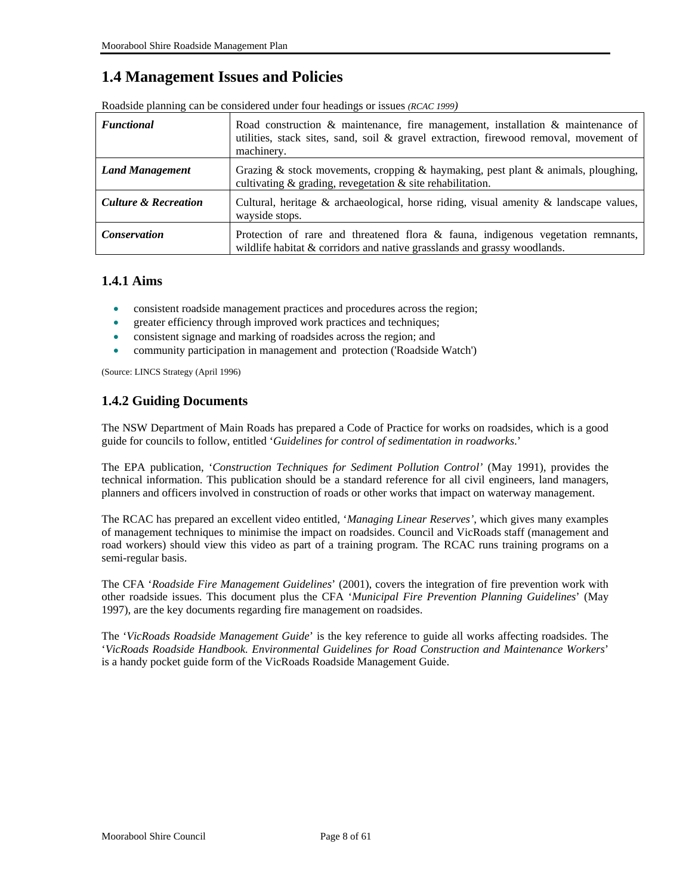## 1.4 Management Issues and Policies

Roadside planning can be considered under four headings or issues *(RCAC 1999)*

| | |
|---|---|
| ***Functional*** | Road construction & maintenance, fire management, installation & maintenance of utilities, stack sites, sand, soil & gravel extraction, firewood removal, movement of machinery. |
| ***Land Management*** | Grazing & stock movements, cropping & haymaking, pest plant & animals, ploughing, cultivating & grading, revegetation & site rehabilitation. |
| ***Culture & Recreation*** | Cultural, heritage & archaeological, horse riding, visual amenity & landscape values, wayside stops. |
| ***Conservation*** | Protection of rare and threatened flora & fauna, indigenous vegetation remnants, wildlife habitat & corridors and native grasslands and grassy woodlands. |

### 1.4.1 Aims

- consistent roadside management practices and procedures across the region;
- greater efficiency through improved work practices and techniques;
- consistent signage and marking of roadsides across the region; and
- community participation in management and protection ('Roadside Watch')

(Source: LINCS Strategy (April 1996)

### 1.4.2 Guiding Documents

The NSW Department of Main Roads has prepared a Code of Practice for works on roadsides, which is a good guide for councils to follow, entitled '*Guidelines for control of sedimentation in roadworks*.'

The EPA publication, '*Construction Techniques for Sediment Pollution Control'* (May 1991), provides the technical information. This publication should be a standard reference for all civil engineers, land managers, planners and officers involved in construction of roads or other works that impact on waterway management.

The RCAC has prepared an excellent video entitled, '*Managing Linear Reserves'*, which gives many examples of management techniques to minimise the impact on roadsides. Council and VicRoads staff (management and road workers) should view this video as part of a training program. The RCAC runs training programs on a semi-regular basis.

The CFA '*Roadside Fire Management Guidelines*' (2001), covers the integration of fire prevention work with other roadside issues. This document plus the CFA '*Municipal Fire Prevention Planning Guidelines*' (May 1997), are the key documents regarding fire management on roadsides.

The '*VicRoads Roadside Management Guide*' is the key reference to guide all works affecting roadsides. The '*VicRoads Roadside Handbook. Environmental Guidelines for Road Construction and Maintenance Workers*' is a handy pocket guide form of the VicRoads Roadside Management Guide.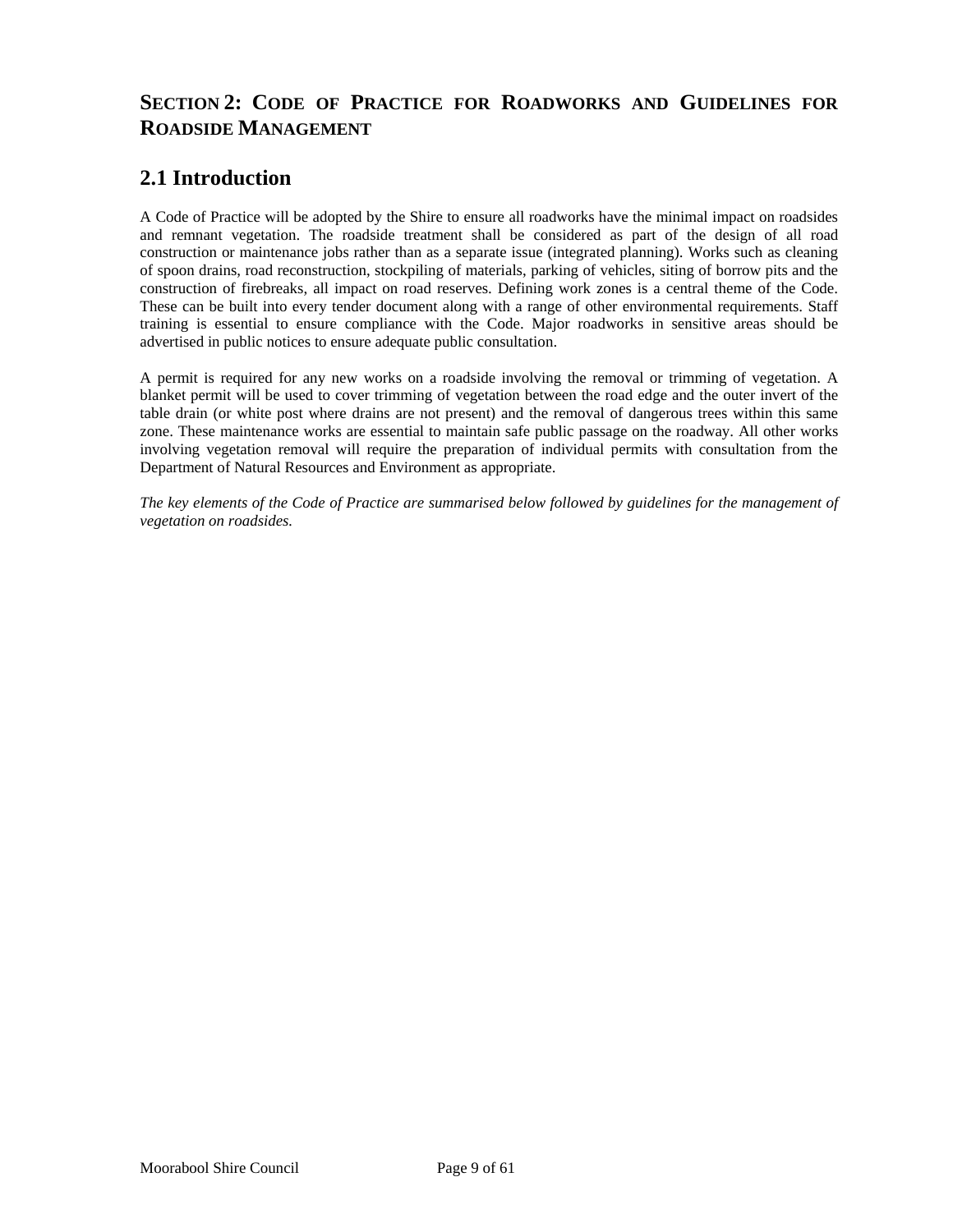# Section 2: Code of Practice for Roadworks and Guidelines for Roadside Management

## 2.1 Introduction

A Code of Practice will be adopted by the Shire to ensure all roadworks have the minimal impact on roadsides and remnant vegetation. The roadside treatment shall be considered as part of the design of all road construction or maintenance jobs rather than as a separate issue (integrated planning). Works such as cleaning of spoon drains, road reconstruction, stockpiling of materials, parking of vehicles, siting of borrow pits and the construction of firebreaks, all impact on road reserves. Defining work zones is a central theme of the Code. These can be built into every tender document along with a range of other environmental requirements. Staff training is essential to ensure compliance with the Code. Major roadworks in sensitive areas should be advertised in public notices to ensure adequate public consultation.

A permit is required for any new works on a roadside involving the removal or trimming of vegetation. A blanket permit will be used to cover trimming of vegetation between the road edge and the outer invert of the table drain (or white post where drains are not present) and the removal of dangerous trees within this same zone. These maintenance works are essential to maintain safe public passage on the roadway. All other works involving vegetation removal will require the preparation of individual permits with consultation from the Department of Natural Resources and Environment as appropriate.

*The key elements of the Code of Practice are summarised below followed by guidelines for the management of vegetation on roadsides.*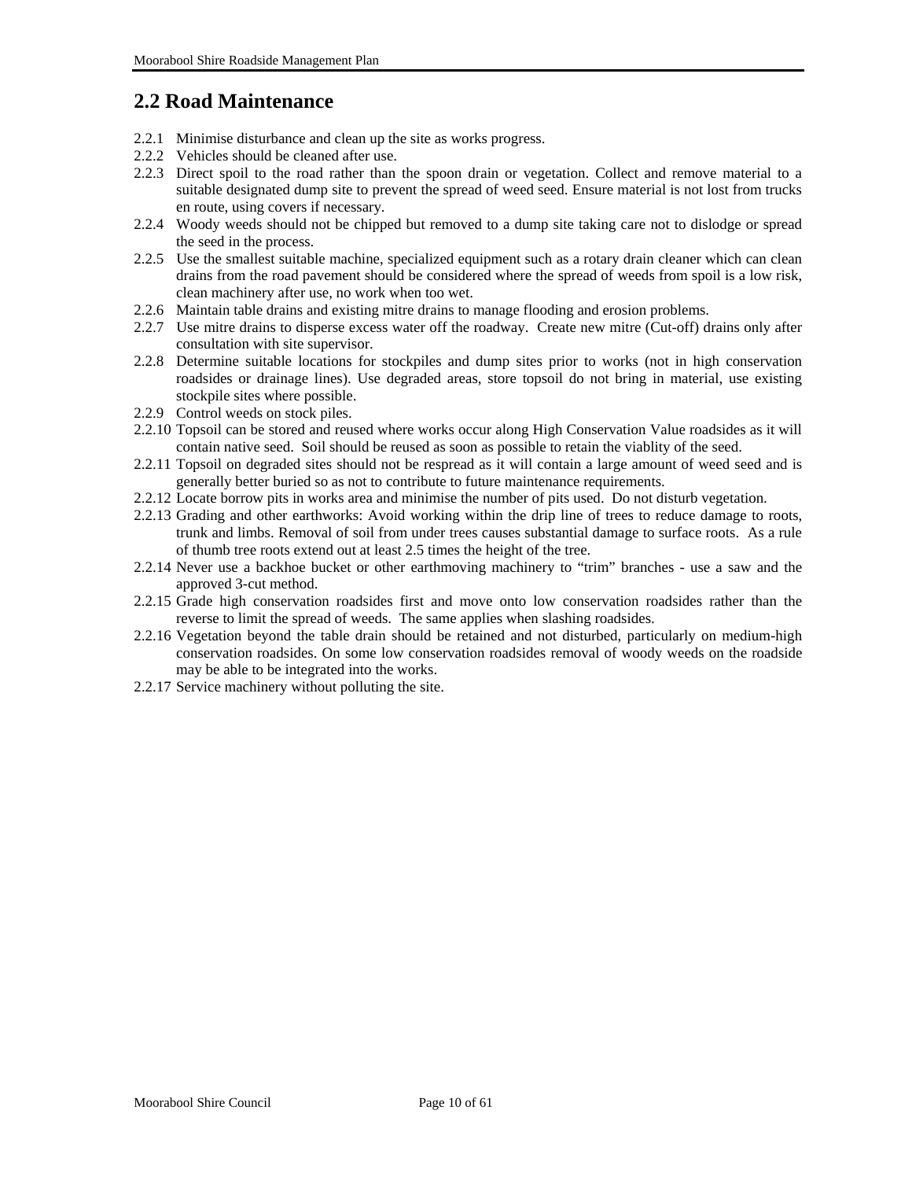## 2.2 Road Maintenance

2.2.1 Minimise disturbance and clean up the site as works progress.

2.2.2 Vehicles should be cleaned after use.

2.2.3 Direct spoil to the road rather than the spoon drain or vegetation. Collect and remove material to a suitable designated dump site to prevent the spread of weed seed. Ensure material is not lost from trucks en route, using covers if necessary.

2.2.4 Woody weeds should not be chipped but removed to a dump site taking care not to dislodge or spread the seed in the process.

2.2.5 Use the smallest suitable machine, specialized equipment such as a rotary drain cleaner which can clean drains from the road pavement should be considered where the spread of weeds from spoil is a low risk, clean machinery after use, no work when too wet.

2.2.6 Maintain table drains and existing mitre drains to manage flooding and erosion problems.

2.2.7 Use mitre drains to disperse excess water off the roadway. Create new mitre (Cut-off) drains only after consultation with site supervisor.

2.2.8 Determine suitable locations for stockpiles and dump sites prior to works (not in high conservation roadsides or drainage lines). Use degraded areas, store topsoil do not bring in material, use existing stockpile sites where possible.

2.2.9 Control weeds on stock piles.

2.2.10 Topsoil can be stored and reused where works occur along High Conservation Value roadsides as it will contain native seed. Soil should be reused as soon as possible to retain the viablity of the seed.

2.2.11 Topsoil on degraded sites should not be respread as it will contain a large amount of weed seed and is generally better buried so as not to contribute to future maintenance requirements.

2.2.12 Locate borrow pits in works area and minimise the number of pits used. Do not disturb vegetation.

2.2.13 Grading and other earthworks: Avoid working within the drip line of trees to reduce damage to roots, trunk and limbs. Removal of soil from under trees causes substantial damage to surface roots. As a rule of thumb tree roots extend out at least 2.5 times the height of the tree.

2.2.14 Never use a backhoe bucket or other earthmoving machinery to "trim" branches - use a saw and the approved 3-cut method.

2.2.15 Grade high conservation roadsides first and move onto low conservation roadsides rather than the reverse to limit the spread of weeds. The same applies when slashing roadsides.

2.2.16 Vegetation beyond the table drain should be retained and not disturbed, particularly on medium-high conservation roadsides. On some low conservation roadsides removal of woody weeds on the roadside may be able to be integrated into the works.

2.2.17 Service machinery without polluting the site.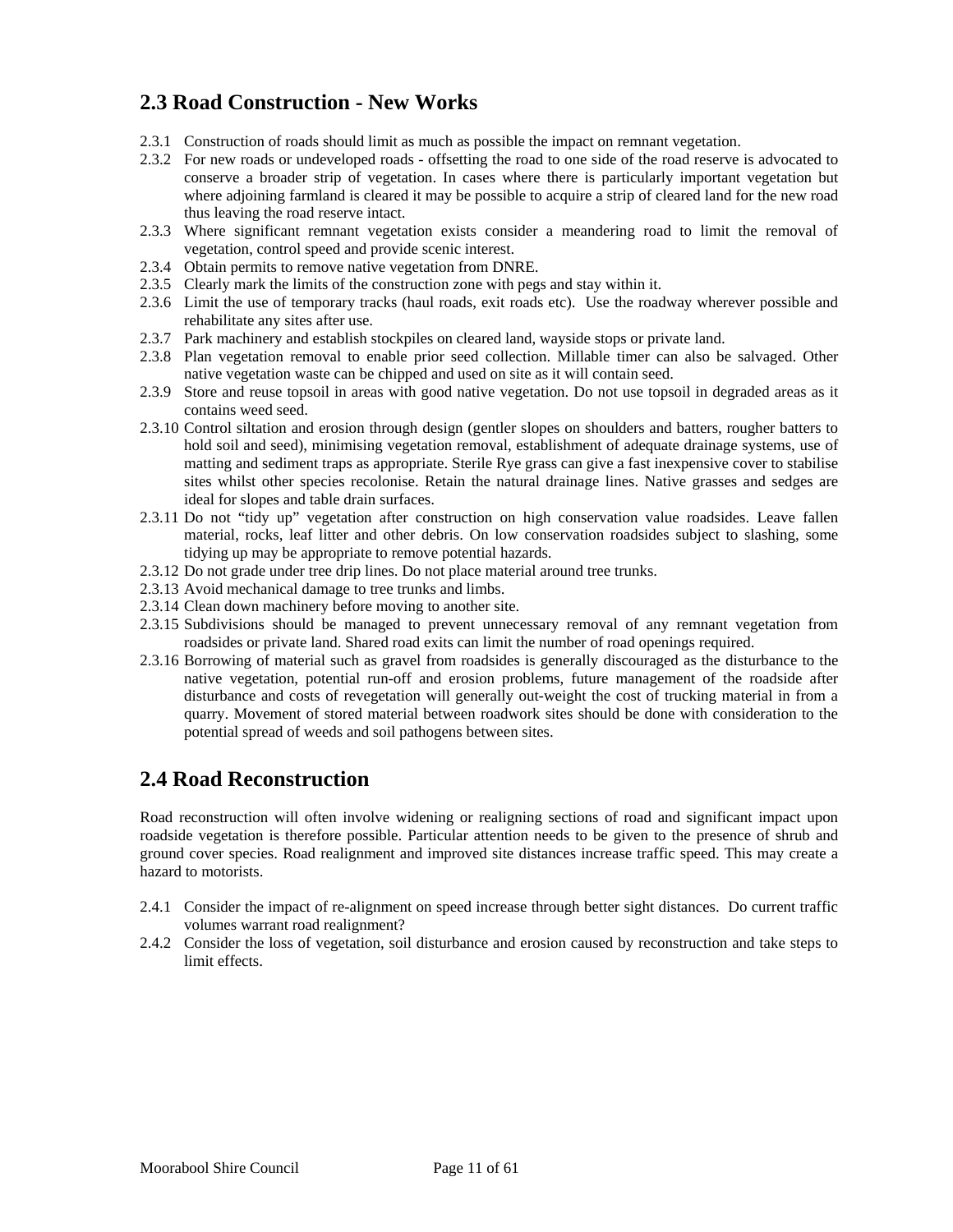## 2.3 Road Construction - New Works

2.3.1 Construction of roads should limit as much as possible the impact on remnant vegetation.

2.3.2 For new roads or undeveloped roads - offsetting the road to one side of the road reserve is advocated to conserve a broader strip of vegetation. In cases where there is particularly important vegetation but where adjoining farmland is cleared it may be possible to acquire a strip of cleared land for the new road thus leaving the road reserve intact.

2.3.3 Where significant remnant vegetation exists consider a meandering road to limit the removal of vegetation, control speed and provide scenic interest.

2.3.4 Obtain permits to remove native vegetation from DNRE.

2.3.5 Clearly mark the limits of the construction zone with pegs and stay within it.

2.3.6 Limit the use of temporary tracks (haul roads, exit roads etc). Use the roadway wherever possible and rehabilitate any sites after use.

2.3.7 Park machinery and establish stockpiles on cleared land, wayside stops or private land.

2.3.8 Plan vegetation removal to enable prior seed collection. Millable timer can also be salvaged. Other native vegetation waste can be chipped and used on site as it will contain seed.

2.3.9 Store and reuse topsoil in areas with good native vegetation. Do not use topsoil in degraded areas as it contains weed seed.

2.3.10 Control siltation and erosion through design (gentler slopes on shoulders and batters, rougher batters to hold soil and seed), minimising vegetation removal, establishment of adequate drainage systems, use of matting and sediment traps as appropriate. Sterile Rye grass can give a fast inexpensive cover to stabilise sites whilst other species recolonise. Retain the natural drainage lines. Native grasses and sedges are ideal for slopes and table drain surfaces.

2.3.11 Do not "tidy up" vegetation after construction on high conservation value roadsides. Leave fallen material, rocks, leaf litter and other debris. On low conservation roadsides subject to slashing, some tidying up may be appropriate to remove potential hazards.

2.3.12 Do not grade under tree drip lines. Do not place material around tree trunks.

2.3.13 Avoid mechanical damage to tree trunks and limbs.

2.3.14 Clean down machinery before moving to another site.

2.3.15 Subdivisions should be managed to prevent unnecessary removal of any remnant vegetation from roadsides or private land. Shared road exits can limit the number of road openings required.

2.3.16 Borrowing of material such as gravel from roadsides is generally discouraged as the disturbance to the native vegetation, potential run-off and erosion problems, future management of the roadside after disturbance and costs of revegetation will generally out-weight the cost of trucking material in from a quarry. Movement of stored material between roadwork sites should be done with consideration to the potential spread of weeds and soil pathogens between sites.

## 2.4 Road Reconstruction

Road reconstruction will often involve widening or realigning sections of road and significant impact upon roadside vegetation is therefore possible. Particular attention needs to be given to the presence of shrub and ground cover species. Road realignment and improved site distances increase traffic speed. This may create a hazard to motorists.

2.4.1 Consider the impact of re-alignment on speed increase through better sight distances. Do current traffic volumes warrant road realignment?

2.4.2 Consider the loss of vegetation, soil disturbance and erosion caused by reconstruction and take steps to limit effects.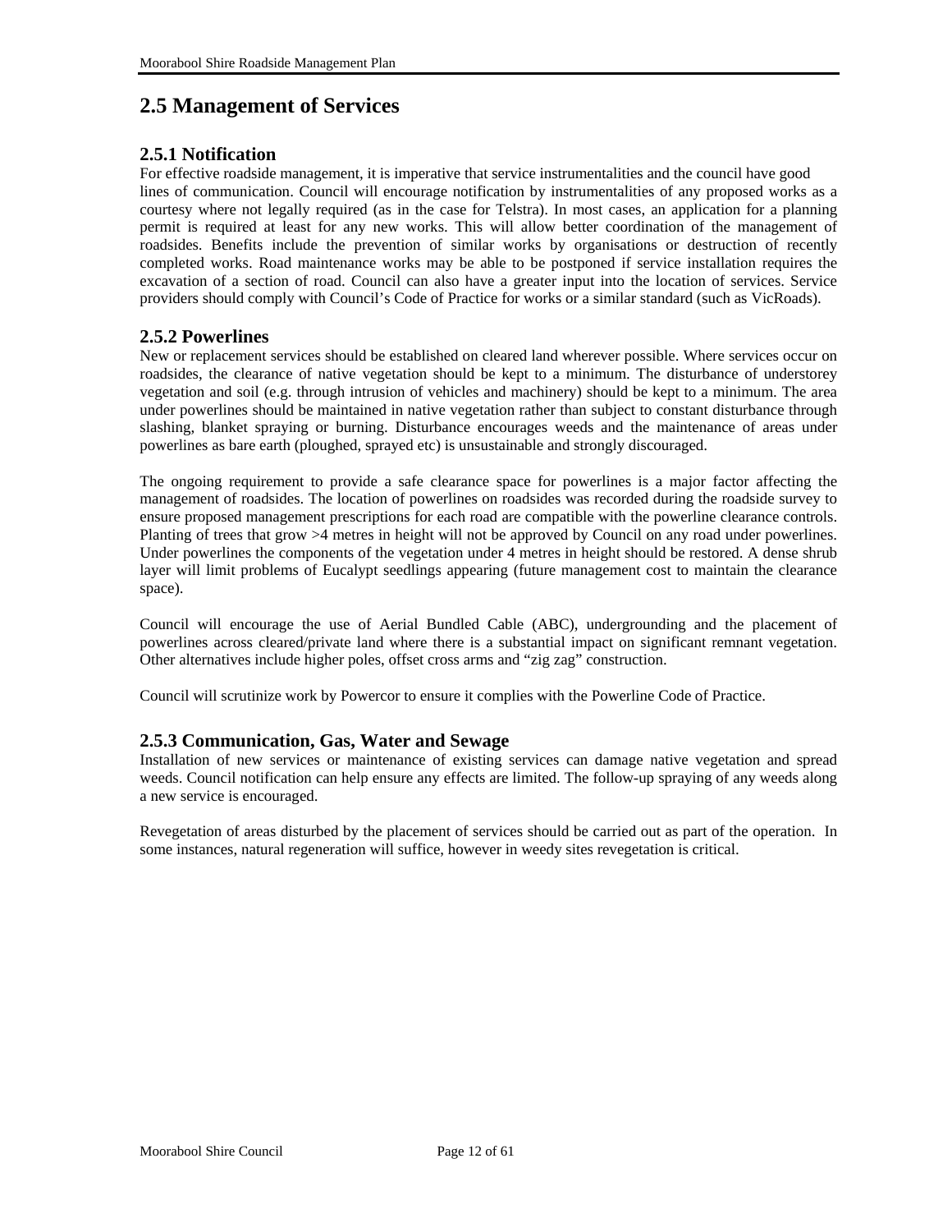## 2.5 Management of Services

### 2.5.1 Notification

For effective roadside management, it is imperative that service instrumentalities and the council have good lines of communication. Council will encourage notification by instrumentalities of any proposed works as a courtesy where not legally required (as in the case for Telstra). In most cases, an application for a planning permit is required at least for any new works. This will allow better coordination of the management of roadsides. Benefits include the prevention of similar works by organisations or destruction of recently completed works. Road maintenance works may be able to be postponed if service installation requires the excavation of a section of road. Council can also have a greater input into the location of services. Service providers should comply with Council's Code of Practice for works or a similar standard (such as VicRoads).

### 2.5.2 Powerlines

New or replacement services should be established on cleared land wherever possible. Where services occur on roadsides, the clearance of native vegetation should be kept to a minimum. The disturbance of understorey vegetation and soil (e.g. through intrusion of vehicles and machinery) should be kept to a minimum. The area under powerlines should be maintained in native vegetation rather than subject to constant disturbance through slashing, blanket spraying or burning. Disturbance encourages weeds and the maintenance of areas under powerlines as bare earth (ploughed, sprayed etc) is unsustainable and strongly discouraged.

The ongoing requirement to provide a safe clearance space for powerlines is a major factor affecting the management of roadsides. The location of powerlines on roadsides was recorded during the roadside survey to ensure proposed management prescriptions for each road are compatible with the powerline clearance controls. Planting of trees that grow >4 metres in height will not be approved by Council on any road under powerlines. Under powerlines the components of the vegetation under 4 metres in height should be restored. A dense shrub layer will limit problems of Eucalypt seedlings appearing (future management cost to maintain the clearance space).

Council will encourage the use of Aerial Bundled Cable (ABC), undergrounding and the placement of powerlines across cleared/private land where there is a substantial impact on significant remnant vegetation. Other alternatives include higher poles, offset cross arms and "zig zag" construction.

Council will scrutinize work by Powercor to ensure it complies with the Powerline Code of Practice.

### 2.5.3 Communication, Gas, Water and Sewage

Installation of new services or maintenance of existing services can damage native vegetation and spread weeds. Council notification can help ensure any effects are limited. The follow-up spraying of any weeds along a new service is encouraged.

Revegetation of areas disturbed by the placement of services should be carried out as part of the operation. In some instances, natural regeneration will suffice, however in weedy sites revegetation is critical.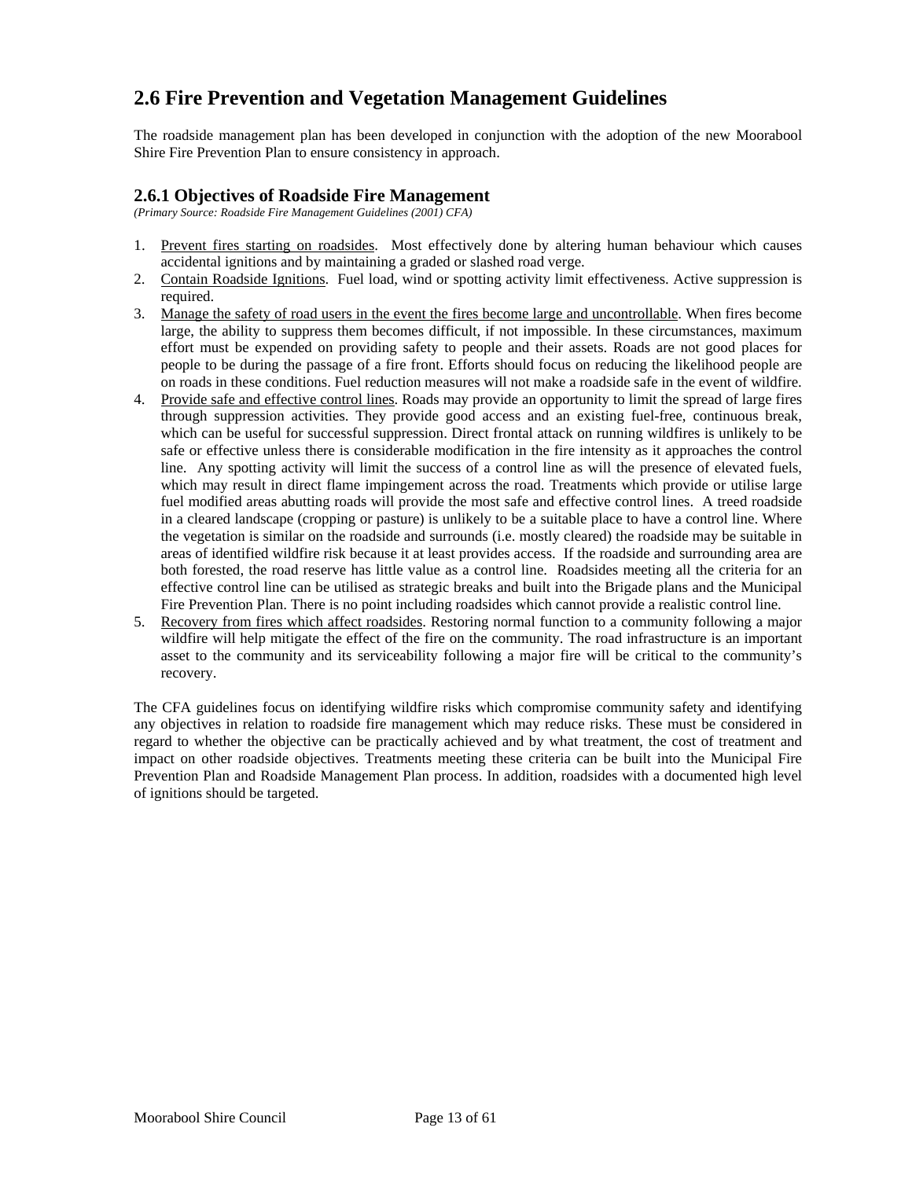## 2.6 Fire Prevention and Vegetation Management Guidelines

The roadside management plan has been developed in conjunction with the adoption of the new Moorabool Shire Fire Prevention Plan to ensure consistency in approach.

### 2.6.1 Objectives of Roadside Fire Management

*(Primary Source: Roadside Fire Management Guidelines (2001) CFA)*

1. Prevent fires starting on roadsides. Most effectively done by altering human behaviour which causes accidental ignitions and by maintaining a graded or slashed road verge.
2. Contain Roadside Ignitions. Fuel load, wind or spotting activity limit effectiveness. Active suppression is required.
3. Manage the safety of road users in the event the fires become large and uncontrollable. When fires become large, the ability to suppress them becomes difficult, if not impossible. In these circumstances, maximum effort must be expended on providing safety to people and their assets. Roads are not good places for people to be during the passage of a fire front. Efforts should focus on reducing the likelihood people are on roads in these conditions. Fuel reduction measures will not make a roadside safe in the event of wildfire.
4. Provide safe and effective control lines. Roads may provide an opportunity to limit the spread of large fires through suppression activities. They provide good access and an existing fuel-free, continuous break, which can be useful for successful suppression. Direct frontal attack on running wildfires is unlikely to be safe or effective unless there is considerable modification in the fire intensity as it approaches the control line. Any spotting activity will limit the success of a control line as will the presence of elevated fuels, which may result in direct flame impingement across the road. Treatments which provide or utilise large fuel modified areas abutting roads will provide the most safe and effective control lines. A treed roadside in a cleared landscape (cropping or pasture) is unlikely to be a suitable place to have a control line. Where the vegetation is similar on the roadside and surrounds (i.e. mostly cleared) the roadside may be suitable in areas of identified wildfire risk because it at least provides access. If the roadside and surrounding area are both forested, the road reserve has little value as a control line. Roadsides meeting all the criteria for an effective control line can be utilised as strategic breaks and built into the Brigade plans and the Municipal Fire Prevention Plan. There is no point including roadsides which cannot provide a realistic control line.
5. Recovery from fires which affect roadsides. Restoring normal function to a community following a major wildfire will help mitigate the effect of the fire on the community. The road infrastructure is an important asset to the community and its serviceability following a major fire will be critical to the community's recovery.

The CFA guidelines focus on identifying wildfire risks which compromise community safety and identifying any objectives in relation to roadside fire management which may reduce risks. These must be considered in regard to whether the objective can be practically achieved and by what treatment, the cost of treatment and impact on other roadside objectives. Treatments meeting these criteria can be built into the Municipal Fire Prevention Plan and Roadside Management Plan process. In addition, roadsides with a documented high level of ignitions should be targeted.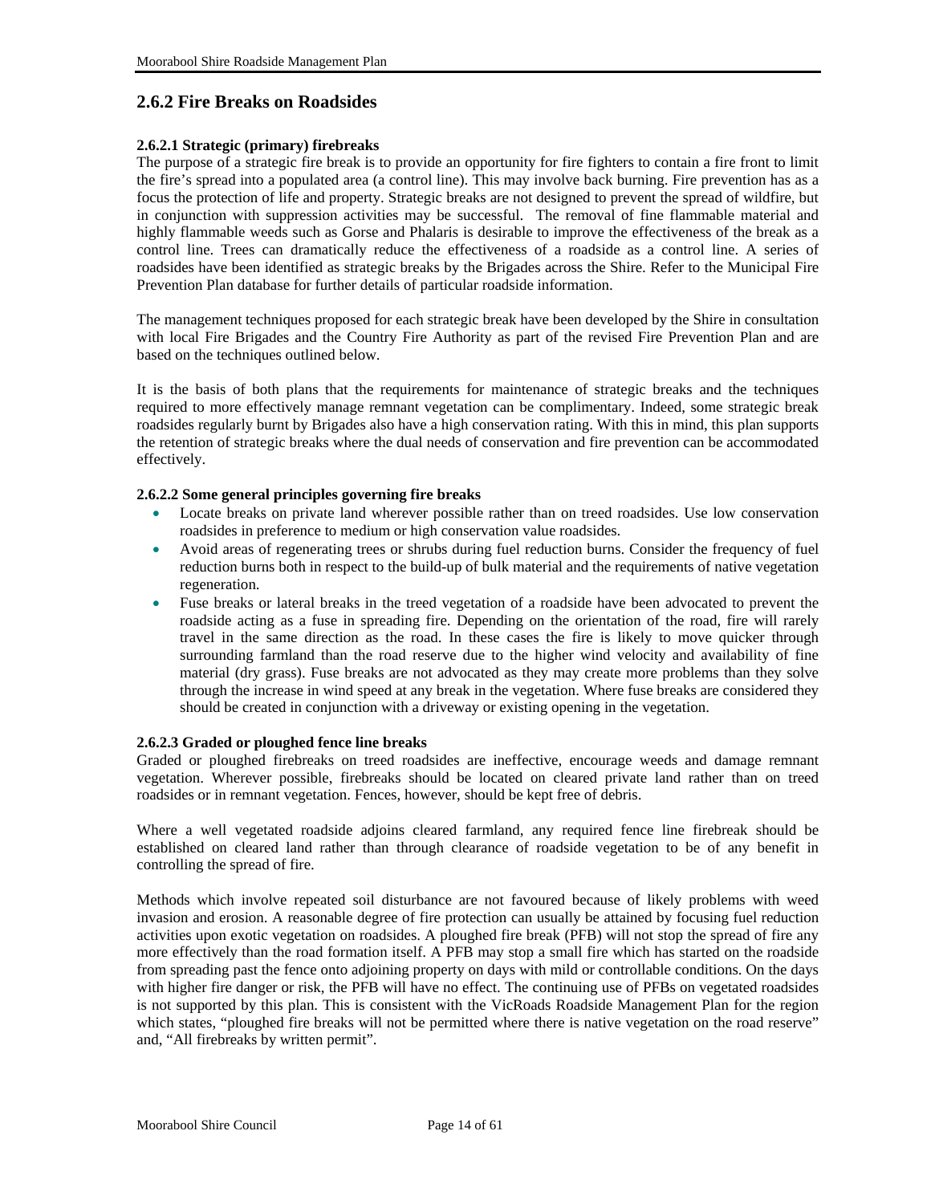## 2.6.2 Fire Breaks on Roadsides

### 2.6.2.1 Strategic (primary) firebreaks

The purpose of a strategic fire break is to provide an opportunity for fire fighters to contain a fire front to limit the fire's spread into a populated area (a control line). This may involve back burning. Fire prevention has as a focus the protection of life and property. Strategic breaks are not designed to prevent the spread of wildfire, but in conjunction with suppression activities may be successful. The removal of fine flammable material and highly flammable weeds such as Gorse and Phalaris is desirable to improve the effectiveness of the break as a control line. Trees can dramatically reduce the effectiveness of a roadside as a control line. A series of roadsides have been identified as strategic breaks by the Brigades across the Shire. Refer to the Municipal Fire Prevention Plan database for further details of particular roadside information.

The management techniques proposed for each strategic break have been developed by the Shire in consultation with local Fire Brigades and the Country Fire Authority as part of the revised Fire Prevention Plan and are based on the techniques outlined below.

It is the basis of both plans that the requirements for maintenance of strategic breaks and the techniques required to more effectively manage remnant vegetation can be complimentary. Indeed, some strategic break roadsides regularly burnt by Brigades also have a high conservation rating. With this in mind, this plan supports the retention of strategic breaks where the dual needs of conservation and fire prevention can be accommodated effectively.

### 2.6.2.2 Some general principles governing fire breaks

- Locate breaks on private land wherever possible rather than on treed roadsides. Use low conservation roadsides in preference to medium or high conservation value roadsides.
- Avoid areas of regenerating trees or shrubs during fuel reduction burns. Consider the frequency of fuel reduction burns both in respect to the build-up of bulk material and the requirements of native vegetation regeneration.
- Fuse breaks or lateral breaks in the treed vegetation of a roadside have been advocated to prevent the roadside acting as a fuse in spreading fire. Depending on the orientation of the road, fire will rarely travel in the same direction as the road. In these cases the fire is likely to move quicker through surrounding farmland than the road reserve due to the higher wind velocity and availability of fine material (dry grass). Fuse breaks are not advocated as they may create more problems than they solve through the increase in wind speed at any break in the vegetation. Where fuse breaks are considered they should be created in conjunction with a driveway or existing opening in the vegetation.

### 2.6.2.3 Graded or ploughed fence line breaks

Graded or ploughed firebreaks on treed roadsides are ineffective, encourage weeds and damage remnant vegetation. Wherever possible, firebreaks should be located on cleared private land rather than on treed roadsides or in remnant vegetation. Fences, however, should be kept free of debris.

Where a well vegetated roadside adjoins cleared farmland, any required fence line firebreak should be established on cleared land rather than through clearance of roadside vegetation to be of any benefit in controlling the spread of fire.

Methods which involve repeated soil disturbance are not favoured because of likely problems with weed invasion and erosion. A reasonable degree of fire protection can usually be attained by focusing fuel reduction activities upon exotic vegetation on roadsides. A ploughed fire break (PFB) will not stop the spread of fire any more effectively than the road formation itself. A PFB may stop a small fire which has started on the roadside from spreading past the fence onto adjoining property on days with mild or controllable conditions. On the days with higher fire danger or risk, the PFB will have no effect. The continuing use of PFBs on vegetated roadsides is not supported by this plan. This is consistent with the VicRoads Roadside Management Plan for the region which states, "ploughed fire breaks will not be permitted where there is native vegetation on the road reserve" and, "All firebreaks by written permit".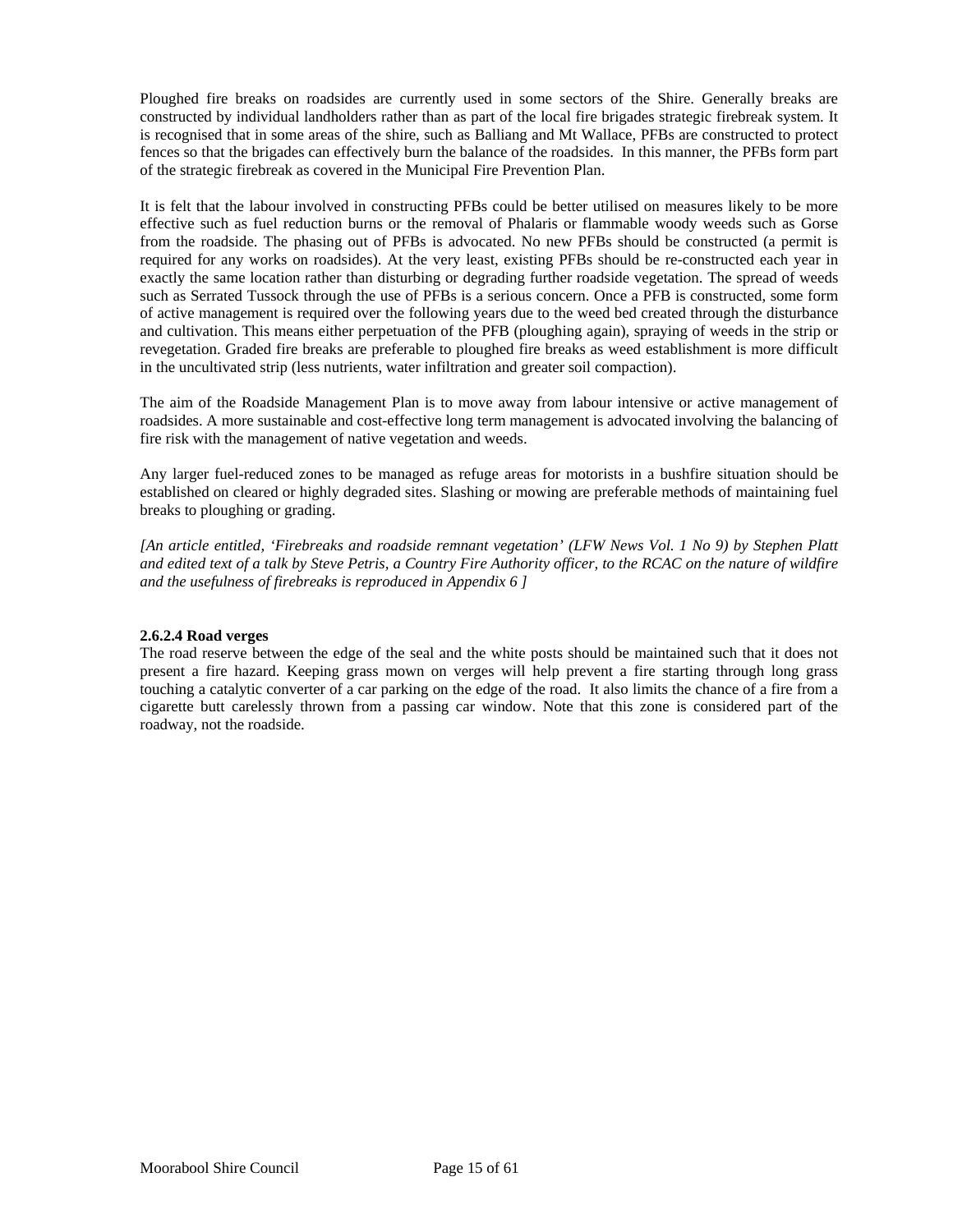Ploughed fire breaks on roadsides are currently used in some sectors of the Shire. Generally breaks are constructed by individual landholders rather than as part of the local fire brigades strategic firebreak system. It is recognised that in some areas of the shire, such as Balliang and Mt Wallace, PFBs are constructed to protect fences so that the brigades can effectively burn the balance of the roadsides. In this manner, the PFBs form part of the strategic firebreak as covered in the Municipal Fire Prevention Plan.

It is felt that the labour involved in constructing PFBs could be better utilised on measures likely to be more effective such as fuel reduction burns or the removal of Phalaris or flammable woody weeds such as Gorse from the roadside. The phasing out of PFBs is advocated. No new PFBs should be constructed (a permit is required for any works on roadsides). At the very least, existing PFBs should be re-constructed each year in exactly the same location rather than disturbing or degrading further roadside vegetation. The spread of weeds such as Serrated Tussock through the use of PFBs is a serious concern. Once a PFB is constructed, some form of active management is required over the following years due to the weed bed created through the disturbance and cultivation. This means either perpetuation of the PFB (ploughing again), spraying of weeds in the strip or revegetation. Graded fire breaks are preferable to ploughed fire breaks as weed establishment is more difficult in the uncultivated strip (less nutrients, water infiltration and greater soil compaction).

The aim of the Roadside Management Plan is to move away from labour intensive or active management of roadsides. A more sustainable and cost-effective long term management is advocated involving the balancing of fire risk with the management of native vegetation and weeds.

Any larger fuel-reduced zones to be managed as refuge areas for motorists in a bushfire situation should be established on cleared or highly degraded sites. Slashing or mowing are preferable methods of maintaining fuel breaks to ploughing or grading.

*[An article entitled, 'Firebreaks and roadside remnant vegetation' (LFW News Vol. 1 No 9) by Stephen Platt and edited text of a talk by Steve Petris, a Country Fire Authority officer, to the RCAC on the nature of wildfire and the usefulness of firebreaks is reproduced in Appendix 6 ]*

#### 2.6.2.4 Road verges

The road reserve between the edge of the seal and the white posts should be maintained such that it does not present a fire hazard. Keeping grass mown on verges will help prevent a fire starting through long grass touching a catalytic converter of a car parking on the edge of the road. It also limits the chance of a fire from a cigarette butt carelessly thrown from a passing car window. Note that this zone is considered part of the roadway, not the roadside.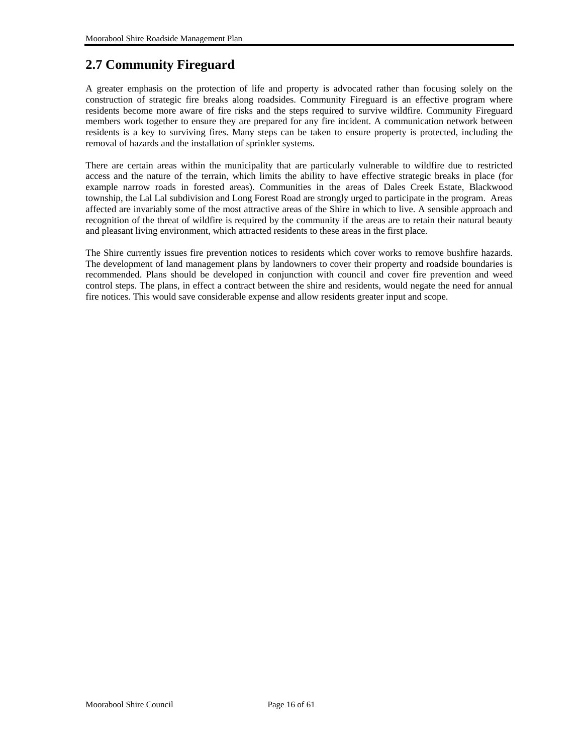## 2.7 Community Fireguard

A greater emphasis on the protection of life and property is advocated rather than focusing solely on the construction of strategic fire breaks along roadsides. Community Fireguard is an effective program where residents become more aware of fire risks and the steps required to survive wildfire. Community Fireguard members work together to ensure they are prepared for any fire incident. A communication network between residents is a key to surviving fires. Many steps can be taken to ensure property is protected, including the removal of hazards and the installation of sprinkler systems.

There are certain areas within the municipality that are particularly vulnerable to wildfire due to restricted access and the nature of the terrain, which limits the ability to have effective strategic breaks in place (for example narrow roads in forested areas). Communities in the areas of Dales Creek Estate, Blackwood township, the Lal Lal subdivision and Long Forest Road are strongly urged to participate in the program. Areas affected are invariably some of the most attractive areas of the Shire in which to live. A sensible approach and recognition of the threat of wildfire is required by the community if the areas are to retain their natural beauty and pleasant living environment, which attracted residents to these areas in the first place.

The Shire currently issues fire prevention notices to residents which cover works to remove bushfire hazards. The development of land management plans by landowners to cover their property and roadside boundaries is recommended. Plans should be developed in conjunction with council and cover fire prevention and weed control steps. The plans, in effect a contract between the shire and residents, would negate the need for annual fire notices. This would save considerable expense and allow residents greater input and scope.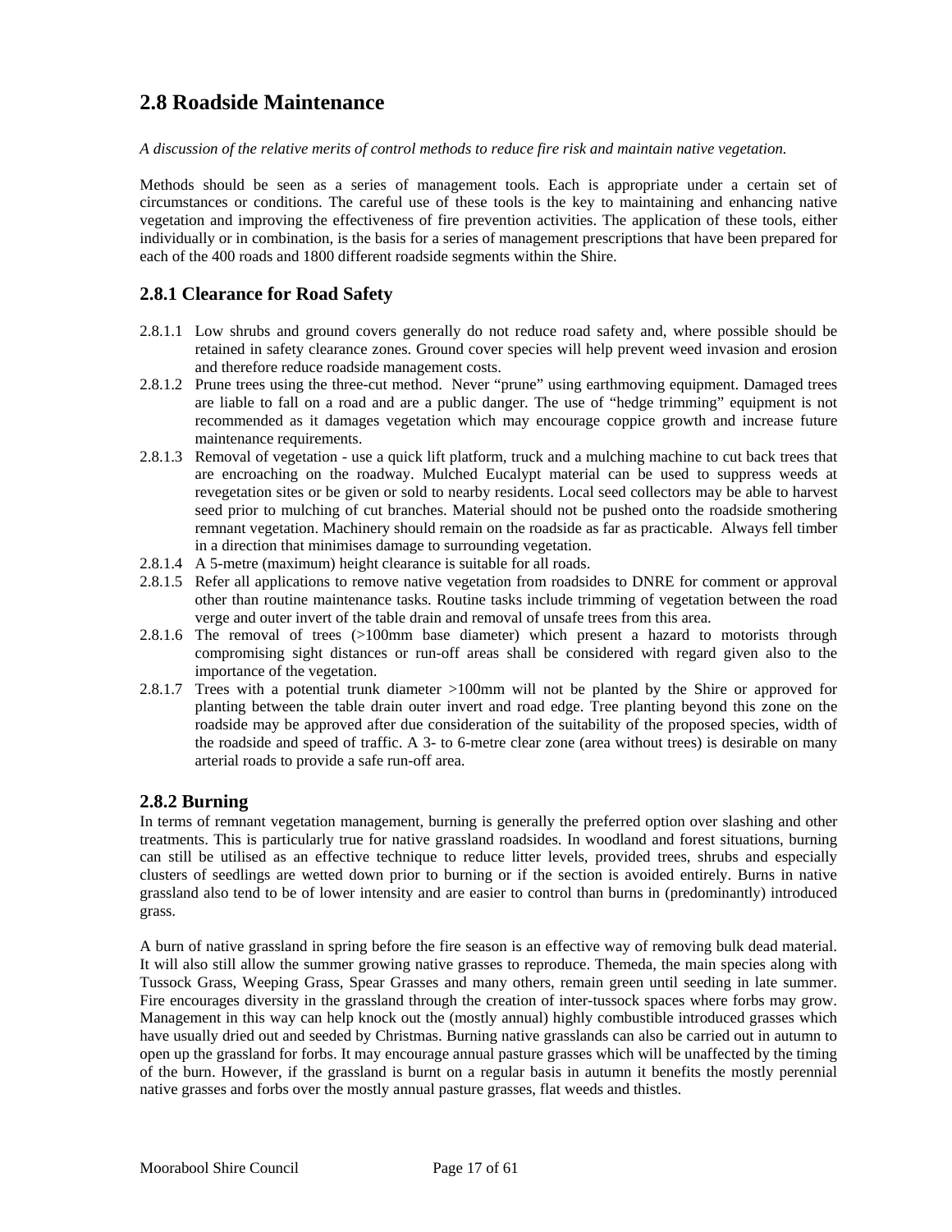## 2.8 Roadside Maintenance

*A discussion of the relative merits of control methods to reduce fire risk and maintain native vegetation.*

Methods should be seen as a series of management tools. Each is appropriate under a certain set of circumstances or conditions. The careful use of these tools is the key to maintaining and enhancing native vegetation and improving the effectiveness of fire prevention activities. The application of these tools, either individually or in combination, is the basis for a series of management prescriptions that have been prepared for each of the 400 roads and 1800 different roadside segments within the Shire.

### 2.8.1 Clearance for Road Safety

- 2.8.1.1 Low shrubs and ground covers generally do not reduce road safety and, where possible should be retained in safety clearance zones. Ground cover species will help prevent weed invasion and erosion and therefore reduce roadside management costs.
- 2.8.1.2 Prune trees using the three-cut method. Never "prune" using earthmoving equipment. Damaged trees are liable to fall on a road and are a public danger. The use of "hedge trimming" equipment is not recommended as it damages vegetation which may encourage coppice growth and increase future maintenance requirements.
- 2.8.1.3 Removal of vegetation - use a quick lift platform, truck and a mulching machine to cut back trees that are encroaching on the roadway. Mulched Eucalypt material can be used to suppress weeds at revegetation sites or be given or sold to nearby residents. Local seed collectors may be able to harvest seed prior to mulching of cut branches. Material should not be pushed onto the roadside smothering remnant vegetation. Machinery should remain on the roadside as far as practicable. Always fell timber in a direction that minimises damage to surrounding vegetation.
- 2.8.1.4 A 5-metre (maximum) height clearance is suitable for all roads.
- 2.8.1.5 Refer all applications to remove native vegetation from roadsides to DNRE for comment or approval other than routine maintenance tasks. Routine tasks include trimming of vegetation between the road verge and outer invert of the table drain and removal of unsafe trees from this area.
- 2.8.1.6 The removal of trees (>100mm base diameter) which present a hazard to motorists through compromising sight distances or run-off areas shall be considered with regard given also to the importance of the vegetation.
- 2.8.1.7 Trees with a potential trunk diameter >100mm will not be planted by the Shire or approved for planting between the table drain outer invert and road edge. Tree planting beyond this zone on the roadside may be approved after due consideration of the suitability of the proposed species, width of the roadside and speed of traffic. A 3- to 6-metre clear zone (area without trees) is desirable on many arterial roads to provide a safe run-off area.

### 2.8.2 Burning

In terms of remnant vegetation management, burning is generally the preferred option over slashing and other treatments. This is particularly true for native grassland roadsides. In woodland and forest situations, burning can still be utilised as an effective technique to reduce litter levels, provided trees, shrubs and especially clusters of seedlings are wetted down prior to burning or if the section is avoided entirely. Burns in native grassland also tend to be of lower intensity and are easier to control than burns in (predominantly) introduced grass.

A burn of native grassland in spring before the fire season is an effective way of removing bulk dead material. It will also still allow the summer growing native grasses to reproduce. Themeda, the main species along with Tussock Grass, Weeping Grass, Spear Grasses and many others, remain green until seeding in late summer. Fire encourages diversity in the grassland through the creation of inter-tussock spaces where forbs may grow. Management in this way can help knock out the (mostly annual) highly combustible introduced grasses which have usually dried out and seeded by Christmas. Burning native grasslands can also be carried out in autumn to open up the grassland for forbs. It may encourage annual pasture grasses which will be unaffected by the timing of the burn. However, if the grassland is burnt on a regular basis in autumn it benefits the mostly perennial native grasses and forbs over the mostly annual pasture grasses, flat weeds and thistles.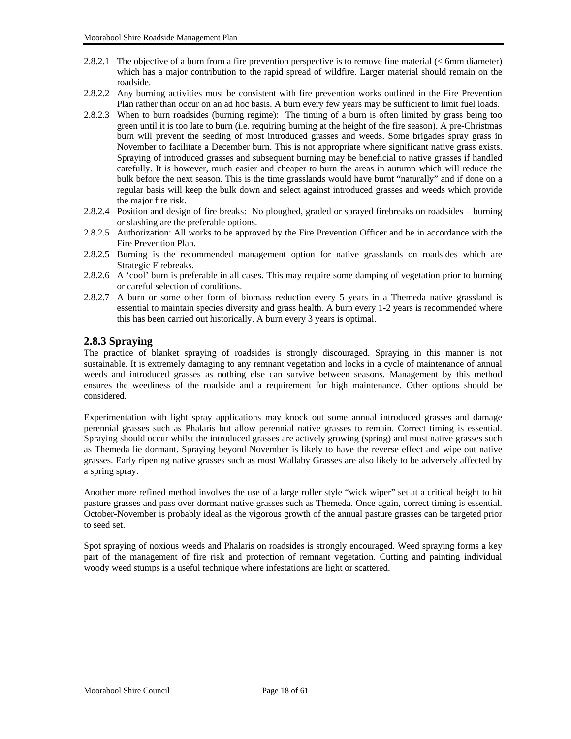2.8.2.1 The objective of a burn from a fire prevention perspective is to remove fine material (< 6mm diameter) which has a major contribution to the rapid spread of wildfire. Larger material should remain on the roadside.

2.8.2.2 Any burning activities must be consistent with fire prevention works outlined in the Fire Prevention Plan rather than occur on an ad hoc basis. A burn every few years may be sufficient to limit fuel loads.

2.8.2.3 When to burn roadsides (burning regime): The timing of a burn is often limited by grass being too green until it is too late to burn (i.e. requiring burning at the height of the fire season). A pre-Christmas burn will prevent the seeding of most introduced grasses and weeds. Some brigades spray grass in November to facilitate a December burn. This is not appropriate where significant native grass exists. Spraying of introduced grasses and subsequent burning may be beneficial to native grasses if handled carefully. It is however, much easier and cheaper to burn the areas in autumn which will reduce the bulk before the next season. This is the time grasslands would have burnt "naturally" and if done on a regular basis will keep the bulk down and select against introduced grasses and weeds which provide the major fire risk.

2.8.2.4 Position and design of fire breaks: No ploughed, graded or sprayed firebreaks on roadsides – burning or slashing are the preferable options.

2.8.2.5 Authorization: All works to be approved by the Fire Prevention Officer and be in accordance with the Fire Prevention Plan.

2.8.2.5 Burning is the recommended management option for native grasslands on roadsides which are Strategic Firebreaks.

2.8.2.6 A 'cool' burn is preferable in all cases. This may require some damping of vegetation prior to burning or careful selection of conditions.

2.8.2.7 A burn or some other form of biomass reduction every 5 years in a Themeda native grassland is essential to maintain species diversity and grass health. A burn every 1-2 years is recommended where this has been carried out historically. A burn every 3 years is optimal.

### 2.8.3 Spraying

The practice of blanket spraying of roadsides is strongly discouraged. Spraying in this manner is not sustainable. It is extremely damaging to any remnant vegetation and locks in a cycle of maintenance of annual weeds and introduced grasses as nothing else can survive between seasons. Management by this method ensures the weediness of the roadside and a requirement for high maintenance. Other options should be considered.

Experimentation with light spray applications may knock out some annual introduced grasses and damage perennial grasses such as Phalaris but allow perennial native grasses to remain. Correct timing is essential. Spraying should occur whilst the introduced grasses are actively growing (spring) and most native grasses such as Themeda lie dormant. Spraying beyond November is likely to have the reverse effect and wipe out native grasses. Early ripening native grasses such as most Wallaby Grasses are also likely to be adversely affected by a spring spray.

Another more refined method involves the use of a large roller style "wick wiper" set at a critical height to hit pasture grasses and pass over dormant native grasses such as Themeda. Once again, correct timing is essential. October-November is probably ideal as the vigorous growth of the annual pasture grasses can be targeted prior to seed set.

Spot spraying of noxious weeds and Phalaris on roadsides is strongly encouraged. Weed spraying forms a key part of the management of fire risk and protection of remnant vegetation. Cutting and painting individual woody weed stumps is a useful technique where infestations are light or scattered.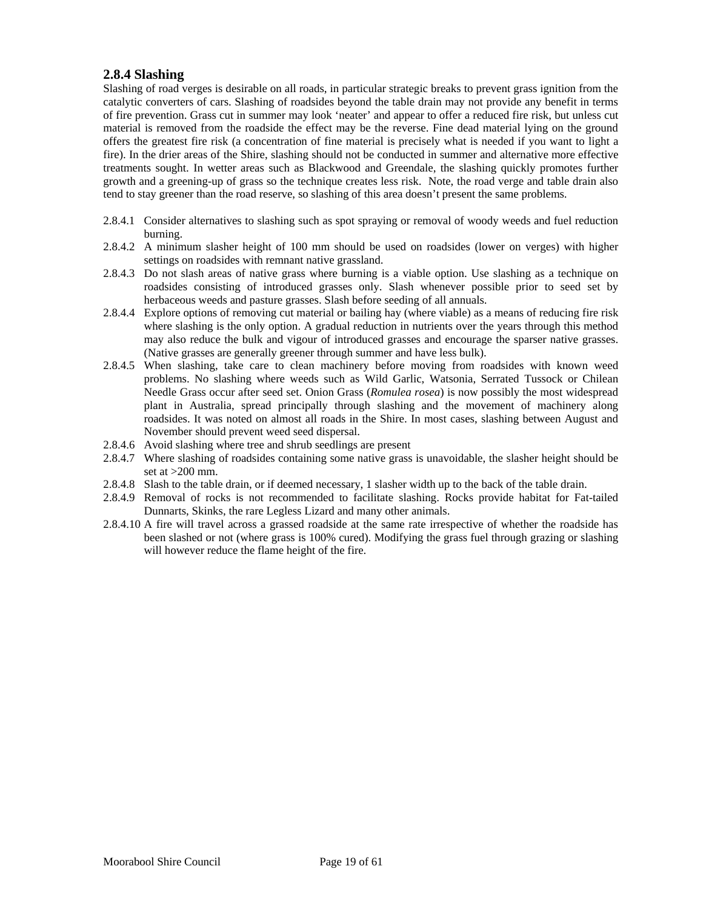### 2.8.4 Slashing

Slashing of road verges is desirable on all roads, in particular strategic breaks to prevent grass ignition from the catalytic converters of cars. Slashing of roadsides beyond the table drain may not provide any benefit in terms of fire prevention. Grass cut in summer may look 'neater' and appear to offer a reduced fire risk, but unless cut material is removed from the roadside the effect may be the reverse. Fine dead material lying on the ground offers the greatest fire risk (a concentration of fine material is precisely what is needed if you want to light a fire). In the drier areas of the Shire, slashing should not be conducted in summer and alternative more effective treatments sought. In wetter areas such as Blackwood and Greendale, the slashing quickly promotes further growth and a greening-up of grass so the technique creates less risk. Note, the road verge and table drain also tend to stay greener than the road reserve, so slashing of this area doesn't present the same problems.

2.8.4.1 Consider alternatives to slashing such as spot spraying or removal of woody weeds and fuel reduction burning.

2.8.4.2 A minimum slasher height of 100 mm should be used on roadsides (lower on verges) with higher settings on roadsides with remnant native grassland.

2.8.4.3 Do not slash areas of native grass where burning is a viable option. Use slashing as a technique on roadsides consisting of introduced grasses only. Slash whenever possible prior to seed set by herbaceous weeds and pasture grasses. Slash before seeding of all annuals.

2.8.4.4 Explore options of removing cut material or bailing hay (where viable) as a means of reducing fire risk where slashing is the only option. A gradual reduction in nutrients over the years through this method may also reduce the bulk and vigour of introduced grasses and encourage the sparser native grasses. (Native grasses are generally greener through summer and have less bulk).

2.8.4.5 When slashing, take care to clean machinery before moving from roadsides with known weed problems. No slashing where weeds such as Wild Garlic, Watsonia, Serrated Tussock or Chilean Needle Grass occur after seed set. Onion Grass (*Romulea rosea*) is now possibly the most widespread plant in Australia, spread principally through slashing and the movement of machinery along roadsides. It was noted on almost all roads in the Shire. In most cases, slashing between August and November should prevent weed seed dispersal.

2.8.4.6 Avoid slashing where tree and shrub seedlings are present

2.8.4.7 Where slashing of roadsides containing some native grass is unavoidable, the slasher height should be set at >200 mm.

2.8.4.8 Slash to the table drain, or if deemed necessary, 1 slasher width up to the back of the table drain.

2.8.4.9 Removal of rocks is not recommended to facilitate slashing. Rocks provide habitat for Fat-tailed Dunnarts, Skinks, the rare Legless Lizard and many other animals.

2.8.4.10 A fire will travel across a grassed roadside at the same rate irrespective of whether the roadside has been slashed or not (where grass is 100% cured). Modifying the grass fuel through grazing or slashing will however reduce the flame height of the fire.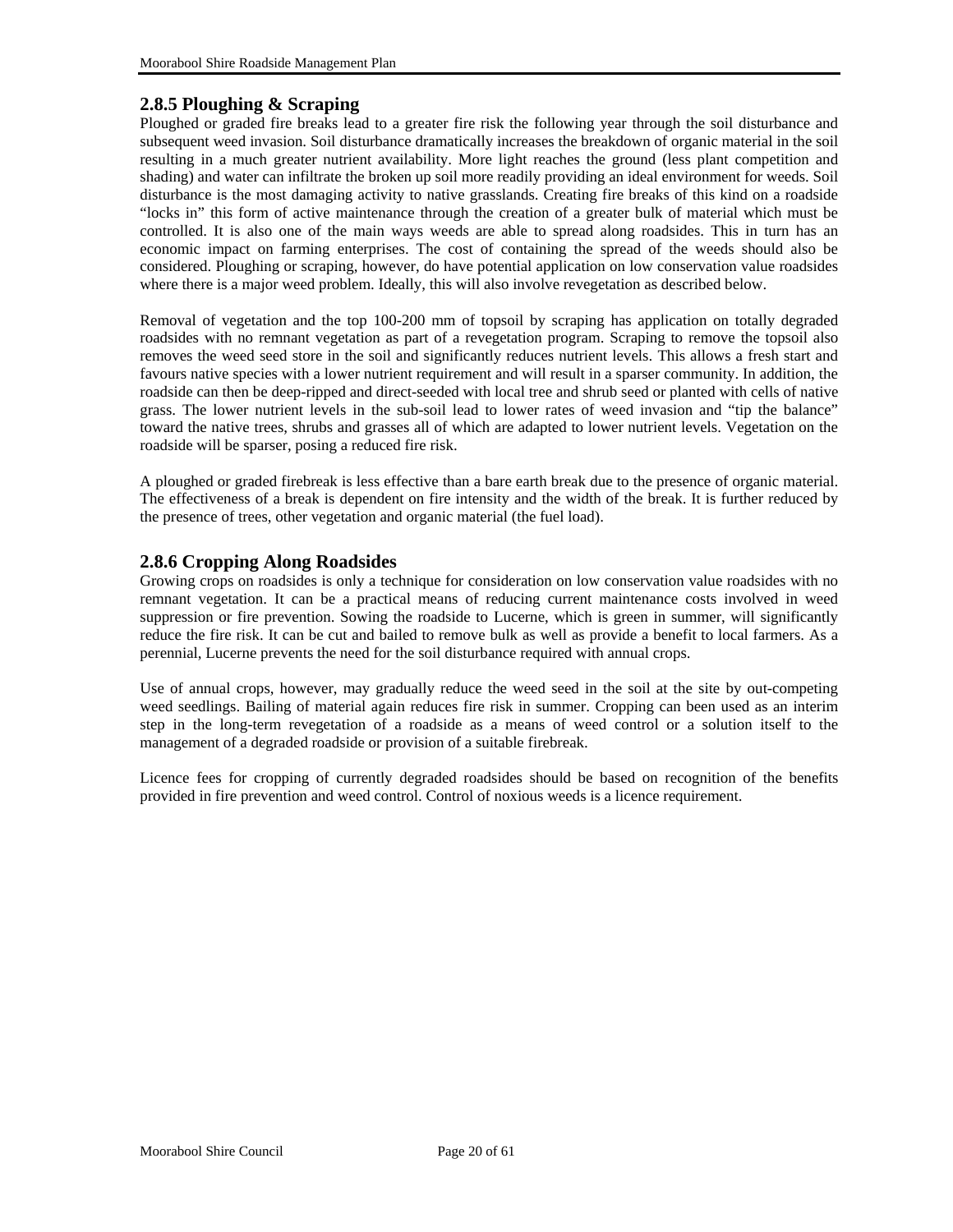### 2.8.5 Ploughing & Scraping

Ploughed or graded fire breaks lead to a greater fire risk the following year through the soil disturbance and subsequent weed invasion. Soil disturbance dramatically increases the breakdown of organic material in the soil resulting in a much greater nutrient availability. More light reaches the ground (less plant competition and shading) and water can infiltrate the broken up soil more readily providing an ideal environment for weeds. Soil disturbance is the most damaging activity to native grasslands. Creating fire breaks of this kind on a roadside "locks in" this form of active maintenance through the creation of a greater bulk of material which must be controlled. It is also one of the main ways weeds are able to spread along roadsides. This in turn has an economic impact on farming enterprises. The cost of containing the spread of the weeds should also be considered. Ploughing or scraping, however, do have potential application on low conservation value roadsides where there is a major weed problem. Ideally, this will also involve revegetation as described below.

Removal of vegetation and the top 100-200 mm of topsoil by scraping has application on totally degraded roadsides with no remnant vegetation as part of a revegetation program. Scraping to remove the topsoil also removes the weed seed store in the soil and significantly reduces nutrient levels. This allows a fresh start and favours native species with a lower nutrient requirement and will result in a sparser community. In addition, the roadside can then be deep-ripped and direct-seeded with local tree and shrub seed or planted with cells of native grass. The lower nutrient levels in the sub-soil lead to lower rates of weed invasion and "tip the balance" toward the native trees, shrubs and grasses all of which are adapted to lower nutrient levels. Vegetation on the roadside will be sparser, posing a reduced fire risk.

A ploughed or graded firebreak is less effective than a bare earth break due to the presence of organic material. The effectiveness of a break is dependent on fire intensity and the width of the break. It is further reduced by the presence of trees, other vegetation and organic material (the fuel load).

### 2.8.6 Cropping Along Roadsides

Growing crops on roadsides is only a technique for consideration on low conservation value roadsides with no remnant vegetation. It can be a practical means of reducing current maintenance costs involved in weed suppression or fire prevention. Sowing the roadside to Lucerne, which is green in summer, will significantly reduce the fire risk. It can be cut and bailed to remove bulk as well as provide a benefit to local farmers. As a perennial, Lucerne prevents the need for the soil disturbance required with annual crops.

Use of annual crops, however, may gradually reduce the weed seed in the soil at the site by out-competing weed seedlings. Bailing of material again reduces fire risk in summer. Cropping can been used as an interim step in the long-term revegetation of a roadside as a means of weed control or a solution itself to the management of a degraded roadside or provision of a suitable firebreak.

Licence fees for cropping of currently degraded roadsides should be based on recognition of the benefits provided in fire prevention and weed control. Control of noxious weeds is a licence requirement.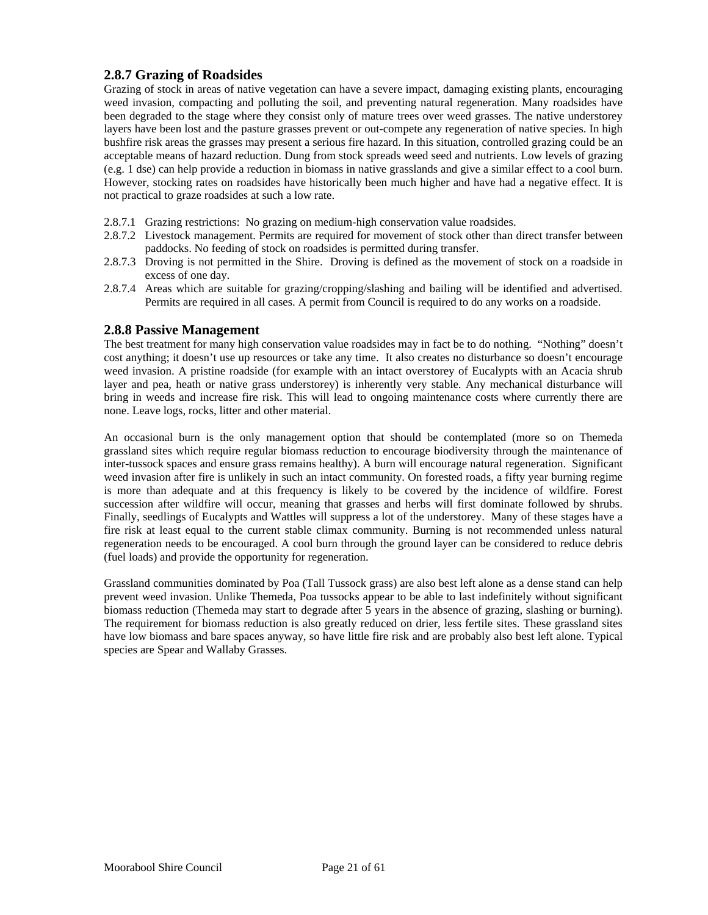### 2.8.7 Grazing of Roadsides

Grazing of stock in areas of native vegetation can have a severe impact, damaging existing plants, encouraging weed invasion, compacting and polluting the soil, and preventing natural regeneration. Many roadsides have been degraded to the stage where they consist only of mature trees over weed grasses. The native understorey layers have been lost and the pasture grasses prevent or out-compete any regeneration of native species. In high bushfire risk areas the grasses may present a serious fire hazard. In this situation, controlled grazing could be an acceptable means of hazard reduction. Dung from stock spreads weed seed and nutrients. Low levels of grazing (e.g. 1 dse) can help provide a reduction in biomass in native grasslands and give a similar effect to a cool burn. However, stocking rates on roadsides have historically been much higher and have had a negative effect. It is not practical to graze roadsides at such a low rate.

- 2.8.7.1 Grazing restrictions: No grazing on medium-high conservation value roadsides.
- 2.8.7.2 Livestock management. Permits are required for movement of stock other than direct transfer between paddocks. No feeding of stock on roadsides is permitted during transfer.
- 2.8.7.3 Droving is not permitted in the Shire. Droving is defined as the movement of stock on a roadside in excess of one day.
- 2.8.7.4 Areas which are suitable for grazing/cropping/slashing and bailing will be identified and advertised. Permits are required in all cases. A permit from Council is required to do any works on a roadside.

### 2.8.8 Passive Management

The best treatment for many high conservation value roadsides may in fact be to do nothing. "Nothing" doesn't cost anything; it doesn't use up resources or take any time. It also creates no disturbance so doesn't encourage weed invasion. A pristine roadside (for example with an intact overstorey of Eucalypts with an Acacia shrub layer and pea, heath or native grass understorey) is inherently very stable. Any mechanical disturbance will bring in weeds and increase fire risk. This will lead to ongoing maintenance costs where currently there are none. Leave logs, rocks, litter and other material.

An occasional burn is the only management option that should be contemplated (more so on Themeda grassland sites which require regular biomass reduction to encourage biodiversity through the maintenance of inter-tussock spaces and ensure grass remains healthy). A burn will encourage natural regeneration. Significant weed invasion after fire is unlikely in such an intact community. On forested roads, a fifty year burning regime is more than adequate and at this frequency is likely to be covered by the incidence of wildfire. Forest succession after wildfire will occur, meaning that grasses and herbs will first dominate followed by shrubs. Finally, seedlings of Eucalypts and Wattles will suppress a lot of the understorey. Many of these stages have a fire risk at least equal to the current stable climax community. Burning is not recommended unless natural regeneration needs to be encouraged. A cool burn through the ground layer can be considered to reduce debris (fuel loads) and provide the opportunity for regeneration.

Grassland communities dominated by Poa (Tall Tussock grass) are also best left alone as a dense stand can help prevent weed invasion. Unlike Themeda, Poa tussocks appear to be able to last indefinitely without significant biomass reduction (Themeda may start to degrade after 5 years in the absence of grazing, slashing or burning). The requirement for biomass reduction is also greatly reduced on drier, less fertile sites. These grassland sites have low biomass and bare spaces anyway, so have little fire risk and are probably also best left alone. Typical species are Spear and Wallaby Grasses.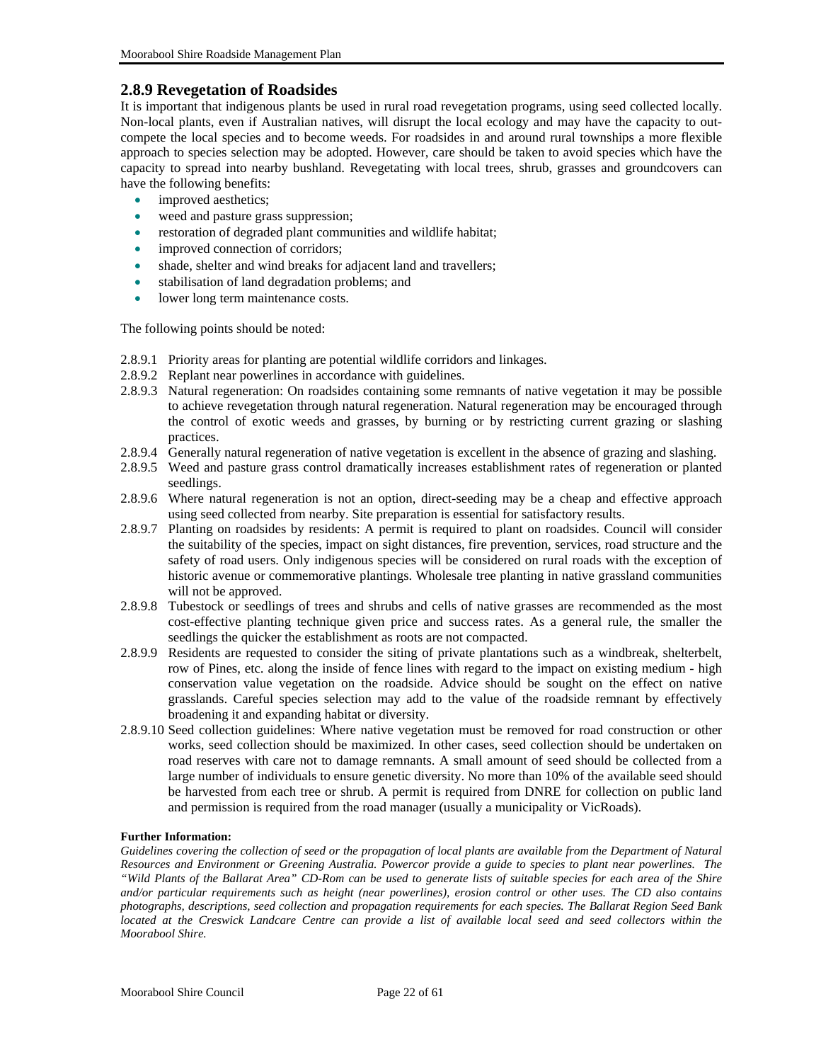## 2.8.9 Revegetation of Roadsides

It is important that indigenous plants be used in rural road revegetation programs, using seed collected locally. Non-local plants, even if Australian natives, will disrupt the local ecology and may have the capacity to out-compete the local species and to become weeds. For roadsides in and around rural townships a more flexible approach to species selection may be adopted. However, care should be taken to avoid species which have the capacity to spread into nearby bushland. Revegetating with local trees, shrub, grasses and groundcovers can have the following benefits:

- improved aesthetics;
- weed and pasture grass suppression;
- restoration of degraded plant communities and wildlife habitat;
- improved connection of corridors;
- shade, shelter and wind breaks for adjacent land and travellers;
- stabilisation of land degradation problems; and
- lower long term maintenance costs.

The following points should be noted:

2.8.9.1 Priority areas for planting are potential wildlife corridors and linkages.

2.8.9.2 Replant near powerlines in accordance with guidelines.

2.8.9.3 Natural regeneration: On roadsides containing some remnants of native vegetation it may be possible to achieve revegetation through natural regeneration. Natural regeneration may be encouraged through the control of exotic weeds and grasses, by burning or by restricting current grazing or slashing practices.

2.8.9.4 Generally natural regeneration of native vegetation is excellent in the absence of grazing and slashing.

2.8.9.5 Weed and pasture grass control dramatically increases establishment rates of regeneration or planted seedlings.

2.8.9.6 Where natural regeneration is not an option, direct-seeding may be a cheap and effective approach using seed collected from nearby. Site preparation is essential for satisfactory results.

2.8.9.7 Planting on roadsides by residents: A permit is required to plant on roadsides. Council will consider the suitability of the species, impact on sight distances, fire prevention, services, road structure and the safety of road users. Only indigenous species will be considered on rural roads with the exception of historic avenue or commemorative plantings. Wholesale tree planting in native grassland communities will not be approved.

2.8.9.8 Tubestock or seedlings of trees and shrubs and cells of native grasses are recommended as the most cost-effective planting technique given price and success rates. As a general rule, the smaller the seedlings the quicker the establishment as roots are not compacted.

2.8.9.9 Residents are requested to consider the siting of private plantations such as a windbreak, shelterbelt, row of Pines, etc. along the inside of fence lines with regard to the impact on existing medium - high conservation value vegetation on the roadside. Advice should be sought on the effect on native grasslands. Careful species selection may add to the value of the roadside remnant by effectively broadening it and expanding habitat or diversity.

2.8.9.10 Seed collection guidelines: Where native vegetation must be removed for road construction or other works, seed collection should be maximized. In other cases, seed collection should be undertaken on road reserves with care not to damage remnants. A small amount of seed should be collected from a large number of individuals to ensure genetic diversity. No more than 10% of the available seed should be harvested from each tree or shrub. A permit is required from DNRE for collection on public land and permission is required from the road manager (usually a municipality or VicRoads).

**Further Information:**

*Guidelines covering the collection of seed or the propagation of local plants are available from the Department of Natural Resources and Environment or Greening Australia. Powercor provide a guide to species to plant near powerlines. The "Wild Plants of the Ballarat Area" CD-Rom can be used to generate lists of suitable species for each area of the Shire and/or particular requirements such as height (near powerlines), erosion control or other uses. The CD also contains photographs, descriptions, seed collection and propagation requirements for each species. The Ballarat Region Seed Bank located at the Creswick Landcare Centre can provide a list of available local seed and seed collectors within the Moorabool Shire.*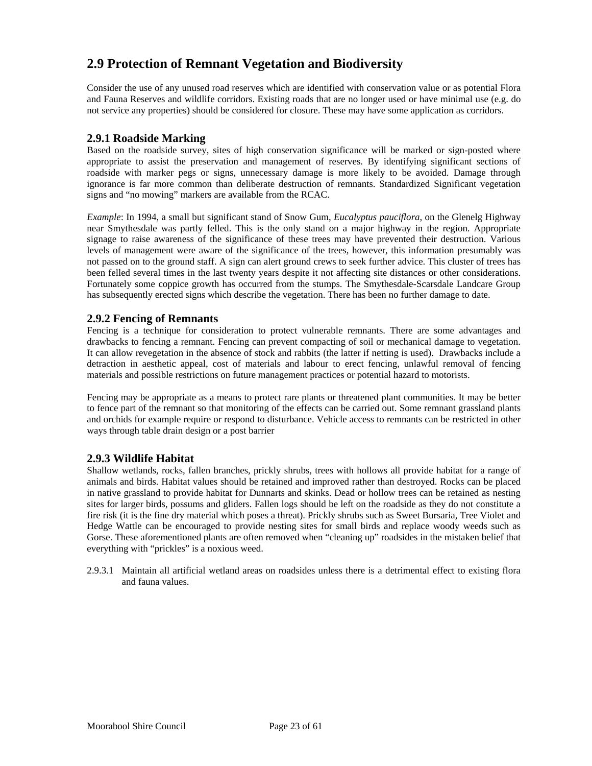## 2.9 Protection of Remnant Vegetation and Biodiversity

Consider the use of any unused road reserves which are identified with conservation value or as potential Flora and Fauna Reserves and wildlife corridors. Existing roads that are no longer used or have minimal use (e.g. do not service any properties) should be considered for closure. These may have some application as corridors.

### 2.9.1 Roadside Marking

Based on the roadside survey, sites of high conservation significance will be marked or sign-posted where appropriate to assist the preservation and management of reserves. By identifying significant sections of roadside with marker pegs or signs, unnecessary damage is more likely to be avoided. Damage through ignorance is far more common than deliberate destruction of remnants. Standardized Significant vegetation signs and "no mowing" markers are available from the RCAC.

*Example*: In 1994, a small but significant stand of Snow Gum, *Eucalyptus pauciflora*, on the Glenelg Highway near Smythesdale was partly felled. This is the only stand on a major highway in the region. Appropriate signage to raise awareness of the significance of these trees may have prevented their destruction. Various levels of management were aware of the significance of the trees, however, this information presumably was not passed on to the ground staff. A sign can alert ground crews to seek further advice. This cluster of trees has been felled several times in the last twenty years despite it not affecting site distances or other considerations. Fortunately some coppice growth has occurred from the stumps. The Smythesdale-Scarsdale Landcare Group has subsequently erected signs which describe the vegetation. There has been no further damage to date.

### 2.9.2 Fencing of Remnants

Fencing is a technique for consideration to protect vulnerable remnants. There are some advantages and drawbacks to fencing a remnant. Fencing can prevent compacting of soil or mechanical damage to vegetation. It can allow revegetation in the absence of stock and rabbits (the latter if netting is used). Drawbacks include a detraction in aesthetic appeal, cost of materials and labour to erect fencing, unlawful removal of fencing materials and possible restrictions on future management practices or potential hazard to motorists.

Fencing may be appropriate as a means to protect rare plants or threatened plant communities. It may be better to fence part of the remnant so that monitoring of the effects can be carried out. Some remnant grassland plants and orchids for example require or respond to disturbance. Vehicle access to remnants can be restricted in other ways through table drain design or a post barrier

### 2.9.3 Wildlife Habitat

Shallow wetlands, rocks, fallen branches, prickly shrubs, trees with hollows all provide habitat for a range of animals and birds. Habitat values should be retained and improved rather than destroyed. Rocks can be placed in native grassland to provide habitat for Dunnarts and skinks. Dead or hollow trees can be retained as nesting sites for larger birds, possums and gliders. Fallen logs should be left on the roadside as they do not constitute a fire risk (it is the fine dry material which poses a threat). Prickly shrubs such as Sweet Bursaria, Tree Violet and Hedge Wattle can be encouraged to provide nesting sites for small birds and replace woody weeds such as Gorse. These aforementioned plants are often removed when "cleaning up" roadsides in the mistaken belief that everything with "prickles" is a noxious weed.

2.9.3.1 Maintain all artificial wetland areas on roadsides unless there is a detrimental effect to existing flora and fauna values.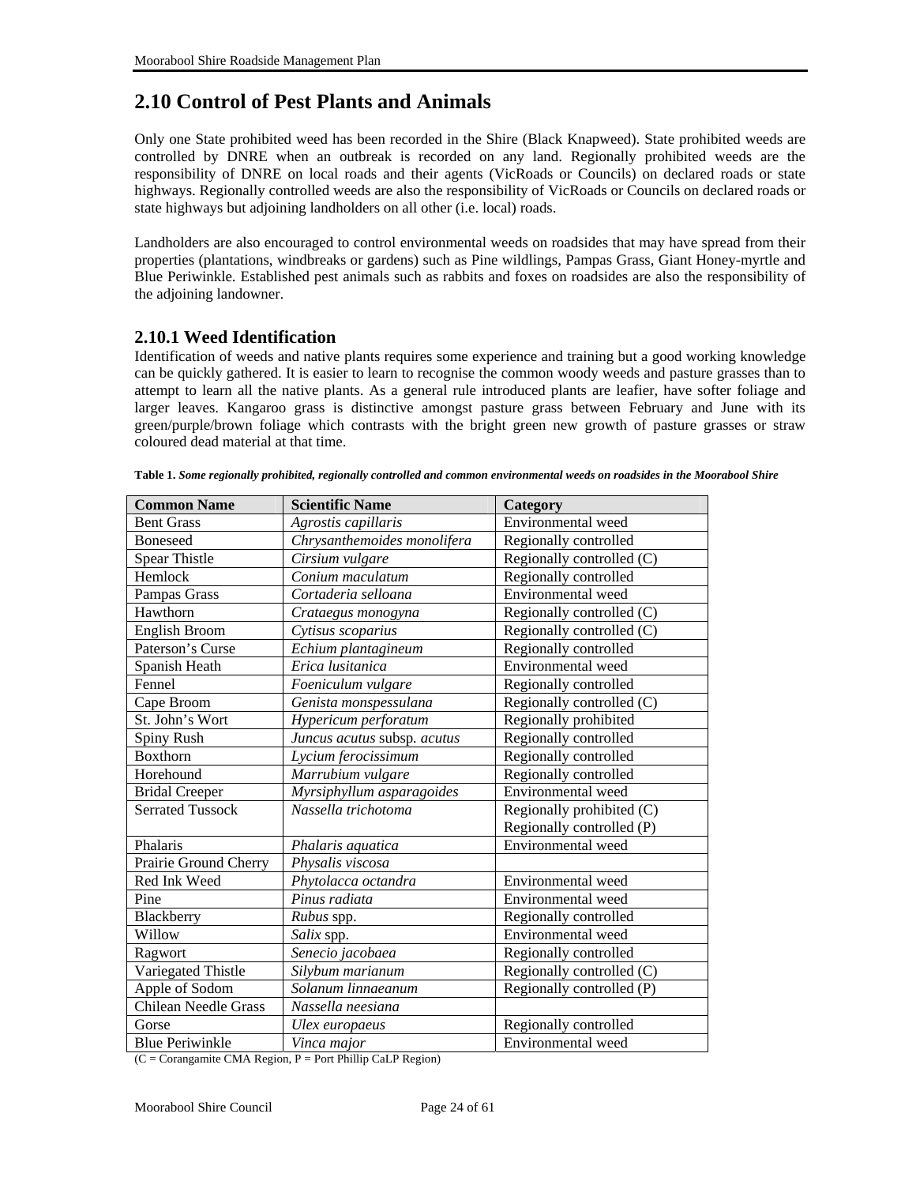## 2.10 Control of Pest Plants and Animals

Only one State prohibited weed has been recorded in the Shire (Black Knapweed). State prohibited weeds are controlled by DNRE when an outbreak is recorded on any land. Regionally prohibited weeds are the responsibility of DNRE on local roads and their agents (VicRoads or Councils) on declared roads or state highways. Regionally controlled weeds are also the responsibility of VicRoads or Councils on declared roads or state highways but adjoining landholders on all other (i.e. local) roads.

Landholders are also encouraged to control environmental weeds on roadsides that may have spread from their properties (plantations, windbreaks or gardens) such as Pine wildlings, Pampas Grass, Giant Honey-myrtle and Blue Periwinkle. Established pest animals such as rabbits and foxes on roadsides are also the responsibility of the adjoining landowner.

### 2.10.1 Weed Identification

Identification of weeds and native plants requires some experience and training but a good working knowledge can be quickly gathered. It is easier to learn to recognise the common woody weeds and pasture grasses than to attempt to learn all the native plants. As a general rule introduced plants are leafier, have softer foliage and larger leaves. Kangaroo grass is distinctive amongst pasture grass between February and June with its green/purple/brown foliage which contrasts with the bright green new growth of pasture grasses or straw coloured dead material at that time.

**Table 1.** ***Some regionally prohibited, regionally controlled and common environmental weeds on roadsides in the Moorabool Shire***

| Common Name | Scientific Name | Category |
|---|---|---|
| Bent Grass | *Agrostis capillaris* | Environmental weed |
| Boneseed | *Chrysanthemoides monolifera* | Regionally controlled |
| Spear Thistle | *Cirsium vulgare* | Regionally controlled (C) |
| Hemlock | *Conium maculatum* | Regionally controlled |
| Pampas Grass | *Cortaderia selloana* | Environmental weed |
| Hawthorn | *Crataegus monogyna* | Regionally controlled (C) |
| English Broom | *Cytisus scoparius* | Regionally controlled (C) |
| Paterson's Curse | *Echium plantagineum* | Regionally controlled |
| Spanish Heath | *Erica lusitanica* | Environmental weed |
| Fennel | *Foeniculum vulgare* | Regionally controlled |
| Cape Broom | *Genista monspessulana* | Regionally controlled (C) |
| St. John's Wort | *Hypericum perforatum* | Regionally prohibited |
| Spiny Rush | *Juncus acutus* subsp. *acutus* | Regionally controlled |
| Boxthorn | *Lycium ferocissimum* | Regionally controlled |
| Horehound | *Marrubium vulgare* | Regionally controlled |
| Bridal Creeper | *Myrsiphyllum asparagoides* | Environmental weed |
| Serrated Tussock | *Nassella trichotoma* | Regionally prohibited (C)<br>Regionally controlled (P) |
| Phalaris | *Phalaris aquatica* | Environmental weed |
| Prairie Ground Cherry | *Physalis viscosa* | |
| Red Ink Weed | *Phytolacca octandra* | Environmental weed |
| Pine | *Pinus radiata* | Environmental weed |
| Blackberry | *Rubus* spp. | Regionally controlled |
| Willow | *Salix* spp. | Environmental weed |
| Ragwort | *Senecio jacobaea* | Regionally controlled |
| Variegated Thistle | *Silybum marianum* | Regionally controlled (C) |
| Apple of Sodom | *Solanum linnaeanum* | Regionally controlled (P) |
| Chilean Needle Grass | *Nassella neesiana* | |
| Gorse | *Ulex europaeus* | Regionally controlled |
| Blue Periwinkle | *Vinca major* | Environmental weed |

(C = Corangamite CMA Region, P = Port Phillip CaLP Region)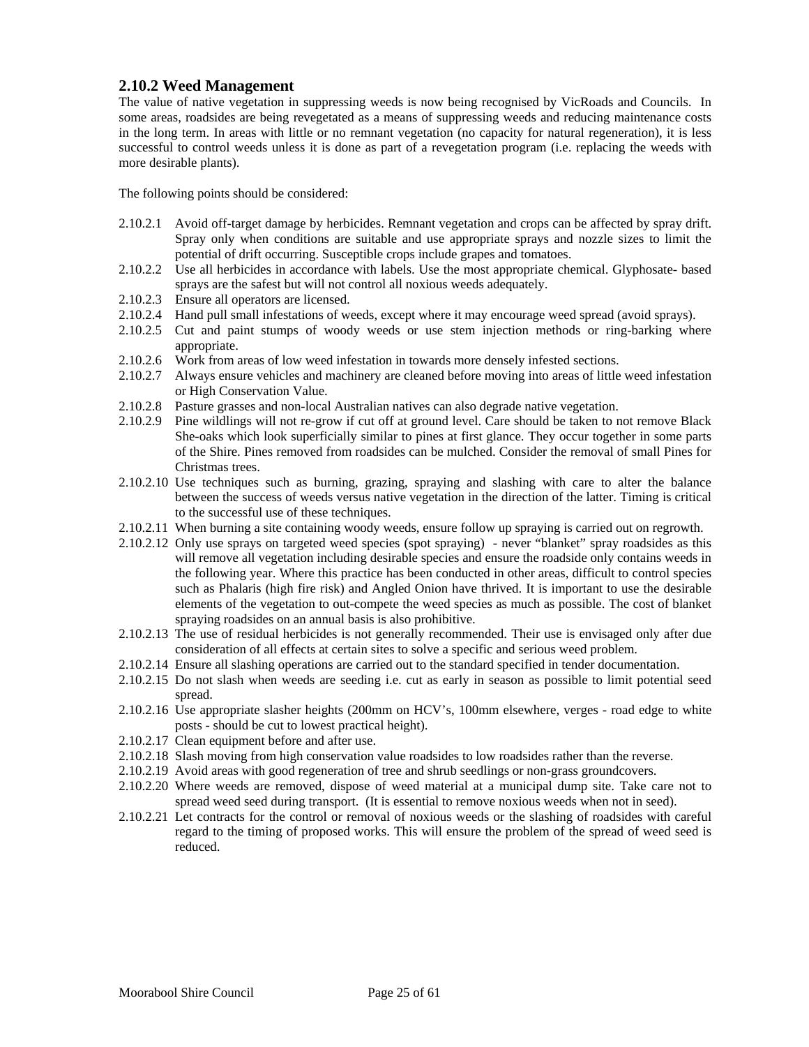### 2.10.2 Weed Management

The value of native vegetation in suppressing weeds is now being recognised by VicRoads and Councils. In some areas, roadsides are being revegetated as a means of suppressing weeds and reducing maintenance costs in the long term. In areas with little or no remnant vegetation (no capacity for natural regeneration), it is less successful to control weeds unless it is done as part of a revegetation program (i.e. replacing the weeds with more desirable plants).

The following points should be considered:

- 2.10.2.1 Avoid off-target damage by herbicides. Remnant vegetation and crops can be affected by spray drift. Spray only when conditions are suitable and use appropriate sprays and nozzle sizes to limit the potential of drift occurring. Susceptible crops include grapes and tomatoes.
- 2.10.2.2 Use all herbicides in accordance with labels. Use the most appropriate chemical. Glyphosate- based sprays are the safest but will not control all noxious weeds adequately.
- 2.10.2.3 Ensure all operators are licensed.
- 2.10.2.4 Hand pull small infestations of weeds, except where it may encourage weed spread (avoid sprays).
- 2.10.2.5 Cut and paint stumps of woody weeds or use stem injection methods or ring-barking where appropriate.
- 2.10.2.6 Work from areas of low weed infestation in towards more densely infested sections.
- 2.10.2.7 Always ensure vehicles and machinery are cleaned before moving into areas of little weed infestation or High Conservation Value.
- 2.10.2.8 Pasture grasses and non-local Australian natives can also degrade native vegetation.
- 2.10.2.9 Pine wildlings will not re-grow if cut off at ground level. Care should be taken to not remove Black She-oaks which look superficially similar to pines at first glance. They occur together in some parts of the Shire. Pines removed from roadsides can be mulched. Consider the removal of small Pines for Christmas trees.
- 2.10.2.10 Use techniques such as burning, grazing, spraying and slashing with care to alter the balance between the success of weeds versus native vegetation in the direction of the latter. Timing is critical to the successful use of these techniques.
- 2.10.2.11 When burning a site containing woody weeds, ensure follow up spraying is carried out on regrowth.
- 2.10.2.12 Only use sprays on targeted weed species (spot spraying) - never "blanket" spray roadsides as this will remove all vegetation including desirable species and ensure the roadside only contains weeds in the following year. Where this practice has been conducted in other areas, difficult to control species such as Phalaris (high fire risk) and Angled Onion have thrived. It is important to use the desirable elements of the vegetation to out-compete the weed species as much as possible. The cost of blanket spraying roadsides on an annual basis is also prohibitive.
- 2.10.2.13 The use of residual herbicides is not generally recommended. Their use is envisaged only after due consideration of all effects at certain sites to solve a specific and serious weed problem.
- 2.10.2.14 Ensure all slashing operations are carried out to the standard specified in tender documentation.
- 2.10.2.15 Do not slash when weeds are seeding i.e. cut as early in season as possible to limit potential seed spread.
- 2.10.2.16 Use appropriate slasher heights (200mm on HCV's, 100mm elsewhere, verges - road edge to white posts - should be cut to lowest practical height).
- 2.10.2.17 Clean equipment before and after use.
- 2.10.2.18 Slash moving from high conservation value roadsides to low roadsides rather than the reverse.
- 2.10.2.19 Avoid areas with good regeneration of tree and shrub seedlings or non-grass groundcovers.
- 2.10.2.20 Where weeds are removed, dispose of weed material at a municipal dump site. Take care not to spread weed seed during transport. (It is essential to remove noxious weeds when not in seed).
- 2.10.2.21 Let contracts for the control or removal of noxious weeds or the slashing of roadsides with careful regard to the timing of proposed works. This will ensure the problem of the spread of weed seed is reduced.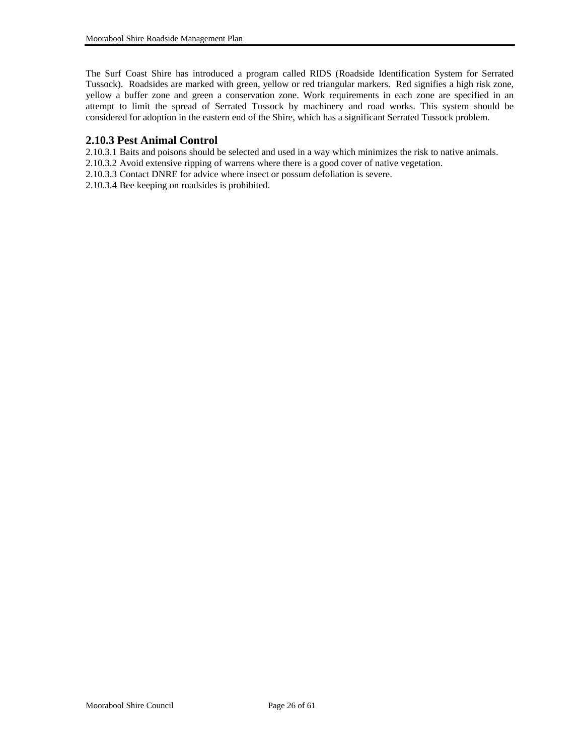The Surf Coast Shire has introduced a program called RIDS (Roadside Identification System for Serrated Tussock). Roadsides are marked with green, yellow or red triangular markers. Red signifies a high risk zone, yellow a buffer zone and green a conservation zone. Work requirements in each zone are specified in an attempt to limit the spread of Serrated Tussock by machinery and road works. This system should be considered for adoption in the eastern end of the Shire, which has a significant Serrated Tussock problem.

### 2.10.3 Pest Animal Control

2.10.3.1 Baits and poisons should be selected and used in a way which minimizes the risk to native animals.
2.10.3.2 Avoid extensive ripping of warrens where there is a good cover of native vegetation.
2.10.3.3 Contact DNRE for advice where insect or possum defoliation is severe.
2.10.3.4 Bee keeping on roadsides is prohibited.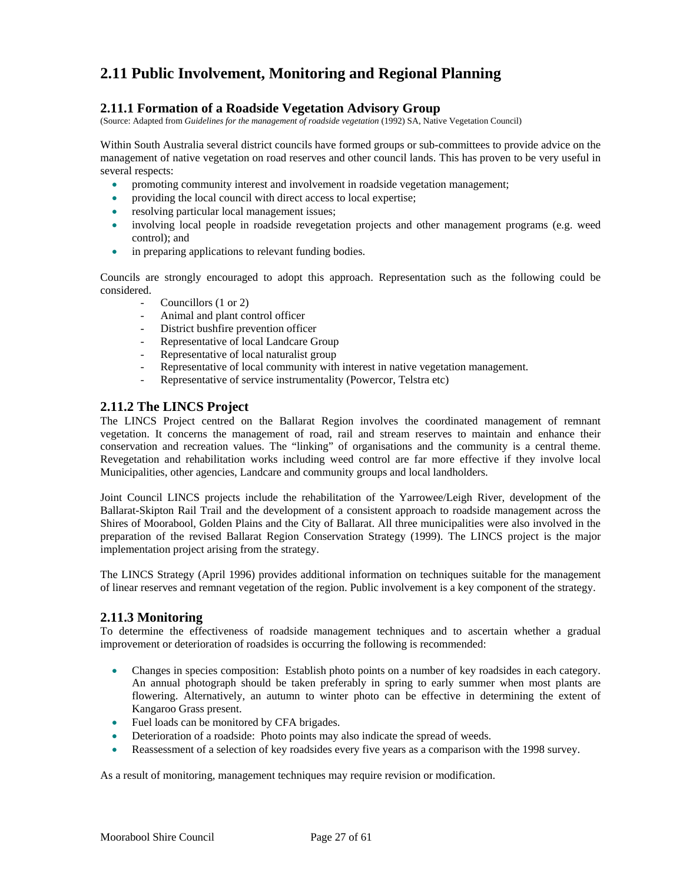# 2.11 Public Involvement, Monitoring and Regional Planning

## 2.11.1 Formation of a Roadside Vegetation Advisory Group

(Source: Adapted from *Guidelines for the management of roadside vegetation* (1992) SA, Native Vegetation Council)

Within South Australia several district councils have formed groups or sub-committees to provide advice on the management of native vegetation on road reserves and other council lands. This has proven to be very useful in several respects:

- promoting community interest and involvement in roadside vegetation management;
- providing the local council with direct access to local expertise;
- resolving particular local management issues;
- involving local people in roadside revegetation projects and other management programs (e.g. weed control); and
- in preparing applications to relevant funding bodies.

Councils are strongly encouraged to adopt this approach. Representation such as the following could be considered.

- Councillors (1 or 2)
- Animal and plant control officer
- District bushfire prevention officer
- Representative of local Landcare Group
- Representative of local naturalist group
- Representative of local community with interest in native vegetation management.
- Representative of service instrumentality (Powercor, Telstra etc)

## 2.11.2 The LINCS Project

The LINCS Project centred on the Ballarat Region involves the coordinated management of remnant vegetation. It concerns the management of road, rail and stream reserves to maintain and enhance their conservation and recreation values. The "linking" of organisations and the community is a central theme. Revegetation and rehabilitation works including weed control are far more effective if they involve local Municipalities, other agencies, Landcare and community groups and local landholders.

Joint Council LINCS projects include the rehabilitation of the Yarrowee/Leigh River, development of the Ballarat-Skipton Rail Trail and the development of a consistent approach to roadside management across the Shires of Moorabool, Golden Plains and the City of Ballarat. All three municipalities were also involved in the preparation of the revised Ballarat Region Conservation Strategy (1999). The LINCS project is the major implementation project arising from the strategy.

The LINCS Strategy (April 1996) provides additional information on techniques suitable for the management of linear reserves and remnant vegetation of the region. Public involvement is a key component of the strategy.

## 2.11.3 Monitoring

To determine the effectiveness of roadside management techniques and to ascertain whether a gradual improvement or deterioration of roadsides is occurring the following is recommended:

- Changes in species composition: Establish photo points on a number of key roadsides in each category. An annual photograph should be taken preferably in spring to early summer when most plants are flowering. Alternatively, an autumn to winter photo can be effective in determining the extent of Kangaroo Grass present.
- Fuel loads can be monitored by CFA brigades.
- Deterioration of a roadside: Photo points may also indicate the spread of weeds.
- Reassessment of a selection of key roadsides every five years as a comparison with the 1998 survey.

As a result of monitoring, management techniques may require revision or modification.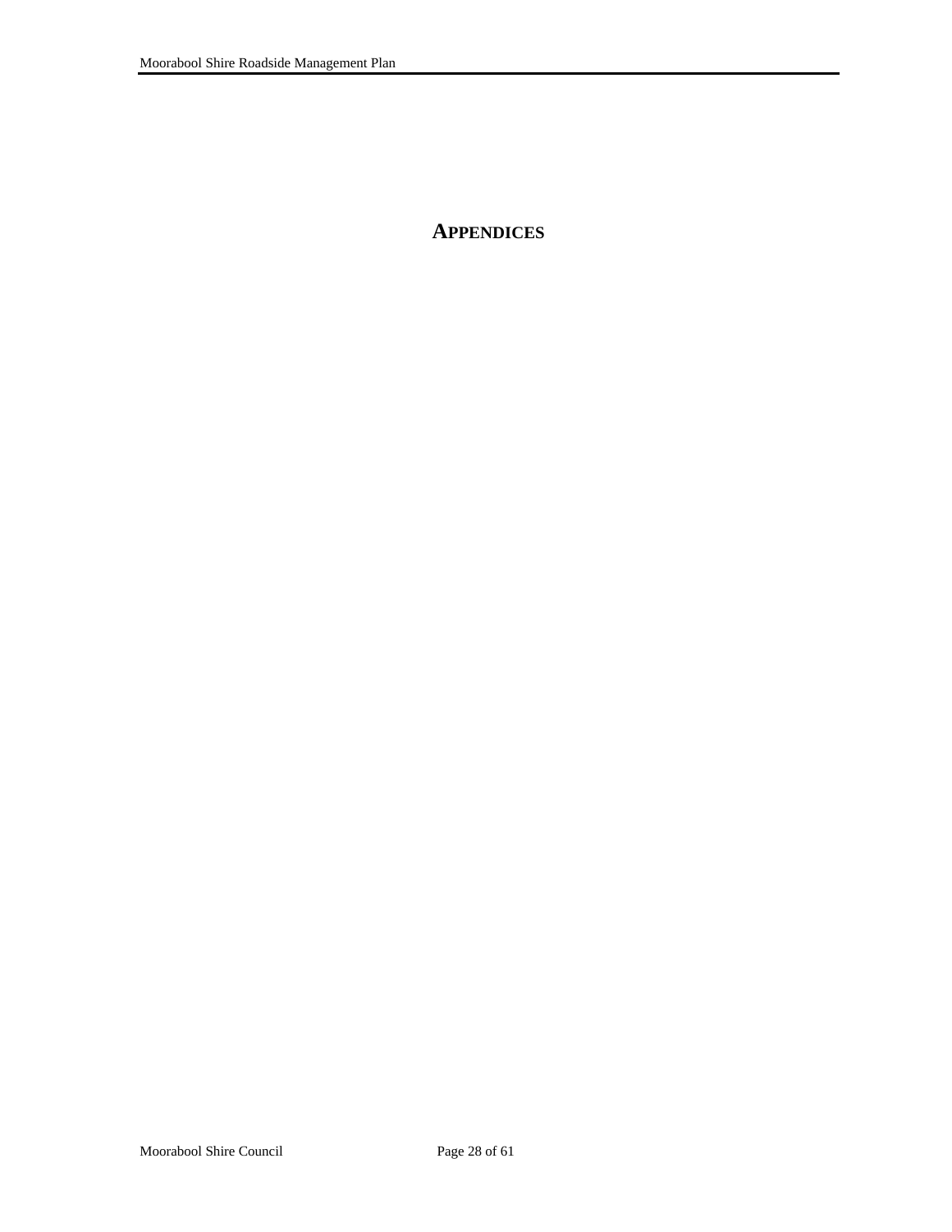# APPENDICES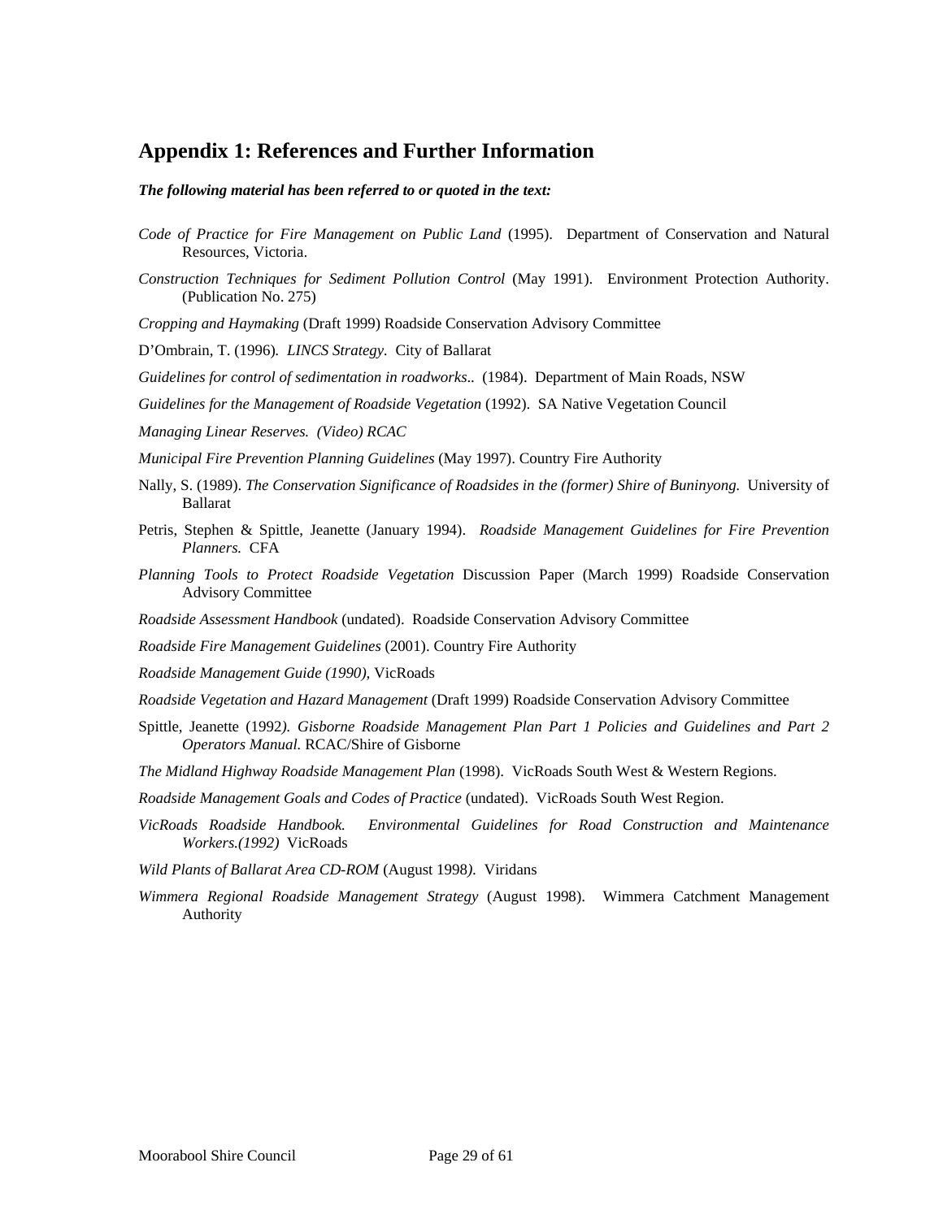## Appendix 1: References and Further Information

***The following material has been referred to or quoted in the text:***

*Code of Practice for Fire Management on Public Land* (1995). Department of Conservation and Natural Resources, Victoria.

*Construction Techniques for Sediment Pollution Control* (May 1991). Environment Protection Authority. (Publication No. 275)

*Cropping and Haymaking* (Draft 1999) Roadside Conservation Advisory Committee

D'Ombrain, T. (1996). *LINCS Strategy.* City of Ballarat

*Guidelines for control of sedimentation in roadworks..* (1984). Department of Main Roads, NSW

*Guidelines for the Management of Roadside Vegetation* (1992). SA Native Vegetation Council

*Managing Linear Reserves. (Video) RCAC*

*Municipal Fire Prevention Planning Guidelines* (May 1997). Country Fire Authority

Nally, S. (1989). *The Conservation Significance of Roadsides in the (former) Shire of Buninyong.* University of Ballarat

Petris, Stephen & Spittle, Jeanette (January 1994). *Roadside Management Guidelines for Fire Prevention Planners.* CFA

*Planning Tools to Protect Roadside Vegetation* Discussion Paper (March 1999) Roadside Conservation Advisory Committee

*Roadside Assessment Handbook* (undated). Roadside Conservation Advisory Committee

*Roadside Fire Management Guidelines* (2001). Country Fire Authority

*Roadside Management Guide (1990),* VicRoads

*Roadside Vegetation and Hazard Management* (Draft 1999) Roadside Conservation Advisory Committee

Spittle, Jeanette (1992*). Gisborne Roadside Management Plan Part 1 Policies and Guidelines and Part 2 Operators Manual.* RCAC/Shire of Gisborne

*The Midland Highway Roadside Management Plan* (1998). VicRoads South West & Western Regions.

*Roadside Management Goals and Codes of Practice* (undated). VicRoads South West Region.

*VicRoads Roadside Handbook. Environmental Guidelines for Road Construction and Maintenance Workers.(1992)* VicRoads

*Wild Plants of Ballarat Area CD-ROM* (August 1998*).* Viridans

*Wimmera Regional Roadside Management Strategy* (August 1998). Wimmera Catchment Management Authority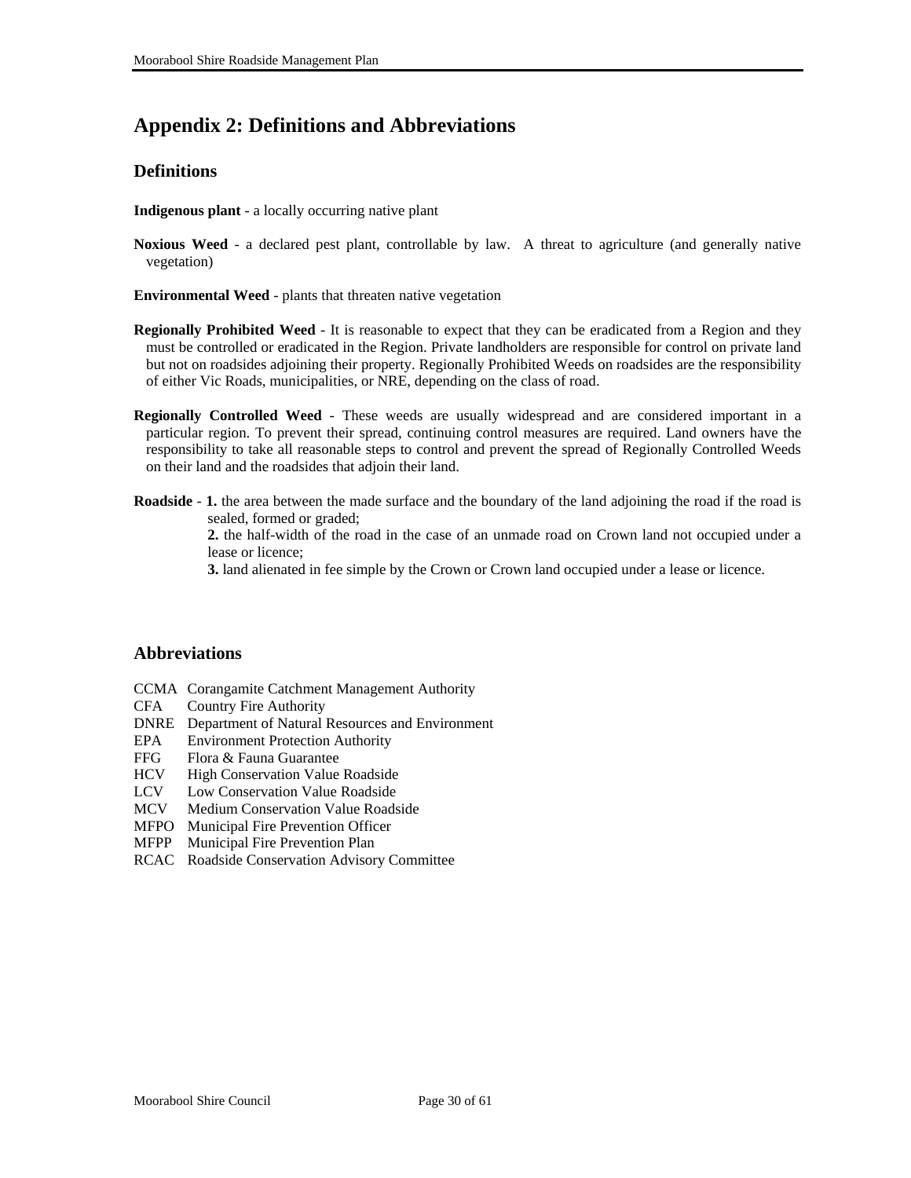# Appendix 2: Definitions and Abbreviations

## Definitions

**Indigenous plant** - a locally occurring native plant

**Noxious Weed** - a declared pest plant, controllable by law. A threat to agriculture (and generally native vegetation)

**Environmental Weed** - plants that threaten native vegetation

**Regionally Prohibited Weed** - It is reasonable to expect that they can be eradicated from a Region and they must be controlled or eradicated in the Region. Private landholders are responsible for control on private land but not on roadsides adjoining their property. Regionally Prohibited Weeds on roadsides are the responsibility of either Vic Roads, municipalities, or NRE, depending on the class of road.

**Regionally Controlled Weed** - These weeds are usually widespread and are considered important in a particular region. To prevent their spread, continuing control measures are required. Land owners have the responsibility to take all reasonable steps to control and prevent the spread of Regionally Controlled Weeds on their land and the roadsides that adjoin their land.

**Roadside** - **1.** the area between the made surface and the boundary of the land adjoining the road if the road is sealed, formed or graded;

**2.** the half-width of the road in the case of an unmade road on Crown land not occupied under a lease or licence;

**3.** land alienated in fee simple by the Crown or Crown land occupied under a lease or licence.

## Abbreviations

CCMA Corangamite Catchment Management Authority
CFA Country Fire Authority
DNRE Department of Natural Resources and Environment
EPA Environment Protection Authority
FFG Flora & Fauna Guarantee
HCV High Conservation Value Roadside
LCV Low Conservation Value Roadside
MCV Medium Conservation Value Roadside
MFPO Municipal Fire Prevention Officer
MFPP Municipal Fire Prevention Plan
RCAC Roadside Conservation Advisory Committee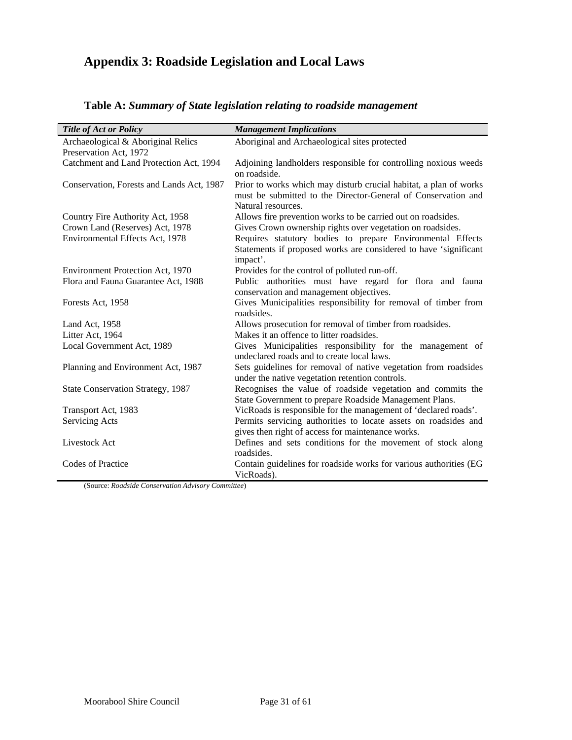# Appendix 3: Roadside Legislation and Local Laws

## Table A: *Summary of State legislation relating to roadside management*

| *Title of Act or Policy* | *Management Implications* |
|---|---|
| Archaeological & Aboriginal Relics Preservation Act, 1972 | Aboriginal and Archaeological sites protected |
| Catchment and Land Protection Act, 1994 | Adjoining landholders responsible for controlling noxious weeds on roadside. |
| Conservation, Forests and Lands Act, 1987 | Prior to works which may disturb crucial habitat, a plan of works must be submitted to the Director-General of Conservation and Natural resources. |
| Country Fire Authority Act, 1958 | Allows fire prevention works to be carried out on roadsides. |
| Crown Land (Reserves) Act, 1978 | Gives Crown ownership rights over vegetation on roadsides. |
| Environmental Effects Act, 1978 | Requires statutory bodies to prepare Environmental Effects Statements if proposed works are considered to have 'significant impact'. |
| Environment Protection Act, 1970 | Provides for the control of polluted run-off. |
| Flora and Fauna Guarantee Act, 1988 | Public authorities must have regard for flora and fauna conservation and management objectives. |
| Forests Act, 1958 | Gives Municipalities responsibility for removal of timber from roadsides. |
| Land Act, 1958 | Allows prosecution for removal of timber from roadsides. |
| Litter Act, 1964 | Makes it an offence to litter roadsides. |
| Local Government Act, 1989 | Gives Municipalities responsibility for the management of undeclared roads and to create local laws. |
| Planning and Environment Act, 1987 | Sets guidelines for removal of native vegetation from roadsides under the native vegetation retention controls. |
| State Conservation Strategy, 1987 | Recognises the value of roadside vegetation and commits the State Government to prepare Roadside Management Plans. |
| Transport Act, 1983 | VicRoads is responsible for the management of 'declared roads'. |
| Servicing Acts | Permits servicing authorities to locate assets on roadsides and gives then right of access for maintenance works. |
| Livestock Act | Defines and sets conditions for the movement of stock along roadsides. |
| Codes of Practice | Contain guidelines for roadside works for various authorities (EG VicRoads). |

(Source: *Roadside Conservation Advisory Committee*)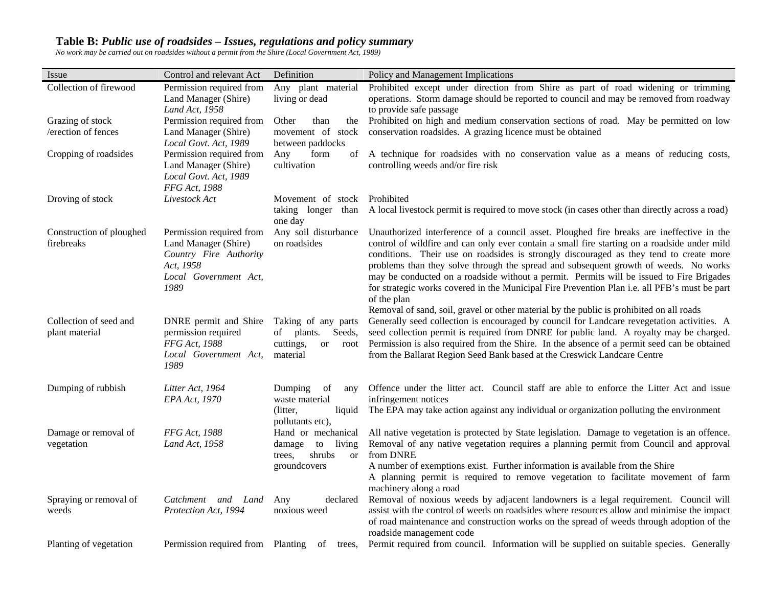### Table B: *Public use of roadsides – Issues, regulations and policy summary*

*No work may be carried out on roadsides without a permit from the Shire (Local Government Act, 1989)*

| Issue | Control and relevant Act | Definition | Policy and Management Implications |
|---|---|---|---|
| Collection of firewood | Permission required from Land Manager (Shire) *Land Act, 1958* | Any plant material living or dead | Prohibited except under direction from Shire as part of road widening or trimming operations. Storm damage should be reported to council and may be removed from roadway to provide safe passage |
| Grazing of stock /erection of fences | Permission required from Land Manager (Shire) *Local Govt. Act, 1989* | Other than the movement of stock between paddocks | Prohibited on high and medium conservation sections of road. May be permitted on low conservation roadsides. A grazing licence must be obtained |
| Cropping of roadsides | Permission required from Land Manager (Shire) *Local Govt. Act, 1989* *FFG Act, 1988* | Any form of cultivation | A technique for roadsides with no conservation value as a means of reducing costs, controlling weeds and/or fire risk |
| Droving of stock | *Livestock Act* | Movement of stock taking longer than one day | Prohibited<br>A local livestock permit is required to move stock (in cases other than directly across a road) |
| Construction of ploughed firebreaks | Permission required from Land Manager (Shire) *Country Fire Authority Act, 1958* *Local Government Act, 1989* | Any soil disturbance on roadsides | Unauthorized interference of a council asset. Ploughed fire breaks are ineffective in the control of wildfire and can only ever contain a small fire starting on a roadside under mild conditions. Their use on roadsides is strongly discouraged as they tend to create more problems than they solve through the spread and subsequent growth of weeds. No works may be conducted on a roadside without a permit. Permits will be issued to Fire Brigades for strategic works covered in the Municipal Fire Prevention Plan i.e. all PFB's must be part of the plan<br>Removal of sand, soil, gravel or other material by the public is prohibited on all roads |
| Collection of seed and plant material | DNRE permit and Shire permission required *FFG Act, 1988* *Local Government Act, 1989* | Taking of any parts of plants. Seeds, cuttings, or root material | Generally seed collection is encouraged by council for Landcare revegetation activities. A seed collection permit is required from DNRE for public land. A royalty may be charged. Permission is also required from the Shire. In the absence of a permit seed can be obtained from the Ballarat Region Seed Bank based at the Creswick Landcare Centre |
| Dumping of rubbish | *Litter Act, 1964* *EPA Act, 1970* | Dumping of any waste material (litter, liquid pollutants etc), | Offence under the litter act. Council staff are able to enforce the Litter Act and issue infringement notices<br>The EPA may take action against any individual or organization polluting the environment |
| Damage or removal of vegetation | *FFG Act, 1988* *Land Act, 1958* | Hand or mechanical damage to living trees, shrubs or groundcovers | All native vegetation is protected by State legislation. Damage to vegetation is an offence. Removal of any native vegetation requires a planning permit from Council and approval from DNRE<br>A number of exemptions exist. Further information is available from the Shire<br>A planning permit is required to remove vegetation to facilitate movement of farm machinery along a road |
| Spraying or removal of weeds | *Catchment and Land Protection Act, 1994* | Any declared noxious weed | Removal of noxious weeds by adjacent landowners is a legal requirement. Council will assist with the control of weeds on roadsides where resources allow and minimise the impact of road maintenance and construction works on the spread of weeds through adoption of the roadside management code |
| Planting of vegetation | Permission required from | Planting of trees, | Permit required from council. Information will be supplied on suitable species. Generally |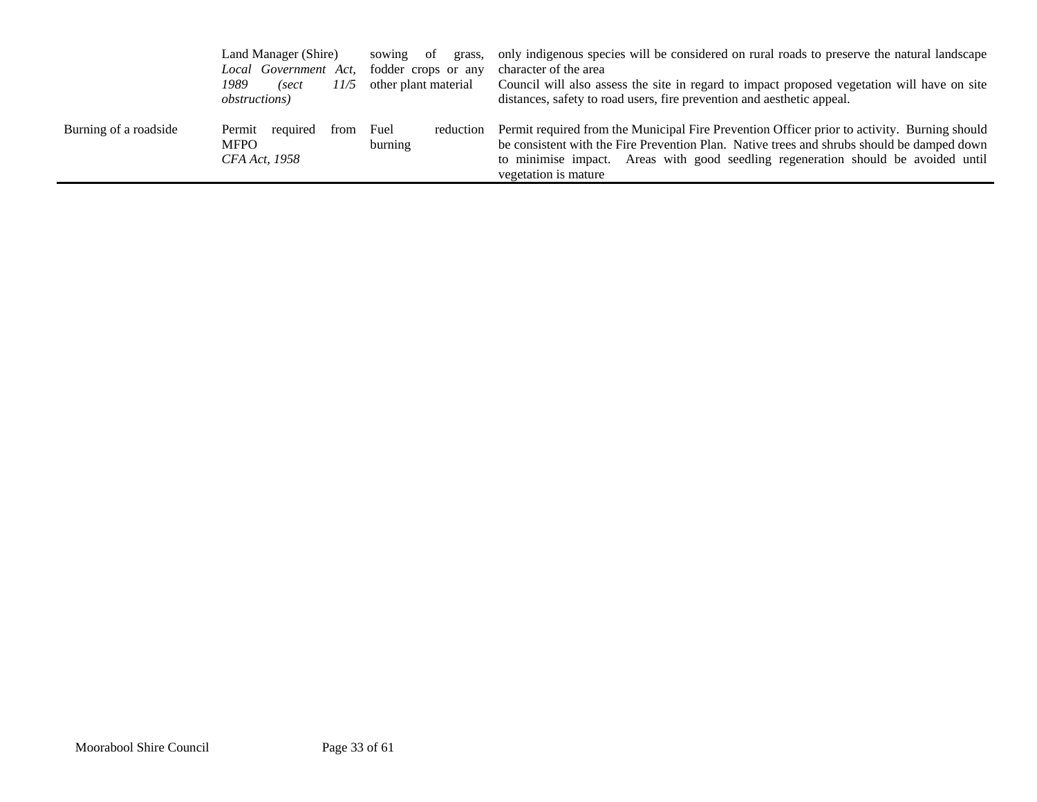| | | | |
|---|---|---|---|
| | Land Manager (Shire) *Local Government Act, 1989 (sect 11/5 obstructions)* | sowing of grass, fodder crops or any other plant material | only indigenous species will be considered on rural roads to preserve the natural landscape character of the area<br>Council will also assess the site in regard to impact proposed vegetation will have on site distances, safety to road users, fire prevention and aesthetic appeal. |
| Burning of a roadside | Permit required from MFPO *CFA Act, 1958* | Fuel reduction burning | Permit required from the Municipal Fire Prevention Officer prior to activity. Burning should be consistent with the Fire Prevention Plan. Native trees and shrubs should be damped down to minimise impact. Areas with good seedling regeneration should be avoided until vegetation is mature |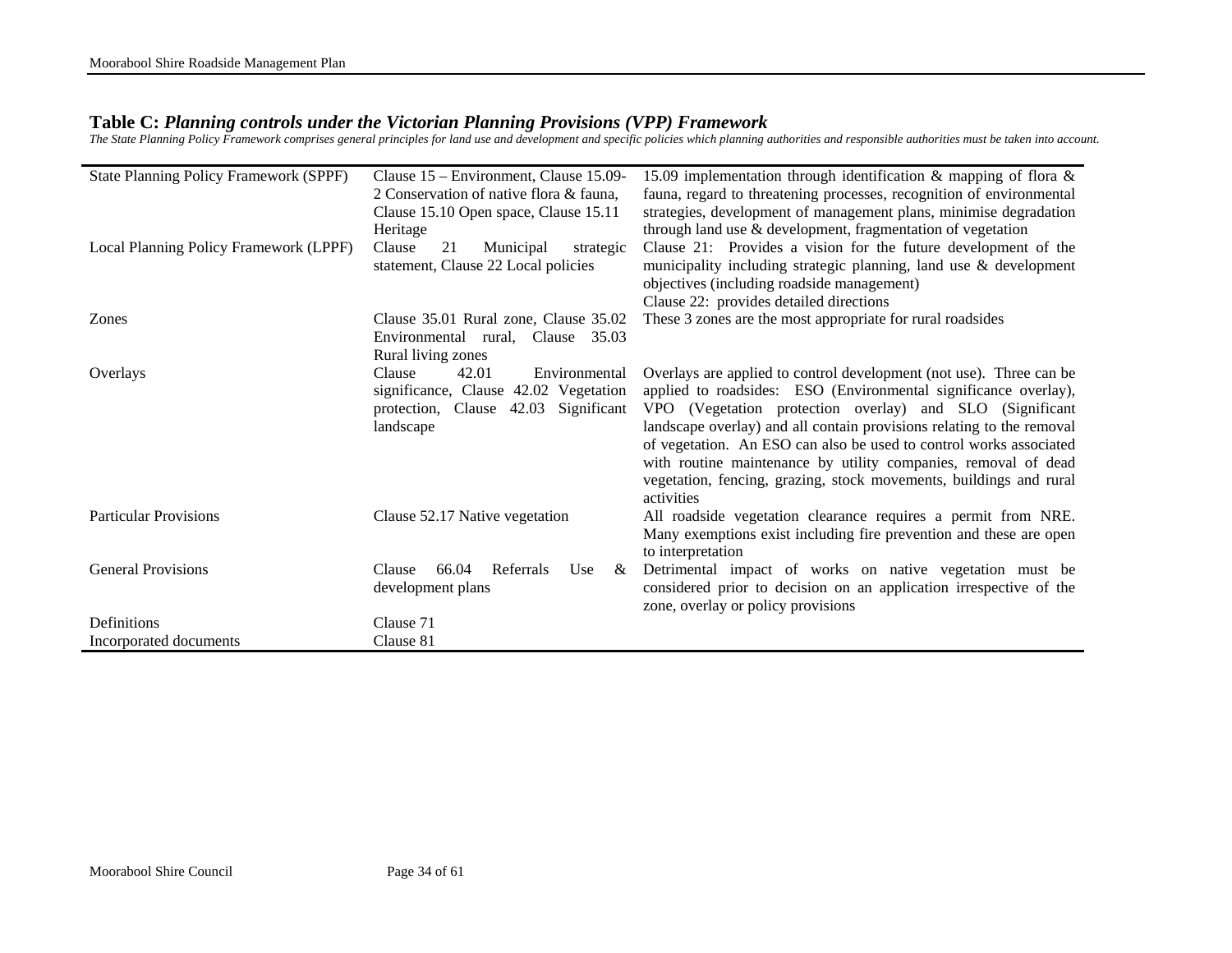**Table C:** ***Planning controls under the Victorian Planning Provisions (VPP) Framework***

*The State Planning Policy Framework comprises general principles for land use and development and specific policies which planning authorities and responsible authorities must be taken into account.*

| | | |
|---|---|---|
| State Planning Policy Framework (SPPF) | Clause 15 – Environment, Clause 15.09-2 Conservation of native flora & fauna, Clause 15.10 Open space, Clause 15.11 Heritage | 15.09 implementation through identification & mapping of flora & fauna, regard to threatening processes, recognition of environmental strategies, development of management plans, minimise degradation through land use & development, fragmentation of vegetation |
| Local Planning Policy Framework (LPPF) | Clause 21 Municipal strategic statement, Clause 22 Local policies | Clause 21: Provides a vision for the future development of the municipality including strategic planning, land use & development objectives (including roadside management)<br>Clause 22: provides detailed directions |
| Zones | Clause 35.01 Rural zone, Clause 35.02 Environmental rural, Clause 35.03 Rural living zones | These 3 zones are the most appropriate for rural roadsides |
| Overlays | Clause 42.01 Environmental significance, Clause 42.02 Vegetation protection, Clause 42.03 Significant landscape | Overlays are applied to control development (not use). Three can be applied to roadsides: ESO (Environmental significance overlay), VPO (Vegetation protection overlay) and SLO (Significant landscape overlay) and all contain provisions relating to the removal of vegetation. An ESO can also be used to control works associated with routine maintenance by utility companies, removal of dead vegetation, fencing, grazing, stock movements, buildings and rural activities |
| Particular Provisions | Clause 52.17 Native vegetation | All roadside vegetation clearance requires a permit from NRE. Many exemptions exist including fire prevention and these are open to interpretation |
| General Provisions | Clause 66.04 Referrals Use & development plans | Detrimental impact of works on native vegetation must be considered prior to decision on an application irrespective of the zone, overlay or policy provisions |
| Definitions | Clause 71 | |
| Incorporated documents | Clause 81 | |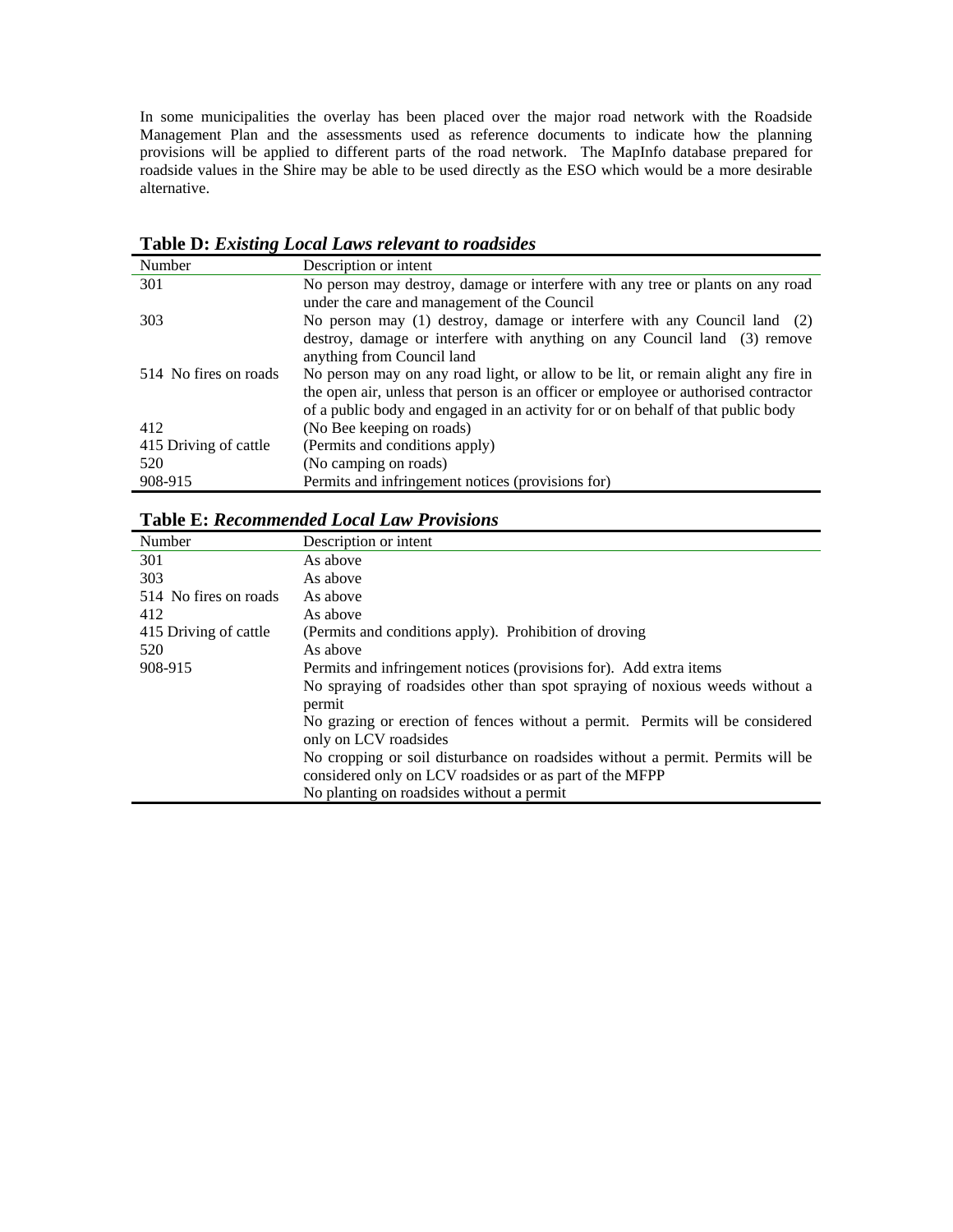In some municipalities the overlay has been placed over the major road network with the Roadside Management Plan and the assessments used as reference documents to indicate how the planning provisions will be applied to different parts of the road network. The MapInfo database prepared for roadside values in the Shire may be able to be used directly as the ESO which would be a more desirable alternative.

**Table D:** ***Existing Local Laws relevant to roadsides***

| Number | Description or intent |
|---|---|
| 301 | No person may destroy, damage or interfere with any tree or plants on any road under the care and management of the Council |
| 303 | No person may (1) destroy, damage or interfere with any Council land (2) destroy, damage or interfere with anything on any Council land (3) remove anything from Council land |
| 514 No fires on roads | No person may on any road light, or allow to be lit, or remain alight any fire in the open air, unless that person is an officer or employee or authorised contractor of a public body and engaged in an activity for or on behalf of that public body |
| 412 | (No Bee keeping on roads) |
| 415 Driving of cattle | (Permits and conditions apply) |
| 520 | (No camping on roads) |
| 908-915 | Permits and infringement notices (provisions for) |

**Table E:** ***Recommended Local Law Provisions***

| Number | Description or intent |
|---|---|
| 301 | As above |
| 303 | As above |
| 514 No fires on roads | As above |
| 412 | As above |
| 415 Driving of cattle | (Permits and conditions apply). Prohibition of droving |
| 520 | As above |
| 908-915 | Permits and infringement notices (provisions for). Add extra items |
| | No spraying of roadsides other than spot spraying of noxious weeds without a permit |
| | No grazing or erection of fences without a permit. Permits will be considered only on LCV roadsides |
| | No cropping or soil disturbance on roadsides without a permit. Permits will be considered only on LCV roadsides or as part of the MFPP |
| | No planting on roadsides without a permit |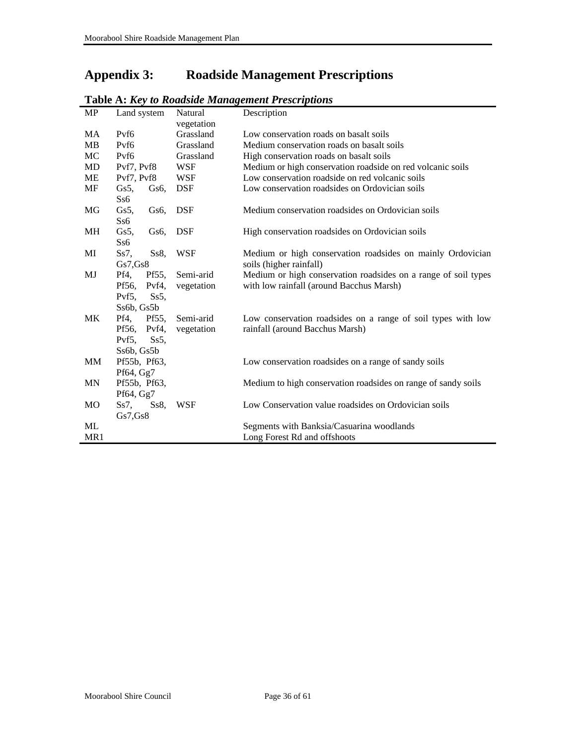# Appendix 3: Roadside Management Prescriptions

**Table A:** ***Key to Roadside Management Prescriptions***

| MP | Land system | Natural vegetation | Description |
|---|---|---|---|
| MA | Pvf6 | Grassland | Low conservation roads on basalt soils |
| MB | Pvf6 | Grassland | Medium conservation roads on basalt soils |
| MC | Pvf6 | Grassland | High conservation roads on basalt soils |
| MD | Pvf7, Pvf8 | WSF | Medium or high conservation roadside on red volcanic soils |
| ME | Pvf7, Pvf8 | WSF | Low conservation roadside on red volcanic soils |
| MF | Gs5, Gs6, Ss6 | DSF | Low conservation roadsides on Ordovician soils |
| MG | Gs5, Gs6, Ss6 | DSF | Medium conservation roadsides on Ordovician soils |
| MH | Gs5, Gs6, Ss6 | DSF | High conservation roadsides on Ordovician soils |
| MI | Ss7, Ss8, Gs7,Gs8 | WSF | Medium or high conservation roadsides on mainly Ordovician soils (higher rainfall) |
| MJ | Pf4, Pf55, Pf56, Pvf4, Pvf5, Ss5, Ss6b, Gs5b | Semi-arid vegetation | Medium or high conservation roadsides on a range of soil types with low rainfall (around Bacchus Marsh) |
| MK | Pf4, Pf55, Pf56, Pvf4, Pvf5, Ss5, Ss6b, Gs5b | Semi-arid vegetation | Low conservation roadsides on a range of soil types with low rainfall (around Bacchus Marsh) |
| MM | Pf55b, Pf63, Pf64, Gg7 | | Low conservation roadsides on a range of sandy soils |
| MN | Pf55b, Pf63, Pf64, Gg7 | | Medium to high conservation roadsides on range of sandy soils |
| MO | Ss7, Ss8, Gs7,Gs8 | WSF | Low Conservation value roadsides on Ordovician soils |
| ML | | | Segments with Banksia/Casuarina woodlands |
| MR1 | | | Long Forest Rd and offshoots |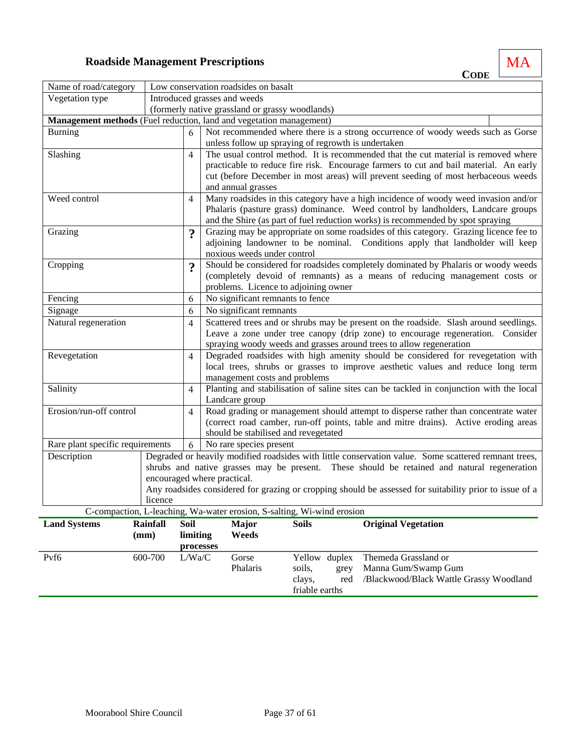## Roadside Management Prescriptions

**CODE** MA

| Name of road/category | Low conservation roadsides on basalt | |
|---|---|---|
| Vegetation type | Introduced grasses and weeds (formerly native grassland or grassy woodlands) | |
| **Management methods** (Fuel reduction, land and vegetation management) | | |
| Burning | 6 | Not recommended where there is a strong occurrence of woody weeds such as Gorse unless follow up spraying of regrowth is undertaken |
| Slashing | 4 | The usual control method. It is recommended that the cut material is removed where practicable to reduce fire risk. Encourage farmers to cut and bail material. An early cut (before December in most areas) will prevent seeding of most herbaceous weeds and annual grasses |
| Weed control | 4 | Many roadsides in this category have a high incidence of woody weed invasion and/or Phalaris (pasture grass) dominance. Weed control by landholders, Landcare groups and the Shire (as part of fuel reduction works) is recommended by spot spraying |
| Grazing | ? | Grazing may be appropriate on some roadsides of this category. Grazing licence fee to adjoining landowner to be nominal. Conditions apply that landholder will keep noxious weeds under control |
| Cropping | ? | Should be considered for roadsides completely dominated by Phalaris or woody weeds (completely devoid of remnants) as a means of reducing management costs or problems. Licence to adjoining owner |
| Fencing | 6 | No significant remnants to fence |
| Signage | 6 | No significant remnants |
| Natural regeneration | 4 | Scattered trees and or shrubs may be present on the roadside. Slash around seedlings. Leave a zone under tree canopy (drip zone) to encourage regeneration. Consider spraying woody weeds and grasses around trees to allow regeneration |
| Revegetation | 4 | Degraded roadsides with high amenity should be considered for revegetation with local trees, shrubs or grasses to improve aesthetic values and reduce long term management costs and problems |
| Salinity | 4 | Planting and stabilisation of saline sites can be tackled in conjunction with the local Landcare group |
| Erosion/run-off control | 4 | Road grading or management should attempt to disperse rather than concentrate water (correct road camber, run-off points, table and mitre drains). Active eroding areas should be stabilised and revegetated |
| Rare plant specific requirements | 6 | No rare species present |
| Description | Degraded or heavily modified roadsides with little conservation value. Some scattered remnant trees, shrubs and native grasses may be present. These should be retained and natural regeneration encouraged where practical. Any roadsides considered for grazing or cropping should be assessed for suitability prior to issue of a licence | |

C-compaction, L-leaching, Wa-water erosion, S-salting, Wi-wind erosion

| Land Systems | Rainfall (mm) | Soil limiting processes | Major Weeds | Soils | Original Vegetation |
|---|---|---|---|---|---|
| Pvf6 | 600-700 | L/Wa/C | Gorse Phalaris | Yellow duplex soils, grey clays, red friable earths | Themeda Grassland or Manna Gum/Swamp Gum /Blackwood/Black Wattle Grassy Woodland |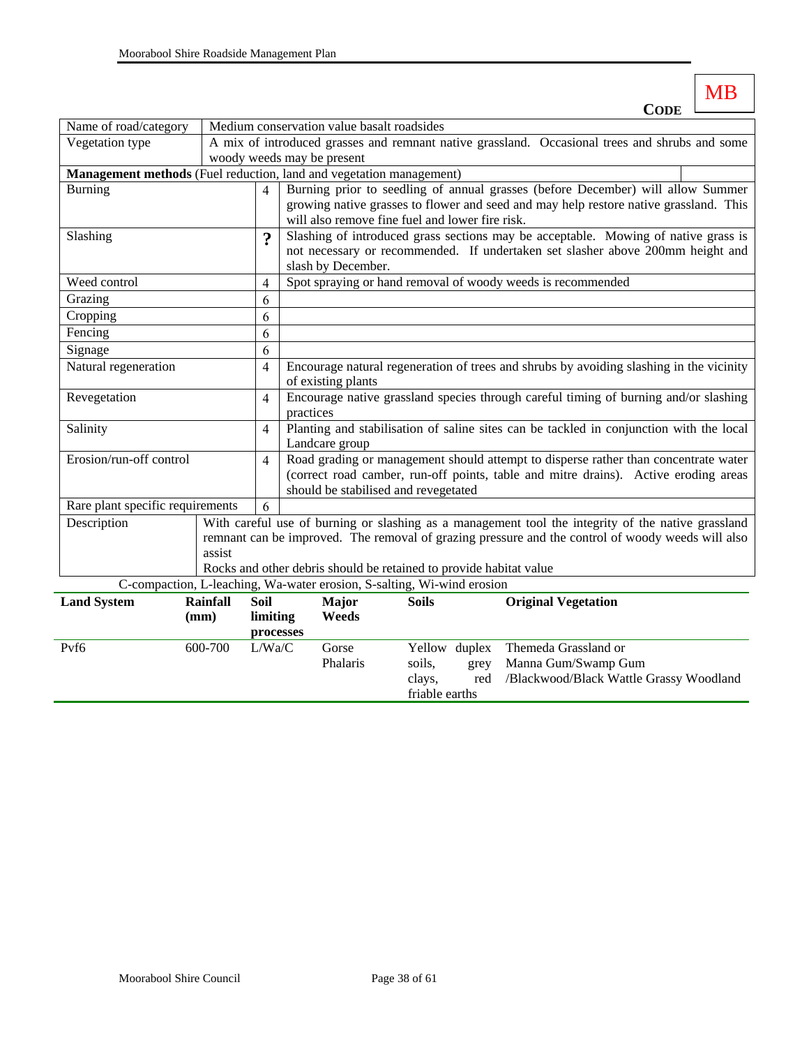**CODE** MB

| Name of road/category | Medium conservation value basalt roadsides | |
|---|---|---|
| Vegetation type | A mix of introduced grasses and remnant native grassland. Occasional trees and shrubs and some woody weeds may be present | |
| **Management methods** (Fuel reduction, land and vegetation management) | | |
| Burning | 4 | Burning prior to seedling of annual grasses (before December) will allow Summer growing native grasses to flower and seed and may help restore native grassland. This will also remove fine fuel and lower fire risk. |
| Slashing | **?** | Slashing of introduced grass sections may be acceptable. Mowing of native grass is not necessary or recommended. If undertaken set slasher above 200mm height and slash by December. |
| Weed control | 4 | Spot spraying or hand removal of woody weeds is recommended |
| Grazing | 6 | |
| Cropping | 6 | |
| Fencing | 6 | |
| Signage | 6 | |
| Natural regeneration | 4 | Encourage natural regeneration of trees and shrubs by avoiding slashing in the vicinity of existing plants |
| Revegetation | 4 | Encourage native grassland species through careful timing of burning and/or slashing practices |
| Salinity | 4 | Planting and stabilisation of saline sites can be tackled in conjunction with the local Landcare group |
| Erosion/run-off control | 4 | Road grading or management should attempt to disperse rather than concentrate water (correct road camber, run-off points, table and mitre drains). Active eroding areas should be stabilised and revegetated |
| Rare plant specific requirements | 6 | |
| Description | With careful use of burning or slashing as a management tool the integrity of the native grassland remnant can be improved. The removal of grazing pressure and the control of woody weeds will also assist<br>Rocks and other debris should be retained to provide habitat value | |

C-compaction, L-leaching, Wa-water erosion, S-salting, Wi-wind erosion

| Land System | Rainfall (mm) | Soil limiting processes | Major Weeds | Soils | Original Vegetation |
|---|---|---|---|---|---|
| Pvf6 | 600-700 | L/Wa/C | Gorse<br>Phalaris | Yellow duplex soils, grey clays, red friable earths | Themeda Grassland or<br>Manna Gum/Swamp Gum<br>/Blackwood/Black Wattle Grassy Woodland |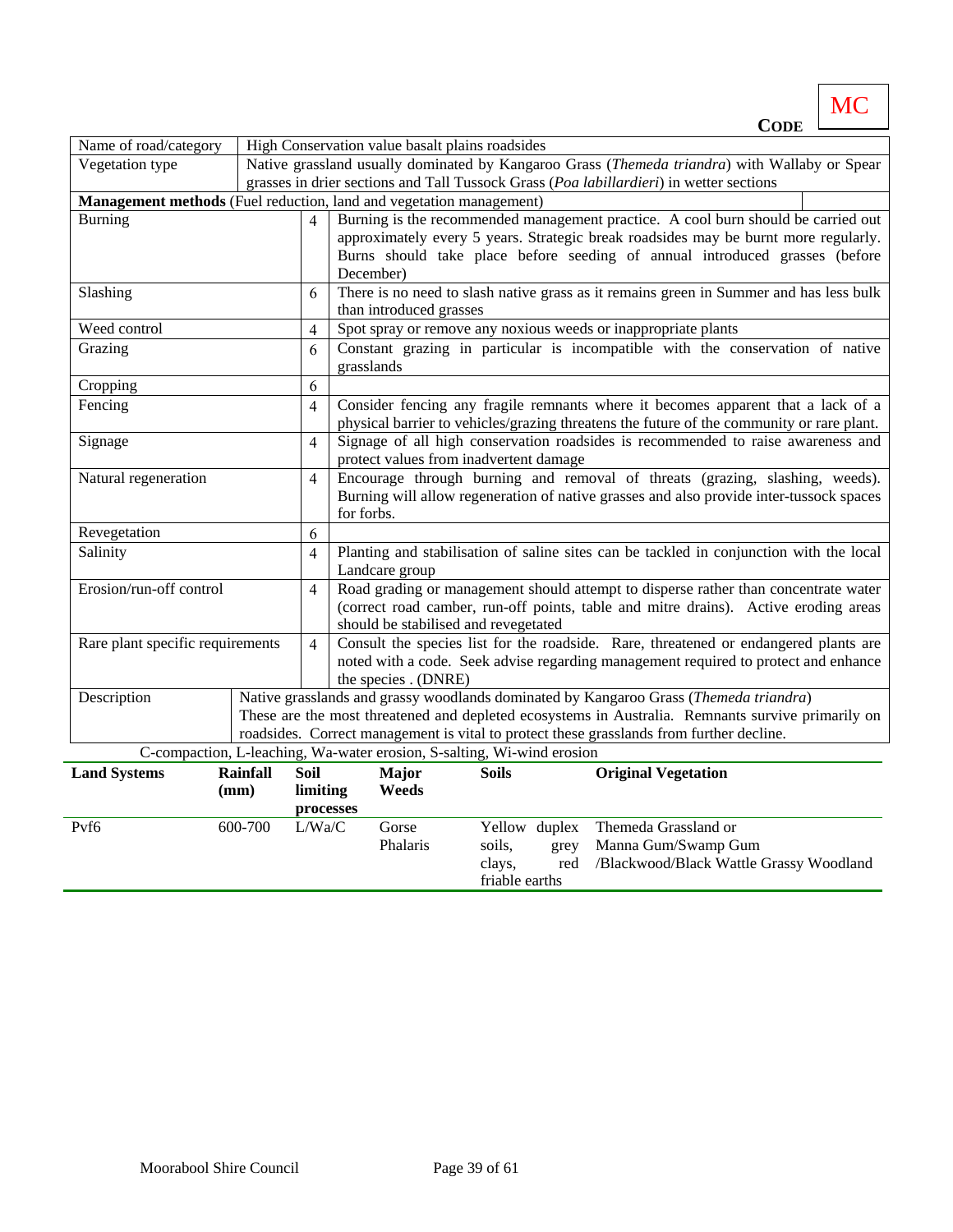**CODE** MC

| Name of road/category | High Conservation value basalt plains roadsides | |
|---|---|---|
| Vegetation type | Native grassland usually dominated by Kangaroo Grass (*Themeda triandra*) with Wallaby or Spear grasses in drier sections and Tall Tussock Grass (*Poa labillardieri*) in wetter sections | |
| **Management methods** (Fuel reduction, land and vegetation management) | | |
| Burning | 4 | Burning is the recommended management practice. A cool burn should be carried out approximately every 5 years. Strategic break roadsides may be burnt more regularly. Burns should take place before seeding of annual introduced grasses (before December) |
| Slashing | 6 | There is no need to slash native grass as it remains green in Summer and has less bulk than introduced grasses |
| Weed control | 4 | Spot spray or remove any noxious weeds or inappropriate plants |
| Grazing | 6 | Constant grazing in particular is incompatible with the conservation of native grasslands |
| Cropping | 6 | |
| Fencing | 4 | Consider fencing any fragile remnants where it becomes apparent that a lack of a physical barrier to vehicles/grazing threatens the future of the community or rare plant. |
| Signage | 4 | Signage of all high conservation roadsides is recommended to raise awareness and protect values from inadvertent damage |
| Natural regeneration | 4 | Encourage through burning and removal of threats (grazing, slashing, weeds). Burning will allow regeneration of native grasses and also provide inter-tussock spaces for forbs. |
| Revegetation | 6 | |
| Salinity | 4 | Planting and stabilisation of saline sites can be tackled in conjunction with the local Landcare group |
| Erosion/run-off control | 4 | Road grading or management should attempt to disperse rather than concentrate water (correct road camber, run-off points, table and mitre drains). Active eroding areas should be stabilised and revegetated |
| Rare plant specific requirements | 4 | Consult the species list for the roadside. Rare, threatened or endangered plants are noted with a code. Seek advise regarding management required to protect and enhance the species . (DNRE) |
| Description | Native grasslands and grassy woodlands dominated by Kangaroo Grass (*Themeda triandra*) These are the most threatened and depleted ecosystems in Australia. Remnants survive primarily on roadsides. Correct management is vital to protect these grasslands from further decline. | |

C-compaction, L-leaching, Wa-water erosion, S-salting, Wi-wind erosion

| **Land Systems** | **Rainfall (mm)** | **Soil limiting processes** | **Major Weeds** | **Soils** | **Original Vegetation** |
|---|---|---|---|---|---|
| Pvf6 | 600-700 | L/Wa/C | Gorse Phalaris | Yellow duplex soils, grey clays, red friable earths | Themeda Grassland or Manna Gum/Swamp Gum /Blackwood/Black Wattle Grassy Woodland |

Moorabool Shire Council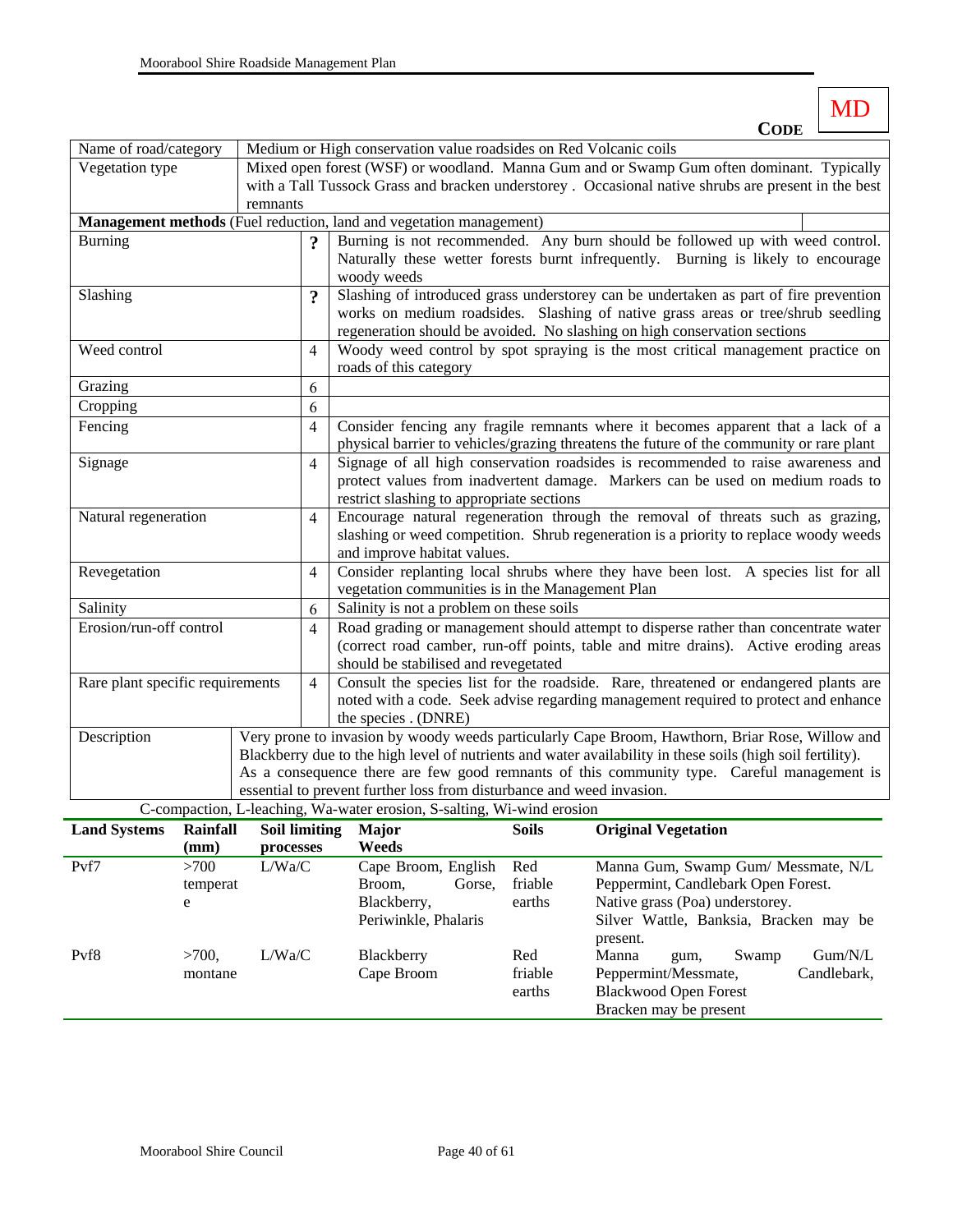**CODE** MD

| Name of road/category | Medium or High conservation value roadsides on Red Volcanic coils |
|---|---|
| Vegetation type | Mixed open forest (WSF) or woodland. Manna Gum and or Swamp Gum often dominant. Typically with a Tall Tussock Grass and bracken understorey . Occasional native shrubs are present in the best remnants |

| **Management methods** (Fuel reduction, land and vegetation management) | | |
|---|---|---|
| Burning | **?** | Burning is not recommended. Any burn should be followed up with weed control. Naturally these wetter forests burnt infrequently. Burning is likely to encourage woody weeds |
| Slashing | **?** | Slashing of introduced grass understorey can be undertaken as part of fire prevention works on medium roadsides. Slashing of native grass areas or tree/shrub seedling regeneration should be avoided. No slashing on high conservation sections |
| Weed control | 4 | Woody weed control by spot spraying is the most critical management practice on roads of this category |
| Grazing | 6 | |
| Cropping | 6 | |
| Fencing | 4 | Consider fencing any fragile remnants where it becomes apparent that a lack of a physical barrier to vehicles/grazing threatens the future of the community or rare plant |
| Signage | 4 | Signage of all high conservation roadsides is recommended to raise awareness and protect values from inadvertent damage. Markers can be used on medium roads to restrict slashing to appropriate sections |
| Natural regeneration | 4 | Encourage natural regeneration through the removal of threats such as grazing, slashing or weed competition. Shrub regeneration is a priority to replace woody weeds and improve habitat values. |
| Revegetation | 4 | Consider replanting local shrubs where they have been lost. A species list for all vegetation communities is in the Management Plan |
| Salinity | 6 | Salinity is not a problem on these soils |
| Erosion/run-off control | 4 | Road grading or management should attempt to disperse rather than concentrate water (correct road camber, run-off points, table and mitre drains). Active eroding areas should be stabilised and revegetated |
| Rare plant specific requirements | 4 | Consult the species list for the roadside. Rare, threatened or endangered plants are noted with a code. Seek advise regarding management required to protect and enhance the species . (DNRE) |
| Description | | Very prone to invasion by woody weeds particularly Cape Broom, Hawthorn, Briar Rose, Willow and Blackberry due to the high level of nutrients and water availability in these soils (high soil fertility). As a consequence there are few good remnants of this community type. Careful management is essential to prevent further loss from disturbance and weed invasion. |

C-compaction, L-leaching, Wa-water erosion, S-salting, Wi-wind erosion

| Land Systems | Rainfall (mm) | Soil limiting processes | Major Weeds | Soils | Original Vegetation |
|---|---|---|---|---|---|
| Pvf7 | >700 temperate | L/Wa/C | Cape Broom, English Broom, Gorse, Blackberry, Periwinkle, Phalaris | Red friable earths | Manna Gum, Swamp Gum/ Messmate, N/L Peppermint, Candlebark Open Forest. Native grass (Poa) understorey. Silver Wattle, Banksia, Bracken may be present. |
| Pvf8 | >700, montane | L/Wa/C | Blackberry Cape Broom | Red friable earths | Manna gum, Swamp Gum/N/L Peppermint/Messmate, Candlebark, Blackwood Open Forest Bracken may be present |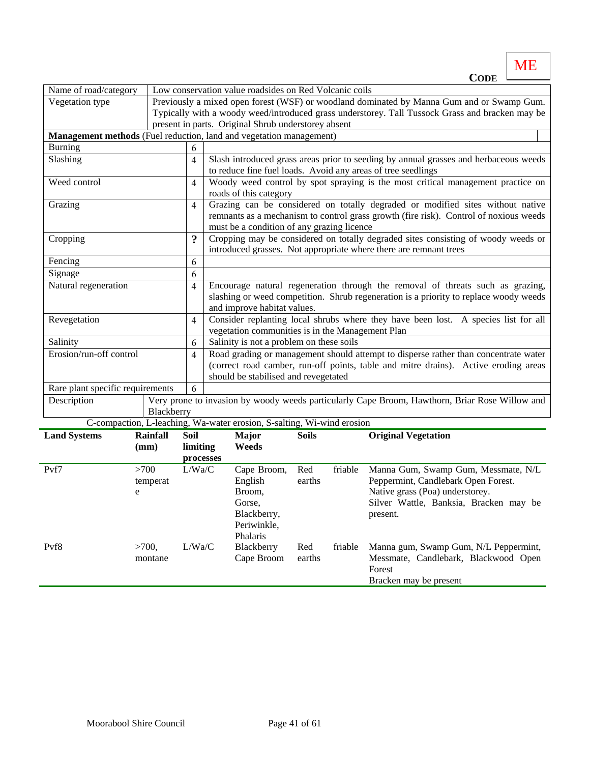**CODE** ME

| Name of road/category | Low conservation value roadsides on Red Volcanic coils | |
|---|---|---|
| Vegetation type | Previously a mixed open forest (WSF) or woodland dominated by Manna Gum and or Swamp Gum. Typically with a woody weed/introduced grass understorey. Tall Tussock Grass and bracken may be present in parts. Original Shrub understorey absent | |
| **Management methods** (Fuel reduction, land and vegetation management) | | |
| Burning | 6 | |
| Slashing | 4 | Slash introduced grass areas prior to seeding by annual grasses and herbaceous weeds to reduce fine fuel loads. Avoid any areas of tree seedlings |
| Weed control | 4 | Woody weed control by spot spraying is the most critical management practice on roads of this category |
| Grazing | 4 | Grazing can be considered on totally degraded or modified sites without native remnants as a mechanism to control grass growth (fire risk). Control of noxious weeds must be a condition of any grazing licence |
| Cropping | **?** | Cropping may be considered on totally degraded sites consisting of woody weeds or introduced grasses. Not appropriate where there are remnant trees |
| Fencing | 6 | |
| Signage | 6 | |
| Natural regeneration | 4 | Encourage natural regeneration through the removal of threats such as grazing, slashing or weed competition. Shrub regeneration is a priority to replace woody weeds and improve habitat values. |
| Revegetation | 4 | Consider replanting local shrubs where they have been lost. A species list for all vegetation communities is in the Management Plan |
| Salinity | 6 | Salinity is not a problem on these soils |
| Erosion/run-off control | 4 | Road grading or management should attempt to disperse rather than concentrate water (correct road camber, run-off points, table and mitre drains). Active eroding areas should be stabilised and revegetated |
| Rare plant specific requirements | 6 | |
| Description | Very prone to invasion by woody weeds particularly Cape Broom, Hawthorn, Briar Rose Willow and Blackberry | |

C-compaction, L-leaching, Wa-water erosion, S-salting, Wi-wind erosion

| **Land Systems** | **Rainfall (mm)** | **Soil limiting processes** | **Major Weeds** | **Soils** | **Original Vegetation** |
|---|---|---|---|---|---|
| Pvf7 | >700 temperate | L/Wa/C | Cape Broom, English Broom, Gorse, Blackberry, Periwinkle, Phalaris | Red friable earths | Manna Gum, Swamp Gum, Messmate, N/L Peppermint, Candlebark Open Forest. Native grass (Poa) understorey. Silver Wattle, Banksia, Bracken may be present. |
| Pvf8 | >700, montane | L/Wa/C | Blackberry Cape Broom | Red friable earths | Manna gum, Swamp Gum, N/L Peppermint, Messmate, Candlebark, Blackwood Open Forest Bracken may be present |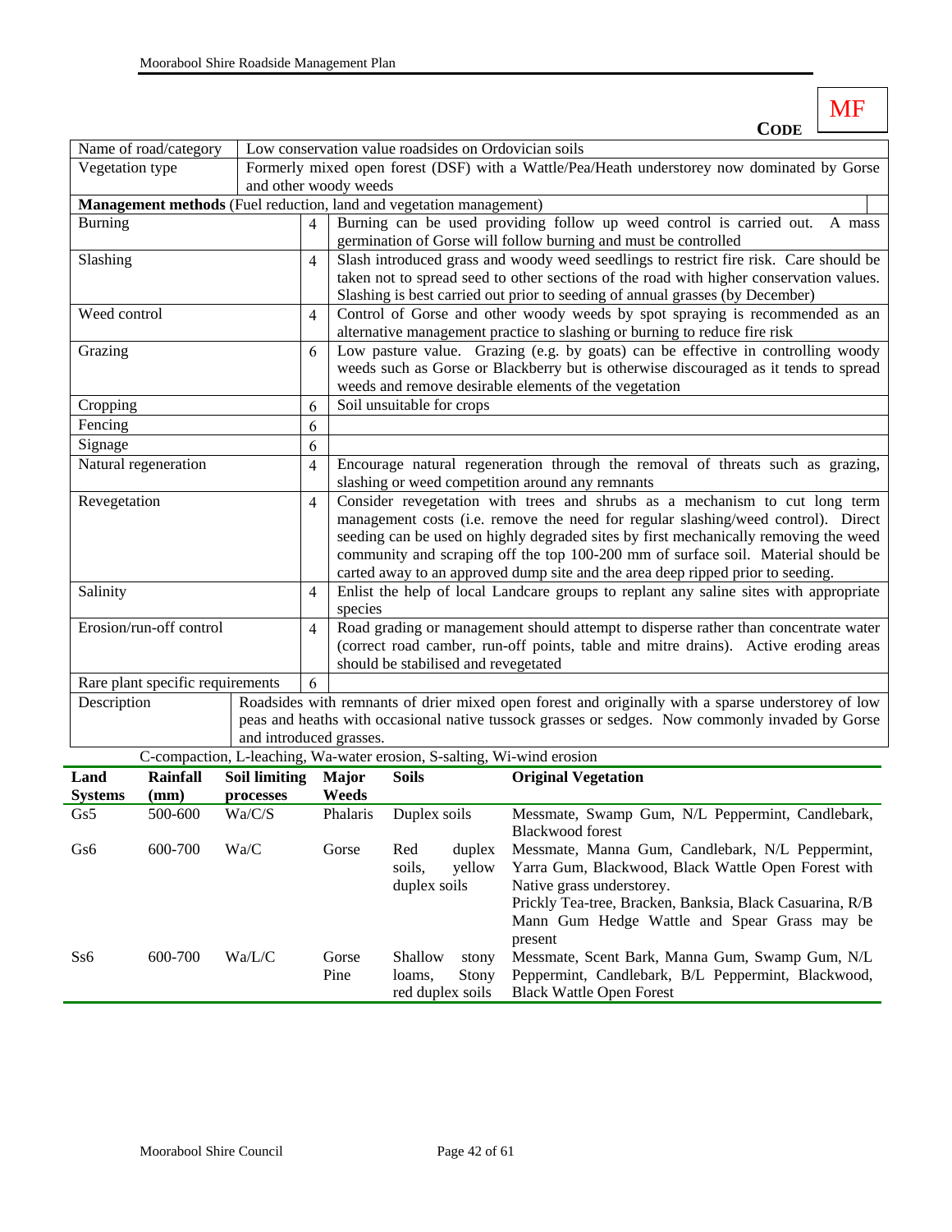**CODE** MF

| Name of road/category | Low conservation value roadsides on Ordovician soils | |
|---|---|---|
| Vegetation type | Formerly mixed open forest (DSF) with a Wattle/Pea/Heath understorey now dominated by Gorse and other woody weeds | |
| **Management methods** (Fuel reduction, land and vegetation management) | | |
| Burning | 4 | Burning can be used providing follow up weed control is carried out. A mass germination of Gorse will follow burning and must be controlled |
| Slashing | 4 | Slash introduced grass and woody weed seedlings to restrict fire risk. Care should be taken not to spread seed to other sections of the road with higher conservation values. Slashing is best carried out prior to seeding of annual grasses (by December) |
| Weed control | 4 | Control of Gorse and other woody weeds by spot spraying is recommended as an alternative management practice to slashing or burning to reduce fire risk |
| Grazing | 6 | Low pasture value. Grazing (e.g. by goats) can be effective in controlling woody weeds such as Gorse or Blackberry but is otherwise discouraged as it tends to spread weeds and remove desirable elements of the vegetation |
| Cropping | 6 | Soil unsuitable for crops |
| Fencing | 6 | |
| Signage | 6 | |
| Natural regeneration | 4 | Encourage natural regeneration through the removal of threats such as grazing, slashing or weed competition around any remnants |
| Revegetation | 4 | Consider revegetation with trees and shrubs as a mechanism to cut long term management costs (i.e. remove the need for regular slashing/weed control). Direct seeding can be used on highly degraded sites by first mechanically removing the weed community and scraping off the top 100-200 mm of surface soil. Material should be carted away to an approved dump site and the area deep ripped prior to seeding. |
| Salinity | 4 | Enlist the help of local Landcare groups to replant any saline sites with appropriate species |
| Erosion/run-off control | 4 | Road grading or management should attempt to disperse rather than concentrate water (correct road camber, run-off points, table and mitre drains). Active eroding areas should be stabilised and revegetated |
| Rare plant specific requirements | 6 | |
| Description | Roadsides with remnants of drier mixed open forest and originally with a sparse understorey of low peas and heaths with occasional native tussock grasses or sedges. Now commonly invaded by Gorse and introduced grasses. | |

C-compaction, L-leaching, Wa-water erosion, S-salting, Wi-wind erosion

| Land Systems | Rainfall (mm) | Soil limiting processes | Major Weeds | Soils | Original Vegetation |
|---|---|---|---|---|---|
| Gs5 | 500-600 | Wa/C/S | Phalaris | Duplex soils | Messmate, Swamp Gum, N/L Peppermint, Candlebark, Blackwood forest |
| Gs6 | 600-700 | Wa/C | Gorse | Red duplex soils, yellow duplex soils | Messmate, Manna Gum, Candlebark, N/L Peppermint, Yarra Gum, Blackwood, Black Wattle Open Forest with Native grass understorey. Prickly Tea-tree, Bracken, Banksia, Black Casuarina, R/B Mann Gum Hedge Wattle and Spear Grass may be present |
| Ss6 | 600-700 | Wa/L/C | Gorse Pine | Shallow stony loams, Stony red duplex soils | Messmate, Scent Bark, Manna Gum, Swamp Gum, N/L Peppermint, Candlebark, B/L Peppermint, Blackwood, Black Wattle Open Forest |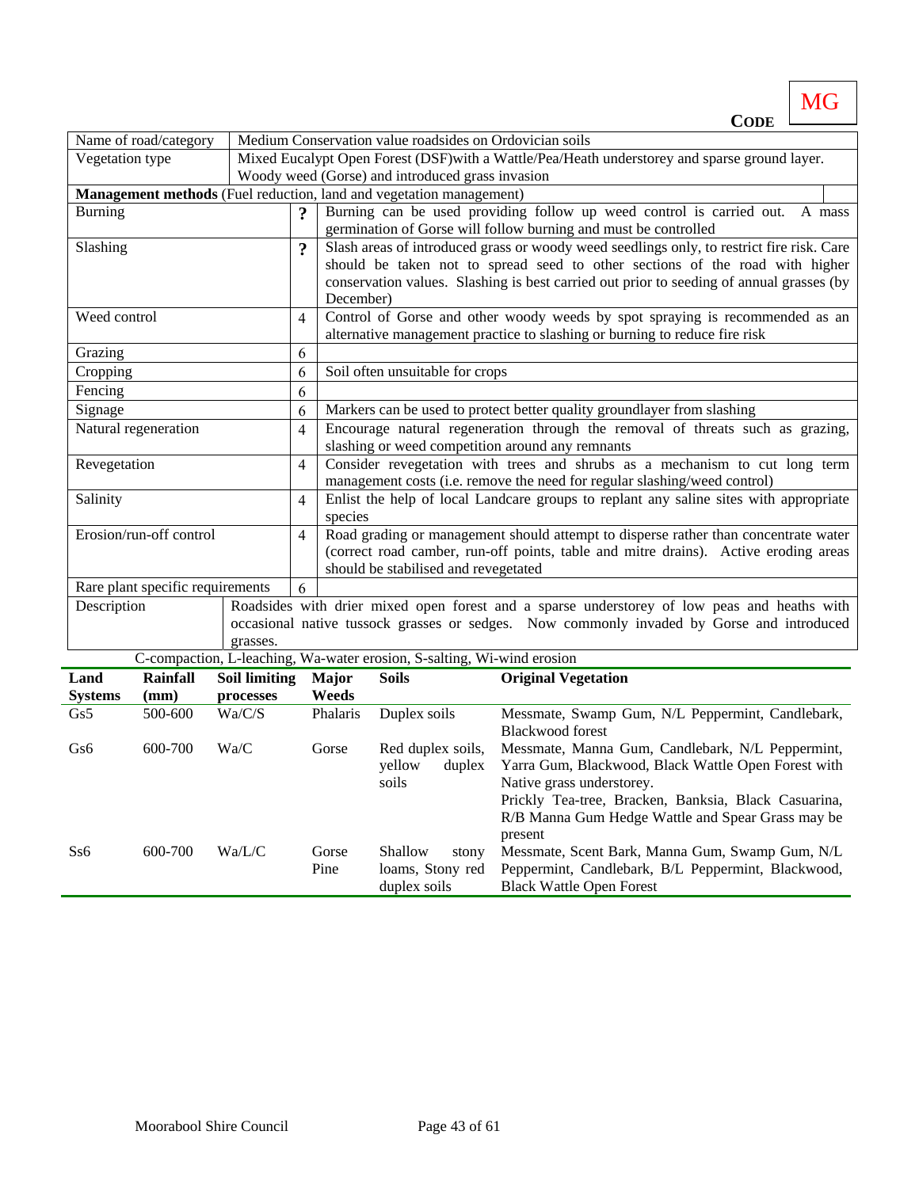**CODE** MG

| Name of road/category | Medium Conservation value roadsides on Ordovician soils | |
|---|---|---|
| Vegetation type | Mixed Eucalypt Open Forest (DSF)with a Wattle/Pea/Heath understorey and sparse ground layer. Woody weed (Gorse) and introduced grass invasion | |
| **Management methods** (Fuel reduction, land and vegetation management) | | |
| Burning | ? | Burning can be used providing follow up weed control is carried out. A mass germination of Gorse will follow burning and must be controlled |
| Slashing | ? | Slash areas of introduced grass or woody weed seedlings only, to restrict fire risk. Care should be taken not to spread seed to other sections of the road with higher conservation values. Slashing is best carried out prior to seeding of annual grasses (by December) |
| Weed control | 4 | Control of Gorse and other woody weeds by spot spraying is recommended as an alternative management practice to slashing or burning to reduce fire risk |
| Grazing | 6 | |
| Cropping | 6 | Soil often unsuitable for crops |
| Fencing | 6 | |
| Signage | 6 | Markers can be used to protect better quality groundlayer from slashing |
| Natural regeneration | 4 | Encourage natural regeneration through the removal of threats such as grazing, slashing or weed competition around any remnants |
| Revegetation | 4 | Consider revegetation with trees and shrubs as a mechanism to cut long term management costs (i.e. remove the need for regular slashing/weed control) |
| Salinity | 4 | Enlist the help of local Landcare groups to replant any saline sites with appropriate species |
| Erosion/run-off control | 4 | Road grading or management should attempt to disperse rather than concentrate water (correct road camber, run-off points, table and mitre drains). Active eroding areas should be stabilised and revegetated |
| Rare plant specific requirements | 6 | |
| Description | Roadsides with drier mixed open forest and a sparse understorey of low peas and heaths with occasional native tussock grasses or sedges. Now commonly invaded by Gorse and introduced grasses. | |

C-compaction, L-leaching, Wa-water erosion, S-salting, Wi-wind erosion

| Land Systems | Rainfall (mm) | Soil limiting processes | Major Weeds | Soils | Original Vegetation |
|---|---|---|---|---|---|
| Gs5 | 500-600 | Wa/C/S | Phalaris | Duplex soils | Messmate, Swamp Gum, N/L Peppermint, Candlebark, Blackwood forest |
| Gs6 | 600-700 | Wa/C | Gorse | Red duplex soils, yellow duplex soils | Messmate, Manna Gum, Candlebark, N/L Peppermint, Yarra Gum, Blackwood, Black Wattle Open Forest with Native grass understorey. Prickly Tea-tree, Bracken, Banksia, Black Casuarina, R/B Manna Gum Hedge Wattle and Spear Grass may be present |
| Ss6 | 600-700 | Wa/L/C | Gorse Pine | Shallow stony loams, Stony red duplex soils | Messmate, Scent Bark, Manna Gum, Swamp Gum, N/L Peppermint, Candlebark, B/L Peppermint, Blackwood, Black Wattle Open Forest |

Moorabool Shire Council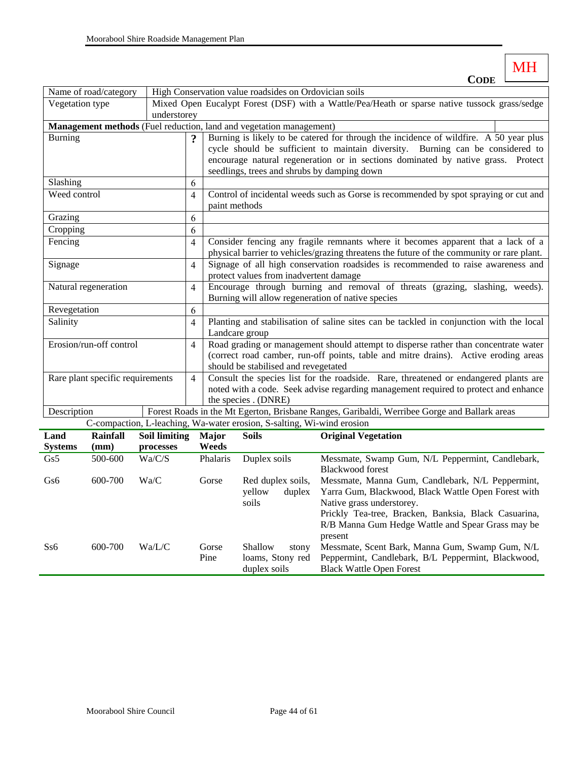**CODE** MH

| Name of road/category | High Conservation value roadsides on Ordovician soils | |
|---|---|---|
| Vegetation type | Mixed Open Eucalypt Forest (DSF) with a Wattle/Pea/Heath or sparse native tussock grass/sedge understorey | |
| **Management methods** (Fuel reduction, land and vegetation management) | | |
| Burning | ? | Burning is likely to be catered for through the incidence of wildfire. A 50 year plus cycle should be sufficient to maintain diversity. Burning can be considered to encourage natural regeneration or in sections dominated by native grass. Protect seedlings, trees and shrubs by damping down |
| Slashing | 6 | |
| Weed control | 4 | Control of incidental weeds such as Gorse is recommended by spot spraying or cut and paint methods |
| Grazing | 6 | |
| Cropping | 6 | |
| Fencing | 4 | Consider fencing any fragile remnants where it becomes apparent that a lack of a physical barrier to vehicles/grazing threatens the future of the community or rare plant. |
| Signage | 4 | Signage of all high conservation roadsides is recommended to raise awareness and protect values from inadvertent damage |
| Natural regeneration | 4 | Encourage through burning and removal of threats (grazing, slashing, weeds). Burning will allow regeneration of native species |
| Revegetation | 6 | |
| Salinity | 4 | Planting and stabilisation of saline sites can be tackled in conjunction with the local Landcare group |
| Erosion/run-off control | 4 | Road grading or management should attempt to disperse rather than concentrate water (correct road camber, run-off points, table and mitre drains). Active eroding areas should be stabilised and revegetated |
| Rare plant specific requirements | 4 | Consult the species list for the roadside. Rare, threatened or endangered plants are noted with a code. Seek advise regarding management required to protect and enhance the species . (DNRE) |
| Description | Forest Roads in the Mt Egerton, Brisbane Ranges, Garibaldi, Werribee Gorge and Ballark areas | |

C-compaction, L-leaching, Wa-water erosion, S-salting, Wi-wind erosion

| Land Systems | Rainfall (mm) | Soil limiting processes | Major Weeds | Soils | Original Vegetation |
|---|---|---|---|---|---|
| Gs5 | 500-600 | Wa/C/S | Phalaris | Duplex soils | Messmate, Swamp Gum, N/L Peppermint, Candlebark, Blackwood forest |
| Gs6 | 600-700 | Wa/C | Gorse | Red duplex soils, yellow duplex soils | Messmate, Manna Gum, Candlebark, N/L Peppermint, Yarra Gum, Blackwood, Black Wattle Open Forest with Native grass understorey. Prickly Tea-tree, Bracken, Banksia, Black Casuarina, R/B Manna Gum Hedge Wattle and Spear Grass may be present |
| Ss6 | 600-700 | Wa/L/C | Gorse Pine | Shallow stony loams, Stony red duplex soils | Messmate, Scent Bark, Manna Gum, Swamp Gum, N/L Peppermint, Candlebark, B/L Peppermint, Blackwood, Black Wattle Open Forest |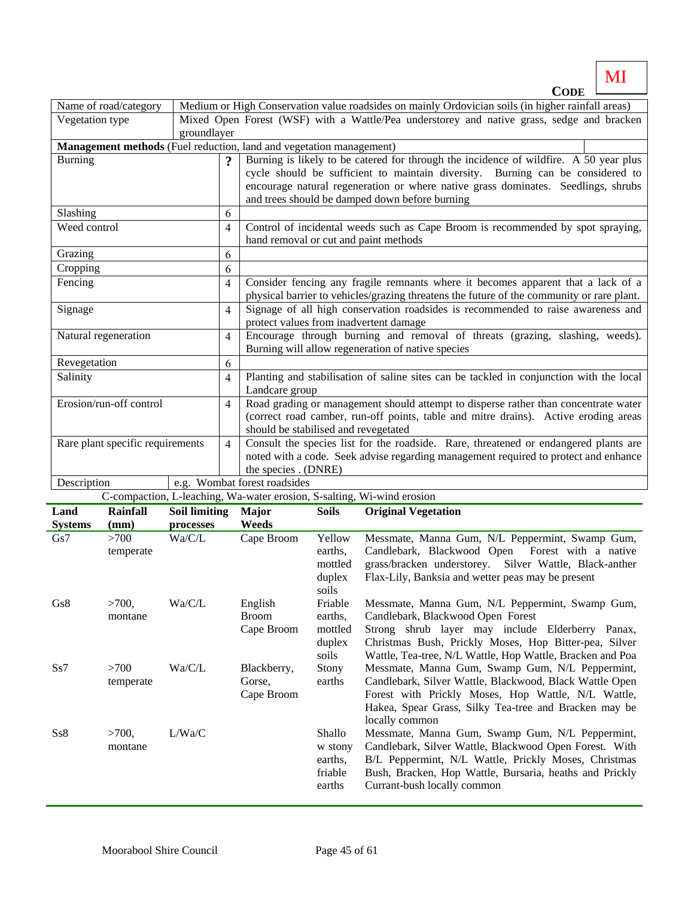**CODE** MI

| Name of road/category | Medium or High Conservation value roadsides on mainly Ordovician soils (in higher rainfall areas) | |
|---|---|---|
| Vegetation type | Mixed Open Forest (WSF) with a Wattle/Pea understorey and native grass, sedge and bracken groundlayer | |
| **Management methods** (Fuel reduction, land and vegetation management) | | |
| Burning | ? | Burning is likely to be catered for through the incidence of wildfire. A 50 year plus cycle should be sufficient to maintain diversity. Burning can be considered to encourage natural regeneration or where native grass dominates. Seedlings, shrubs and trees should be damped down before burning |
| Slashing | 6 | |
| Weed control | 4 | Control of incidental weeds such as Cape Broom is recommended by spot spraying, hand removal or cut and paint methods |
| Grazing | 6 | |
| Cropping | 6 | |
| Fencing | 4 | Consider fencing any fragile remnants where it becomes apparent that a lack of a physical barrier to vehicles/grazing threatens the future of the community or rare plant. |
| Signage | 4 | Signage of all high conservation roadsides is recommended to raise awareness and protect values from inadvertent damage |
| Natural regeneration | 4 | Encourage through burning and removal of threats (grazing, slashing, weeds). Burning will allow regeneration of native species |
| Revegetation | 6 | |
| Salinity | 4 | Planting and stabilisation of saline sites can be tackled in conjunction with the local Landcare group |
| Erosion/run-off control | 4 | Road grading or management should attempt to disperse rather than concentrate water (correct road camber, run-off points, table and mitre drains). Active eroding areas should be stabilised and revegetated |
| Rare plant specific requirements | 4 | Consult the species list for the roadside. Rare, threatened or endangered plants are noted with a code. Seek advise regarding management required to protect and enhance the species . (DNRE) |
| Description | e.g. Wombat forest roadsides | |

C-compaction, L-leaching, Wa-water erosion, S-salting, Wi-wind erosion

| Land Systems | Rainfall (mm) | Soil limiting processes | Major Weeds | Soils | Original Vegetation |
|---|---|---|---|---|---|
| Gs7 | >700 temperate | Wa/C/L | Cape Broom | Yellow earths, mottled duplex soils | Messmate, Manna Gum, N/L Peppermint, Swamp Gum, Candlebark, Blackwood Open Forest with a native grass/bracken understorey. Silver Wattle, Black-anther Flax-Lily, Banksia and wetter peas may be present |
| Gs8 | >700, montane | Wa/C/L | English Broom Cape Broom | Friable earths, mottled duplex soils | Messmate, Manna Gum, N/L Peppermint, Swamp Gum, Candlebark, Blackwood Open Forest Strong shrub layer may include Elderberry Panax, Christmas Bush, Prickly Moses, Hop Bitter-pea, Silver Wattle, Tea-tree, N/L Wattle, Hop Wattle, Bracken and Poa |
| Ss7 | >700 temperate | Wa/C/L | Blackberry, Gorse, Cape Broom | Stony earths | Messmate, Manna Gum, Swamp Gum, N/L Peppermint, Candlebark, Silver Wattle, Blackwood, Black Wattle Open Forest with Prickly Moses, Hop Wattle, N/L Wattle, Hakea, Spear Grass, Silky Tea-tree and Bracken may be locally common |
| Ss8 | >700, montane | L/Wa/C | | Shallow stony earths, friable earths | Messmate, Manna Gum, Swamp Gum, N/L Peppermint, Candlebark, Silver Wattle, Blackwood Open Forest. With B/L Peppermint, N/L Wattle, Prickly Moses, Christmas Bush, Bracken, Hop Wattle, Bursaria, heaths and Prickly Currant-bush locally common |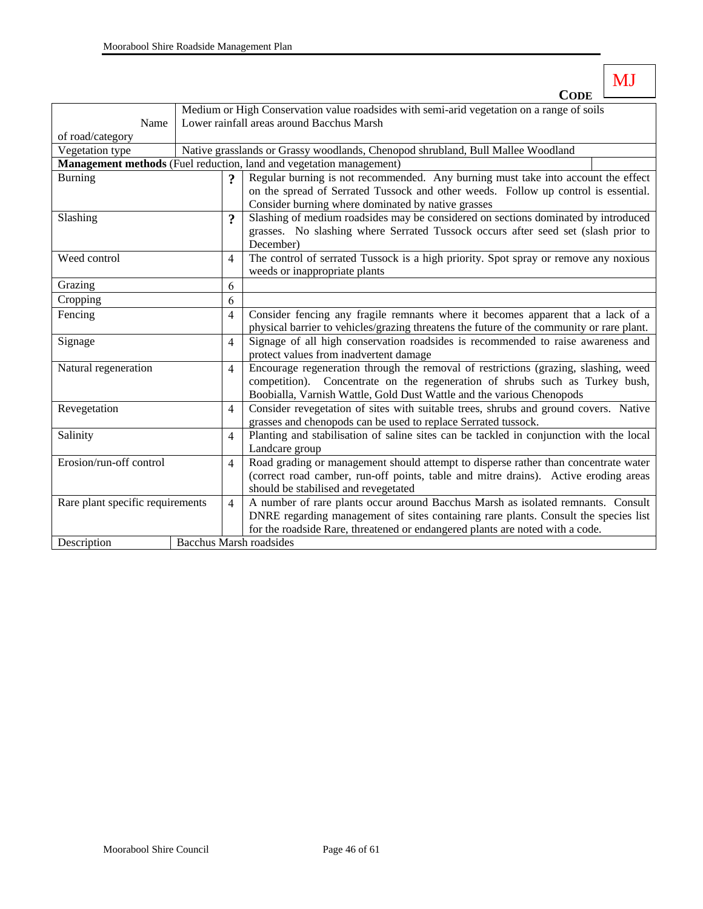**CODE** MJ

| Name of road/category | Medium or High Conservation value roadsides with semi-arid vegetation on a range of soils<br>Lower rainfall areas around Bacchus Marsh | |
|---|---|---|
| Vegetation type | Native grasslands or Grassy woodlands, Chenopod shrubland, Bull Mallee Woodland | |
| **Management methods** (Fuel reduction, land and vegetation management) | | |
| Burning | ? | Regular burning is not recommended. Any burning must take into account the effect on the spread of Serrated Tussock and other weeds. Follow up control is essential. Consider burning where dominated by native grasses |
| Slashing | ? | Slashing of medium roadsides may be considered on sections dominated by introduced grasses. No slashing where Serrated Tussock occurs after seed set (slash prior to December) |
| Weed control | 4 | The control of serrated Tussock is a high priority. Spot spray or remove any noxious weeds or inappropriate plants |
| Grazing | 6 | |
| Cropping | 6 | |
| Fencing | 4 | Consider fencing any fragile remnants where it becomes apparent that a lack of a physical barrier to vehicles/grazing threatens the future of the community or rare plant. |
| Signage | 4 | Signage of all high conservation roadsides is recommended to raise awareness and protect values from inadvertent damage |
| Natural regeneration | 4 | Encourage regeneration through the removal of restrictions (grazing, slashing, weed competition). Concentrate on the regeneration of shrubs such as Turkey bush, Boobialla, Varnish Wattle, Gold Dust Wattle and the various Chenopods |
| Revegetation | 4 | Consider revegetation of sites with suitable trees, shrubs and ground covers. Native grasses and chenopods can be used to replace Serrated tussock. |
| Salinity | 4 | Planting and stabilisation of saline sites can be tackled in conjunction with the local Landcare group |
| Erosion/run-off control | 4 | Road grading or management should attempt to disperse rather than concentrate water (correct road camber, run-off points, table and mitre drains). Active eroding areas should be stabilised and revegetated |
| Rare plant specific requirements | 4 | A number of rare plants occur around Bacchus Marsh as isolated remnants. Consult DNRE regarding management of sites containing rare plants. Consult the species list for the roadside Rare, threatened or endangered plants are noted with a code. |
| Description | Bacchus Marsh roadsides | |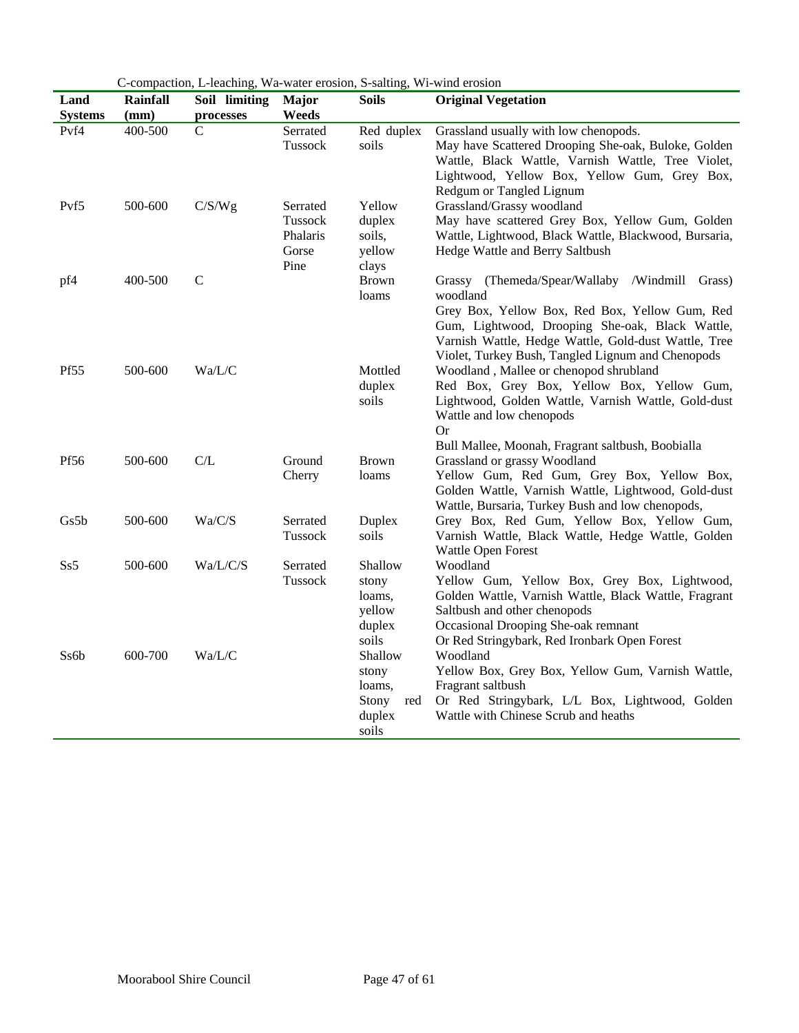C-compaction, L-leaching, Wa-water erosion, S-salting, Wi-wind erosion

| Land Systems | Rainfall (mm) | Soil limiting processes | Major Weeds | Soils | Original Vegetation |
|---|---|---|---|---|---|
| Pvf4 | 400-500 | C | Serrated Tussock | Red duplex soils | Grassland usually with low chenopods.<br>May have Scattered Drooping She-oak, Buloke, Golden Wattle, Black Wattle, Varnish Wattle, Tree Violet, Lightwood, Yellow Box, Yellow Gum, Grey Box, Redgum or Tangled Lignum |
| Pvf5 | 500-600 | C/S/Wg | Serrated Tussock Phalaris Gorse Pine | Yellow duplex soils, yellow clays | Grassland/Grassy woodland<br>May have scattered Grey Box, Yellow Gum, Golden Wattle, Lightwood, Black Wattle, Blackwood, Bursaria, Hedge Wattle and Berry Saltbush |
| pf4 | 400-500 | C | | Brown loams | Grassy (Themeda/Spear/Wallaby /Windmill Grass) woodland<br>Grey Box, Yellow Box, Red Box, Yellow Gum, Red Gum, Lightwood, Drooping She-oak, Black Wattle, Varnish Wattle, Hedge Wattle, Gold-dust Wattle, Tree Violet, Turkey Bush, Tangled Lignum and Chenopods |
| Pf55 | 500-600 | Wa/L/C | | Mottled duplex soils | Woodland , Mallee or chenopod shrubland<br>Red Box, Grey Box, Yellow Box, Yellow Gum, Lightwood, Golden Wattle, Varnish Wattle, Gold-dust Wattle and low chenopods<br>Or<br>Bull Mallee, Moonah, Fragrant saltbush, Boobialla |
| Pf56 | 500-600 | C/L | Ground Cherry | Brown loams | Grassland or grassy Woodland<br>Yellow Gum, Red Gum, Grey Box, Yellow Box, Golden Wattle, Varnish Wattle, Lightwood, Gold-dust Wattle, Bursaria, Turkey Bush and low chenopods, |
| Gs5b | 500-600 | Wa/C/S | Serrated Tussock | Duplex soils | Grey Box, Red Gum, Yellow Box, Yellow Gum, Varnish Wattle, Black Wattle, Hedge Wattle, Golden Wattle Open Forest |
| Ss5 | 500-600 | Wa/L/C/S | Serrated Tussock | Shallow stony loams, yellow duplex soils | Woodland<br>Yellow Gum, Yellow Box, Grey Box, Lightwood, Golden Wattle, Varnish Wattle, Black Wattle, Fragrant Saltbush and other chenopods<br>Occasional Drooping She-oak remnant<br>Or Red Stringybark, Red Ironbark Open Forest |
| Ss6b | 600-700 | Wa/L/C | | Shallow stony loams, Stony red duplex soils | Woodland<br>Yellow Box, Grey Box, Yellow Gum, Varnish Wattle, Fragrant saltbush<br>Or Red Stringybark, L/L Box, Lightwood, Golden Wattle with Chinese Scrub and heaths |

Moorabool Shire Council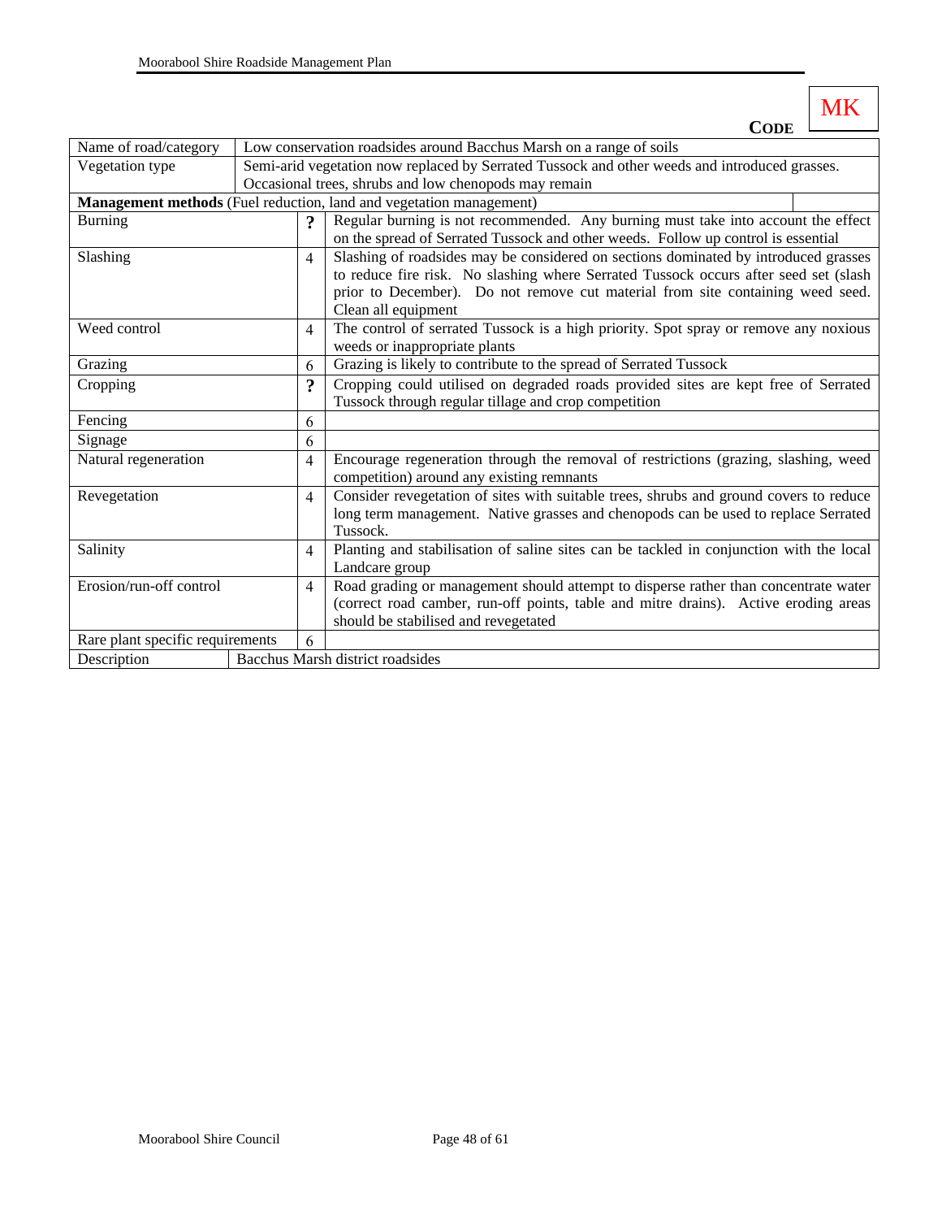**CODE** MK

| Name of road/category | Low conservation roadsides around Bacchus Marsh on a range of soils | |
|---|---|---|
| Vegetation type | Semi-arid vegetation now replaced by Serrated Tussock and other weeds and introduced grasses. Occasional trees, shrubs and low chenopods may remain | |
| **Management methods** (Fuel reduction, land and vegetation management) | | |
| Burning | **?** | Regular burning is not recommended. Any burning must take into account the effect on the spread of Serrated Tussock and other weeds. Follow up control is essential |
| Slashing | 4 | Slashing of roadsides may be considered on sections dominated by introduced grasses to reduce fire risk. No slashing where Serrated Tussock occurs after seed set (slash prior to December). Do not remove cut material from site containing weed seed. Clean all equipment |
| Weed control | 4 | The control of serrated Tussock is a high priority. Spot spray or remove any noxious weeds or inappropriate plants |
| Grazing | 6 | Grazing is likely to contribute to the spread of Serrated Tussock |
| Cropping | **?** | Cropping could utilised on degraded roads provided sites are kept free of Serrated Tussock through regular tillage and crop competition |
| Fencing | 6 | |
| Signage | 6 | |
| Natural regeneration | 4 | Encourage regeneration through the removal of restrictions (grazing, slashing, weed competition) around any existing remnants |
| Revegetation | 4 | Consider revegetation of sites with suitable trees, shrubs and ground covers to reduce long term management. Native grasses and chenopods can be used to replace Serrated Tussock. |
| Salinity | 4 | Planting and stabilisation of saline sites can be tackled in conjunction with the local Landcare group |
| Erosion/run-off control | 4 | Road grading or management should attempt to disperse rather than concentrate water (correct road camber, run-off points, table and mitre drains). Active eroding areas should be stabilised and revegetated |
| Rare plant specific requirements | 6 | |
| Description | Bacchus Marsh district roadsides | |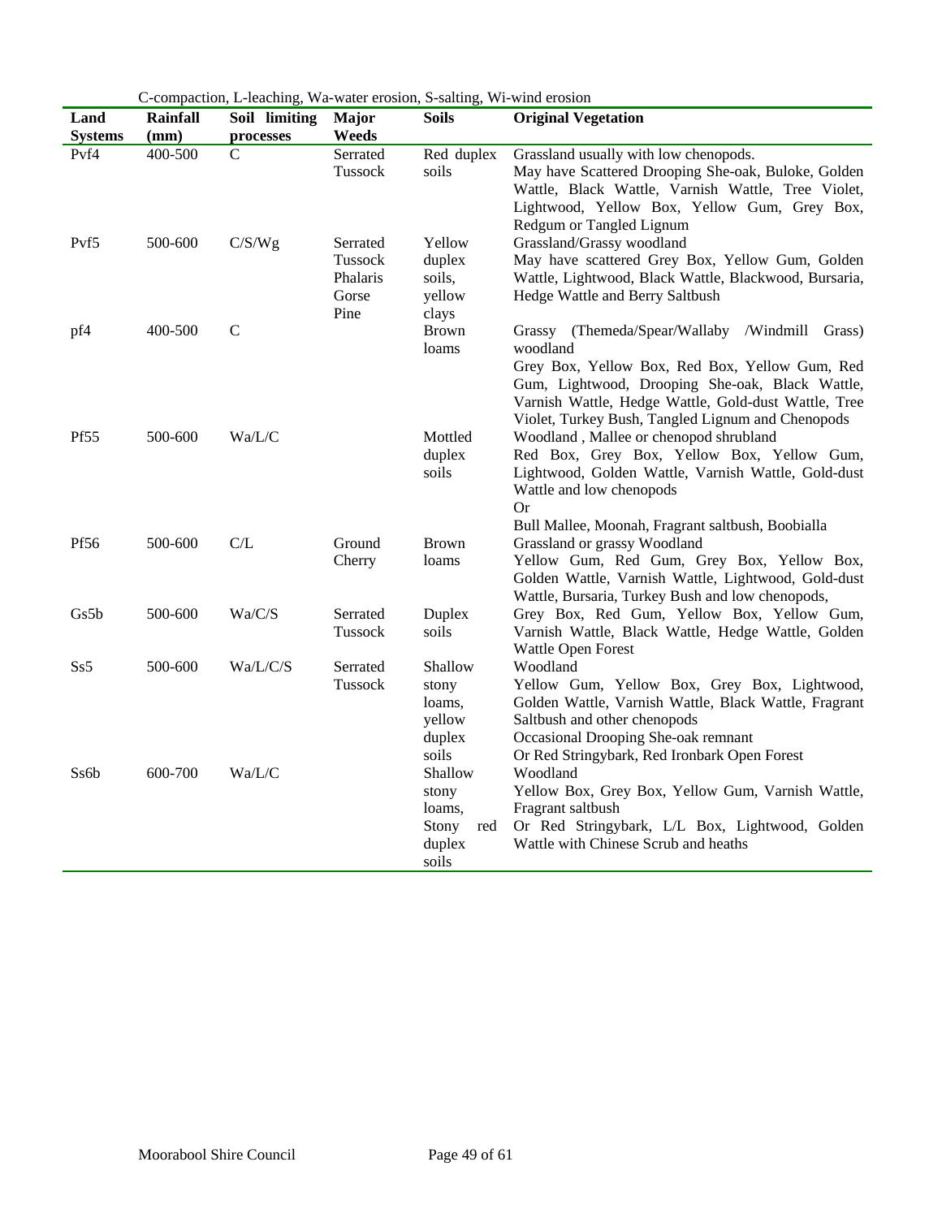C-compaction, L-leaching, Wa-water erosion, S-salting, Wi-wind erosion

| Land Systems | Rainfall (mm) | Soil limiting processes | Major Weeds | Soils | Original Vegetation |
|---|---|---|---|---|---|
| Pvf4 | 400-500 | C | Serrated Tussock | Red duplex soils | Grassland usually with low chenopods. May have Scattered Drooping She-oak, Buloke, Golden Wattle, Black Wattle, Varnish Wattle, Tree Violet, Lightwood, Yellow Box, Yellow Gum, Grey Box, Redgum or Tangled Lignum |
| Pvf5 | 500-600 | C/S/Wg | Serrated Tussock Phalaris Gorse Pine | Yellow duplex soils, yellow clays | Grassland/Grassy woodland May have scattered Grey Box, Yellow Gum, Golden Wattle, Lightwood, Black Wattle, Blackwood, Bursaria, Hedge Wattle and Berry Saltbush |
| pf4 | 400-500 | C | | Brown loams | Grassy (Themeda/Spear/Wallaby /Windmill Grass) woodland Grey Box, Yellow Box, Red Box, Yellow Gum, Red Gum, Lightwood, Drooping She-oak, Black Wattle, Varnish Wattle, Hedge Wattle, Gold-dust Wattle, Tree Violet, Turkey Bush, Tangled Lignum and Chenopods |
| Pf55 | 500-600 | Wa/L/C | | Mottled duplex soils | Woodland , Mallee or chenopod shrubland Red Box, Grey Box, Yellow Box, Yellow Gum, Lightwood, Golden Wattle, Varnish Wattle, Gold-dust Wattle and low chenopods Or Bull Mallee, Moonah, Fragrant saltbush, Boobialla |
| Pf56 | 500-600 | C/L | Ground Cherry | Brown loams | Grassland or grassy Woodland Yellow Gum, Red Gum, Grey Box, Yellow Box, Golden Wattle, Varnish Wattle, Lightwood, Gold-dust Wattle, Bursaria, Turkey Bush and low chenopods, |
| Gs5b | 500-600 | Wa/C/S | Serrated Tussock | Duplex soils | Grey Box, Red Gum, Yellow Box, Yellow Gum, Varnish Wattle, Black Wattle, Hedge Wattle, Golden Wattle Open Forest |
| Ss5 | 500-600 | Wa/L/C/S | Serrated Tussock | Shallow stony loams, yellow duplex soils | Woodland Yellow Gum, Yellow Box, Grey Box, Lightwood, Golden Wattle, Varnish Wattle, Black Wattle, Fragrant Saltbush and other chenopods Occasional Drooping She-oak remnant Or Red Stringybark, Red Ironbark Open Forest |
| Ss6b | 600-700 | Wa/L/C | | Shallow stony loams, Stony red duplex soils | Woodland Yellow Box, Grey Box, Yellow Gum, Varnish Wattle, Fragrant saltbush Or Red Stringybark, L/L Box, Lightwood, Golden Wattle with Chinese Scrub and heaths |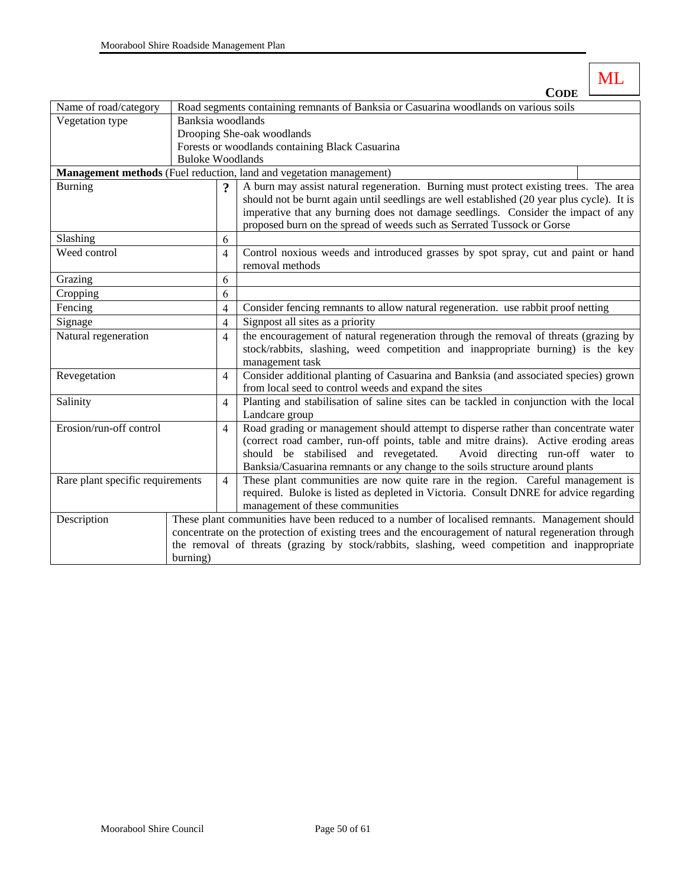**CODE** ML

| Name of road/category | Road segments containing remnants of Banksia or Casuarina woodlands on various soils | |
|---|---|---|
| Vegetation type | Banksia woodlands<br>Drooping She-oak woodlands<br>Forests or woodlands containing Black Casuarina<br>Buloke Woodlands | |
| **Management methods** (Fuel reduction, land and vegetation management) | | |
| Burning | **?** | A burn may assist natural regeneration. Burning must protect existing trees. The area should not be burnt again until seedlings are well established (20 year plus cycle). It is imperative that any burning does not damage seedlings. Consider the impact of any proposed burn on the spread of weeds such as Serrated Tussock or Gorse |
| Slashing | 6 | |
| Weed control | 4 | Control noxious weeds and introduced grasses by spot spray, cut and paint or hand removal methods |
| Grazing | 6 | |
| Cropping | 6 | |
| Fencing | 4 | Consider fencing remnants to allow natural regeneration. use rabbit proof netting |
| Signage | 4 | Signpost all sites as a priority |
| Natural regeneration | 4 | the encouragement of natural regeneration through the removal of threats (grazing by stock/rabbits, slashing, weed competition and inappropriate burning) is the key management task |
| Revegetation | 4 | Consider additional planting of Casuarina and Banksia (and associated species) grown from local seed to control weeds and expand the sites |
| Salinity | 4 | Planting and stabilisation of saline sites can be tackled in conjunction with the local Landcare group |
| Erosion/run-off control | 4 | Road grading or management should attempt to disperse rather than concentrate water (correct road camber, run-off points, table and mitre drains). Active eroding areas should be stabilised and revegetated. Avoid directing run-off water to Banksia/Casuarina remnants or any change to the soils structure around plants |
| Rare plant specific requirements | 4 | These plant communities are now quite rare in the region. Careful management is required. Buloke is listed as depleted in Victoria. Consult DNRE for advice regarding management of these communities |
| Description | These plant communities have been reduced to a number of localised remnants. Management should concentrate on the protection of existing trees and the encouragement of natural regeneration through the removal of threats (grazing by stock/rabbits, slashing, weed competition and inappropriate burning) | |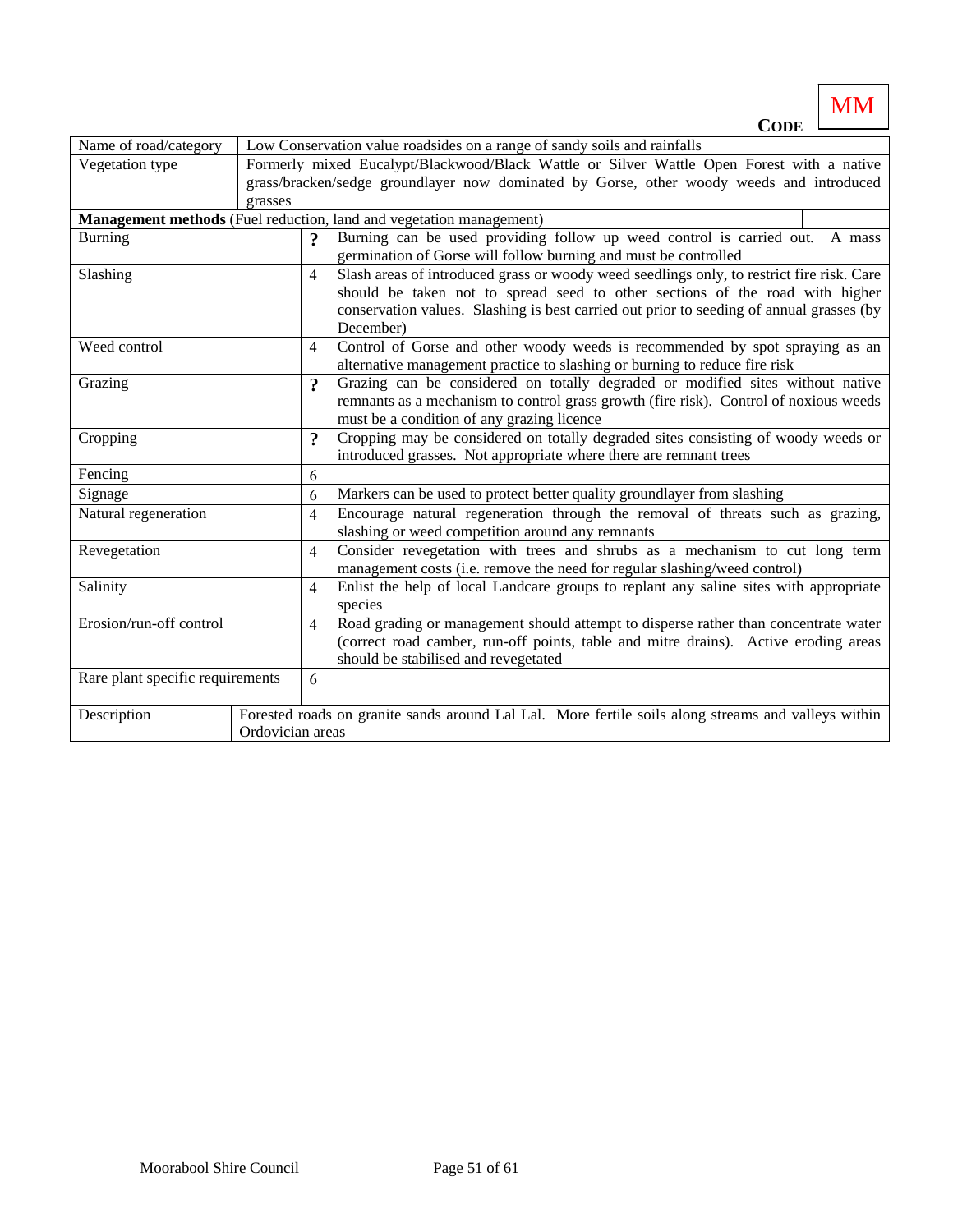**CODE** MM

| Name of road/category | Low Conservation value roadsides on a range of sandy soils and rainfalls | |
|---|---|---|
| Vegetation type | Formerly mixed Eucalypt/Blackwood/Black Wattle or Silver Wattle Open Forest with a native grass/bracken/sedge groundlayer now dominated by Gorse, other woody weeds and introduced grasses | |
| **Management methods** (Fuel reduction, land and vegetation management) | | |
| Burning | **?** | Burning can be used providing follow up weed control is carried out. A mass germination of Gorse will follow burning and must be controlled |
| Slashing | 4 | Slash areas of introduced grass or woody weed seedlings only, to restrict fire risk. Care should be taken not to spread seed to other sections of the road with higher conservation values. Slashing is best carried out prior to seeding of annual grasses (by December) |
| Weed control | 4 | Control of Gorse and other woody weeds is recommended by spot spraying as an alternative management practice to slashing or burning to reduce fire risk |
| Grazing | **?** | Grazing can be considered on totally degraded or modified sites without native remnants as a mechanism to control grass growth (fire risk). Control of noxious weeds must be a condition of any grazing licence |
| Cropping | **?** | Cropping may be considered on totally degraded sites consisting of woody weeds or introduced grasses. Not appropriate where there are remnant trees |
| Fencing | 6 | |
| Signage | 6 | Markers can be used to protect better quality groundlayer from slashing |
| Natural regeneration | 4 | Encourage natural regeneration through the removal of threats such as grazing, slashing or weed competition around any remnants |
| Revegetation | 4 | Consider revegetation with trees and shrubs as a mechanism to cut long term management costs (i.e. remove the need for regular slashing/weed control) |
| Salinity | 4 | Enlist the help of local Landcare groups to replant any saline sites with appropriate species |
| Erosion/run-off control | 4 | Road grading or management should attempt to disperse rather than concentrate water (correct road camber, run-off points, table and mitre drains). Active eroding areas should be stabilised and revegetated |
| Rare plant specific requirements | 6 | |
| Description | Forested roads on granite sands around Lal Lal. More fertile soils along streams and valleys within Ordovician areas | |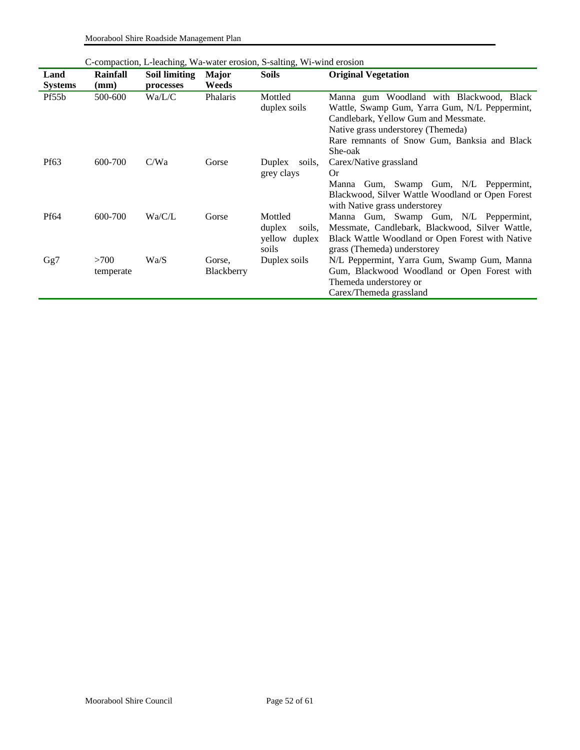C-compaction, L-leaching, Wa-water erosion, S-salting, Wi-wind erosion

| Land Systems | Rainfall (mm) | Soil limiting processes | Major Weeds | Soils | Original Vegetation |
|---|---|---|---|---|---|
| Pf55b | 500-600 | Wa/L/C | Phalaris | Mottled duplex soils | Manna gum Woodland with Blackwood, Black Wattle, Swamp Gum, Yarra Gum, N/L Peppermint, Candlebark, Yellow Gum and Messmate. Native grass understorey (Themeda) Rare remnants of Snow Gum, Banksia and Black She-oak |
| Pf63 | 600-700 | C/Wa | Gorse | Duplex soils, grey clays | Carex/Native grassland Or Manna Gum, Swamp Gum, N/L Peppermint, Blackwood, Silver Wattle Woodland or Open Forest with Native grass understorey |
| Pf64 | 600-700 | Wa/C/L | Gorse | Mottled duplex soils, yellow duplex soils | Manna Gum, Swamp Gum, N/L Peppermint, Messmate, Candlebark, Blackwood, Silver Wattle, Black Wattle Woodland or Open Forest with Native grass (Themeda) understorey |
| Gg7 | >700 temperate | Wa/S | Gorse, Blackberry | Duplex soils | N/L Peppermint, Yarra Gum, Swamp Gum, Manna Gum, Blackwood Woodland or Open Forest with Themeda understorey or Carex/Themeda grassland |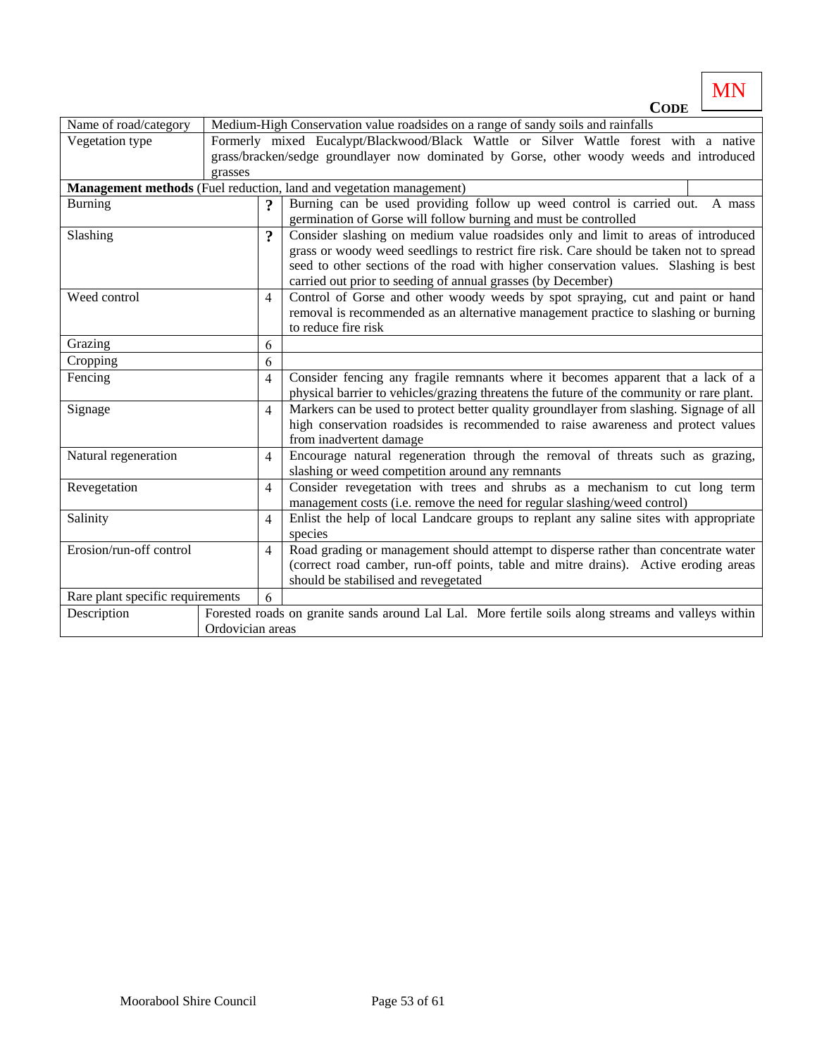**CODE** MN

| Name of road/category | Medium-High Conservation value roadsides on a range of sandy soils and rainfalls | |
|---|---|---|
| Vegetation type | Formerly mixed Eucalypt/Blackwood/Black Wattle or Silver Wattle forest with a native grass/bracken/sedge groundlayer now dominated by Gorse, other woody weeds and introduced grasses | |
| **Management methods** (Fuel reduction, land and vegetation management) | | |
| Burning | **?** | Burning can be used providing follow up weed control is carried out. A mass germination of Gorse will follow burning and must be controlled |
| Slashing | **?** | Consider slashing on medium value roadsides only and limit to areas of introduced grass or woody weed seedlings to restrict fire risk. Care should be taken not to spread seed to other sections of the road with higher conservation values. Slashing is best carried out prior to seeding of annual grasses (by December) |
| Weed control | 4 | Control of Gorse and other woody weeds by spot spraying, cut and paint or hand removal is recommended as an alternative management practice to slashing or burning to reduce fire risk |
| Grazing | 6 | |
| Cropping | 6 | |
| Fencing | 4 | Consider fencing any fragile remnants where it becomes apparent that a lack of a physical barrier to vehicles/grazing threatens the future of the community or rare plant. |
| Signage | 4 | Markers can be used to protect better quality groundlayer from slashing. Signage of all high conservation roadsides is recommended to raise awareness and protect values from inadvertent damage |
| Natural regeneration | 4 | Encourage natural regeneration through the removal of threats such as grazing, slashing or weed competition around any remnants |
| Revegetation | 4 | Consider revegetation with trees and shrubs as a mechanism to cut long term management costs (i.e. remove the need for regular slashing/weed control) |
| Salinity | 4 | Enlist the help of local Landcare groups to replant any saline sites with appropriate species |
| Erosion/run-off control | 4 | Road grading or management should attempt to disperse rather than concentrate water (correct road camber, run-off points, table and mitre drains). Active eroding areas should be stabilised and revegetated |
| Rare plant specific requirements | 6 | |
| Description | Forested roads on granite sands around Lal Lal. More fertile soils along streams and valleys within Ordovician areas | |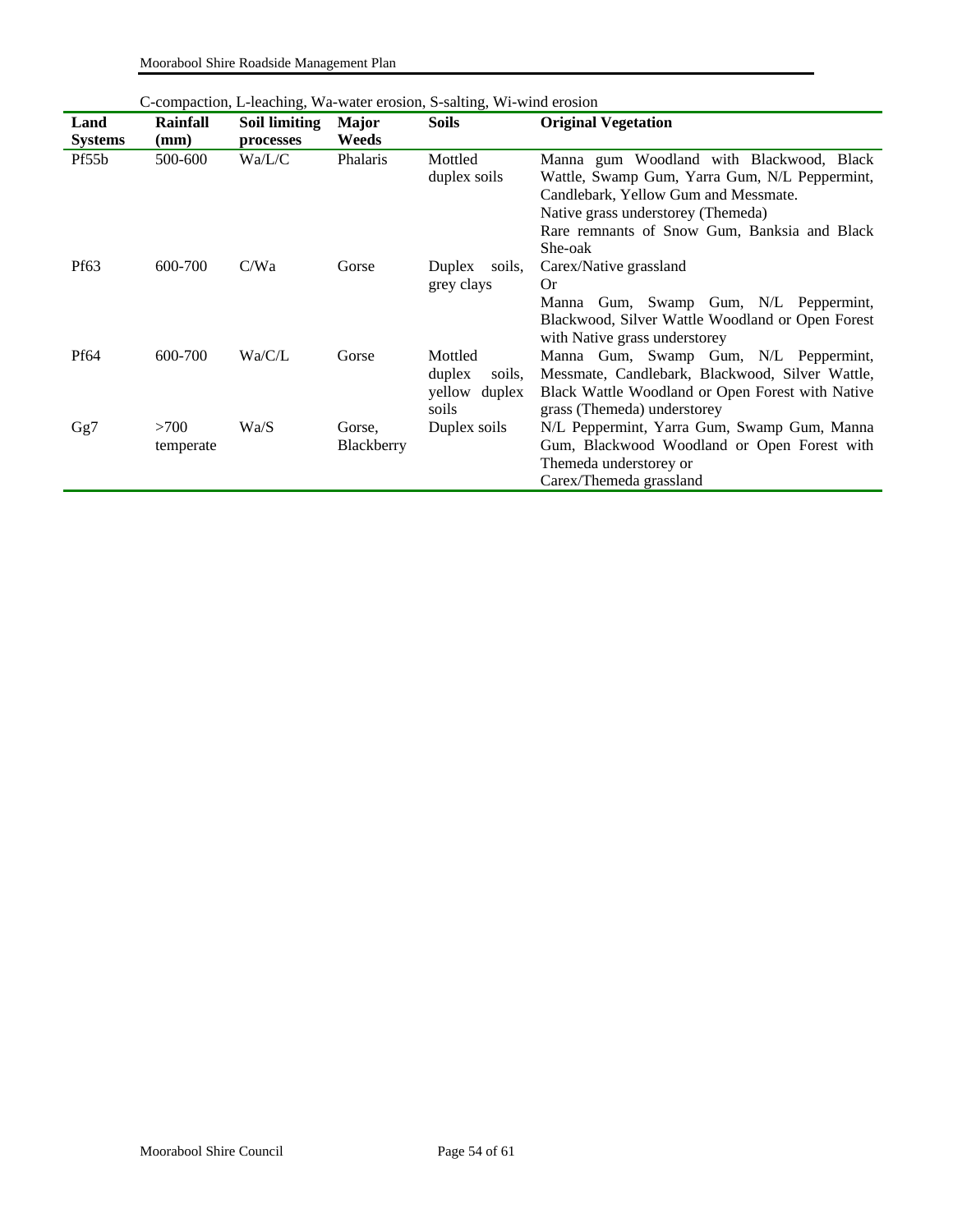C-compaction, L-leaching, Wa-water erosion, S-salting, Wi-wind erosion

| Land Systems | Rainfall (mm) | Soil limiting processes | Major Weeds | Soils | Original Vegetation |
|---|---|---|---|---|---|
| Pf55b | 500-600 | Wa/L/C | Phalaris | Mottled duplex soils | Manna gum Woodland with Blackwood, Black Wattle, Swamp Gum, Yarra Gum, N/L Peppermint, Candlebark, Yellow Gum and Messmate.<br>Native grass understorey (Themeda)<br>Rare remnants of Snow Gum, Banksia and Black She-oak |
| Pf63 | 600-700 | C/Wa | Gorse | Duplex soils, grey clays | Carex/Native grassland<br>Or<br>Manna Gum, Swamp Gum, N/L Peppermint, Blackwood, Silver Wattle Woodland or Open Forest with Native grass understorey |
| Pf64 | 600-700 | Wa/C/L | Gorse | Mottled duplex soils, yellow duplex soils | Manna Gum, Swamp Gum, N/L Peppermint, Messmate, Candlebark, Blackwood, Silver Wattle, Black Wattle Woodland or Open Forest with Native grass (Themeda) understorey |
| Gg7 | >700 temperate | Wa/S | Gorse, Blackberry | Duplex soils | N/L Peppermint, Yarra Gum, Swamp Gum, Manna Gum, Blackwood Woodland or Open Forest with Themeda understorey or<br>Carex/Themeda grassland |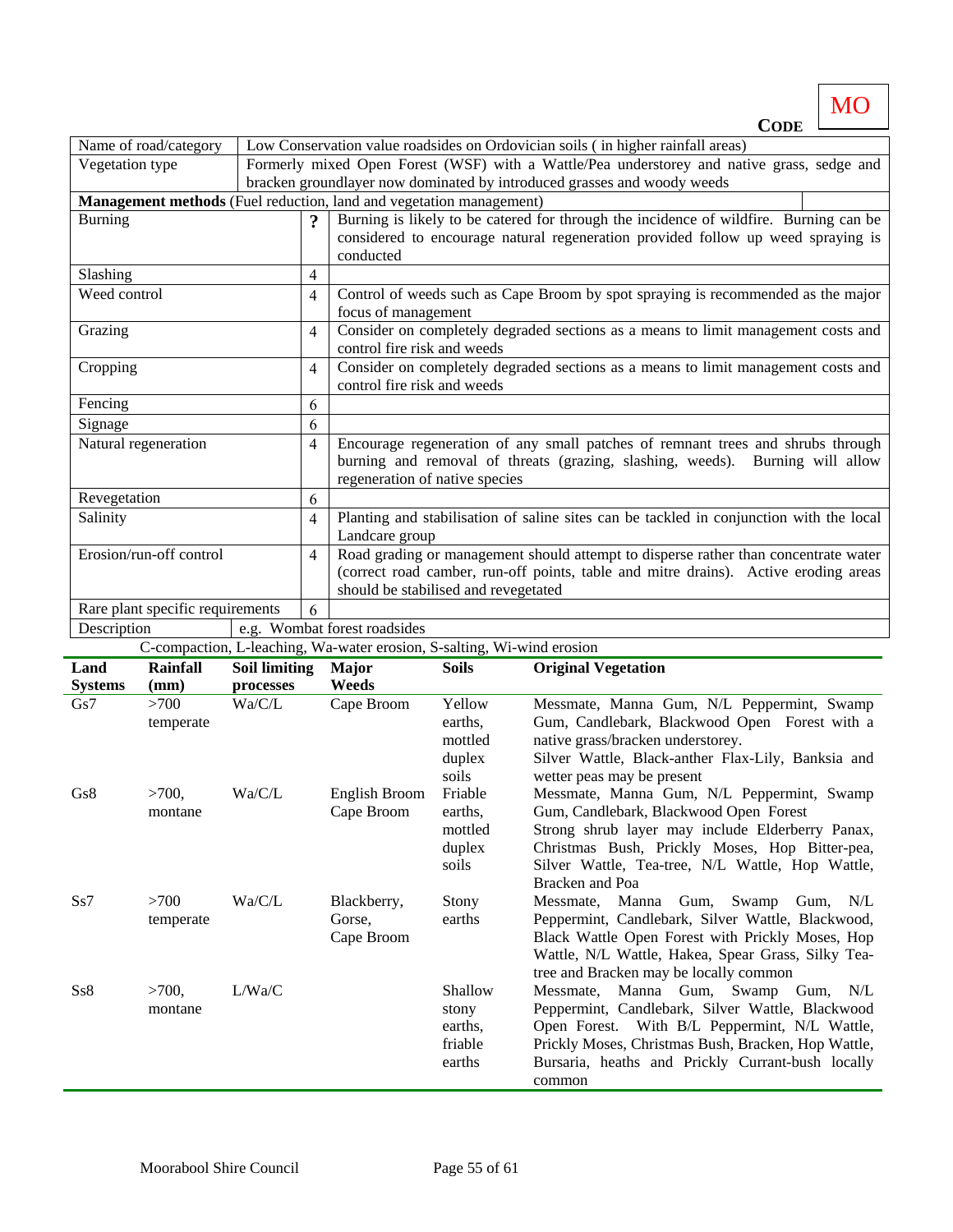**CODE** MO

| Name of road/category | Low Conservation value roadsides on Ordovician soils ( in higher rainfall areas) | |
|---|---|---|
| Vegetation type | Formerly mixed Open Forest (WSF) with a Wattle/Pea understorey and native grass, sedge and bracken groundlayer now dominated by introduced grasses and woody weeds | |
| **Management methods** (Fuel reduction, land and vegetation management) | | |
| Burning | **?** | Burning is likely to be catered for through the incidence of wildfire. Burning can be considered to encourage natural regeneration provided follow up weed spraying is conducted |
| Slashing | 4 | |
| Weed control | 4 | Control of weeds such as Cape Broom by spot spraying is recommended as the major focus of management |
| Grazing | 4 | Consider on completely degraded sections as a means to limit management costs and control fire risk and weeds |
| Cropping | 4 | Consider on completely degraded sections as a means to limit management costs and control fire risk and weeds |
| Fencing | 6 | |
| Signage | 6 | |
| Natural regeneration | 4 | Encourage regeneration of any small patches of remnant trees and shrubs through burning and removal of threats (grazing, slashing, weeds). Burning will allow regeneration of native species |
| Revegetation | 6 | |
| Salinity | 4 | Planting and stabilisation of saline sites can be tackled in conjunction with the local Landcare group |
| Erosion/run-off control | 4 | Road grading or management should attempt to disperse rather than concentrate water (correct road camber, run-off points, table and mitre drains). Active eroding areas should be stabilised and revegetated |
| Rare plant specific requirements | 6 | |
| Description | e.g. Wombat forest roadsides | |

C-compaction, L-leaching, Wa-water erosion, S-salting, Wi-wind erosion

| Land Systems | Rainfall (mm) | Soil limiting processes | Major Weeds | Soils | Original Vegetation |
|---|---|---|---|---|---|
| Gs7 | >700 temperate | Wa/C/L | Cape Broom | Yellow earths, mottled duplex soils | Messmate, Manna Gum, N/L Peppermint, Swamp Gum, Candlebark, Blackwood Open Forest with a native grass/bracken understorey. Silver Wattle, Black-anther Flax-Lily, Banksia and wetter peas may be present |
| Gs8 | >700, montane | Wa/C/L | English Broom Cape Broom | Friable earths, mottled duplex soils | Messmate, Manna Gum, N/L Peppermint, Swamp Gum, Candlebark, Blackwood Open Forest Strong shrub layer may include Elderberry Panax, Christmas Bush, Prickly Moses, Hop Bitter-pea, Silver Wattle, Tea-tree, N/L Wattle, Hop Wattle, Bracken and Poa |
| Ss7 | >700 temperate | Wa/C/L | Blackberry, Gorse, Cape Broom | Stony earths | Messmate, Manna Gum, Swamp Gum, N/L Peppermint, Candlebark, Silver Wattle, Blackwood, Black Wattle Open Forest with Prickly Moses, Hop Wattle, N/L Wattle, Hakea, Spear Grass, Silky Tea-tree and Bracken may be locally common |
| Ss8 | >700, montane | L/Wa/C | | Shallow stony earths, friable earths | Messmate, Manna Gum, Swamp Gum, N/L Peppermint, Candlebark, Silver Wattle, Blackwood Open Forest. With B/L Peppermint, N/L Wattle, Prickly Moses, Christmas Bush, Bracken, Hop Wattle, Bursaria, heaths and Prickly Currant-bush locally common |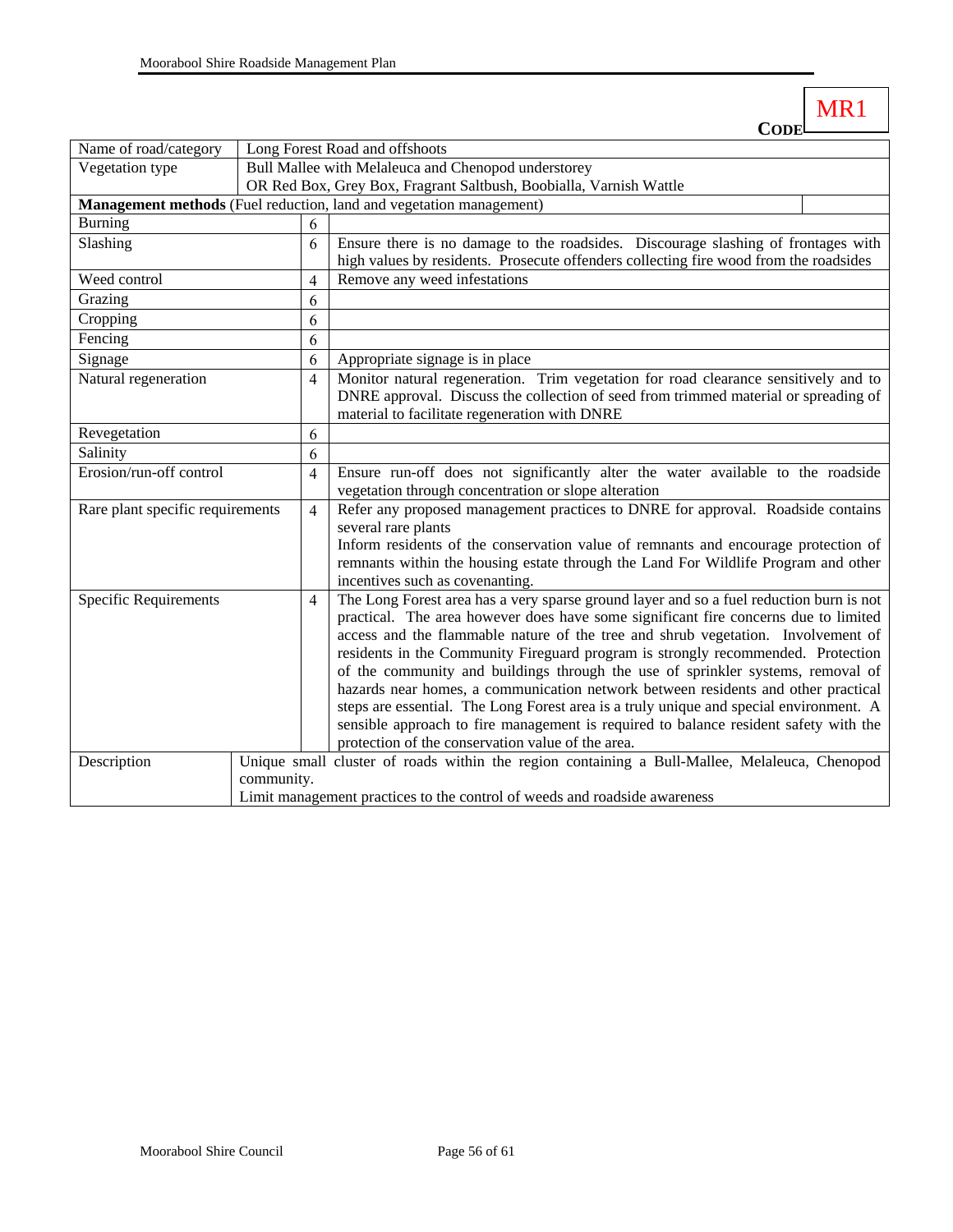**CODE** MR1

| Name of road/category | Long Forest Road and offshoots | |
|---|---|---|
| Vegetation type | Bull Mallee with Melaleuca and Chenopod understorey<br>OR Red Box, Grey Box, Fragrant Saltbush, Boobialla, Varnish Wattle | |
| **Management methods** (Fuel reduction, land and vegetation management) | | |
| Burning | 6 | |
| Slashing | 6 | Ensure there is no damage to the roadsides. Discourage slashing of frontages with high values by residents. Prosecute offenders collecting fire wood from the roadsides |
| Weed control | 4 | Remove any weed infestations |
| Grazing | 6 | |
| Cropping | 6 | |
| Fencing | 6 | |
| Signage | 6 | Appropriate signage is in place |
| Natural regeneration | 4 | Monitor natural regeneration. Trim vegetation for road clearance sensitively and to DNRE approval. Discuss the collection of seed from trimmed material or spreading of material to facilitate regeneration with DNRE |
| Revegetation | 6 | |
| Salinity | 6 | |
| Erosion/run-off control | 4 | Ensure run-off does not significantly alter the water available to the roadside vegetation through concentration or slope alteration |
| Rare plant specific requirements | 4 | Refer any proposed management practices to DNRE for approval. Roadside contains several rare plants<br>Inform residents of the conservation value of remnants and encourage protection of remnants within the housing estate through the Land For Wildlife Program and other incentives such as covenanting. |
| Specific Requirements | 4 | The Long Forest area has a very sparse ground layer and so a fuel reduction burn is not practical. The area however does have some significant fire concerns due to limited access and the flammable nature of the tree and shrub vegetation. Involvement of residents in the Community Fireguard program is strongly recommended. Protection of the community and buildings through the use of sprinkler systems, removal of hazards near homes, a communication network between residents and other practical steps are essential. The Long Forest area is a truly unique and special environment. A sensible approach to fire management is required to balance resident safety with the protection of the conservation value of the area. |
| Description | Unique small cluster of roads within the region containing a Bull-Mallee, Melaleuca, Chenopod community.<br>Limit management practices to the control of weeds and roadside awareness | |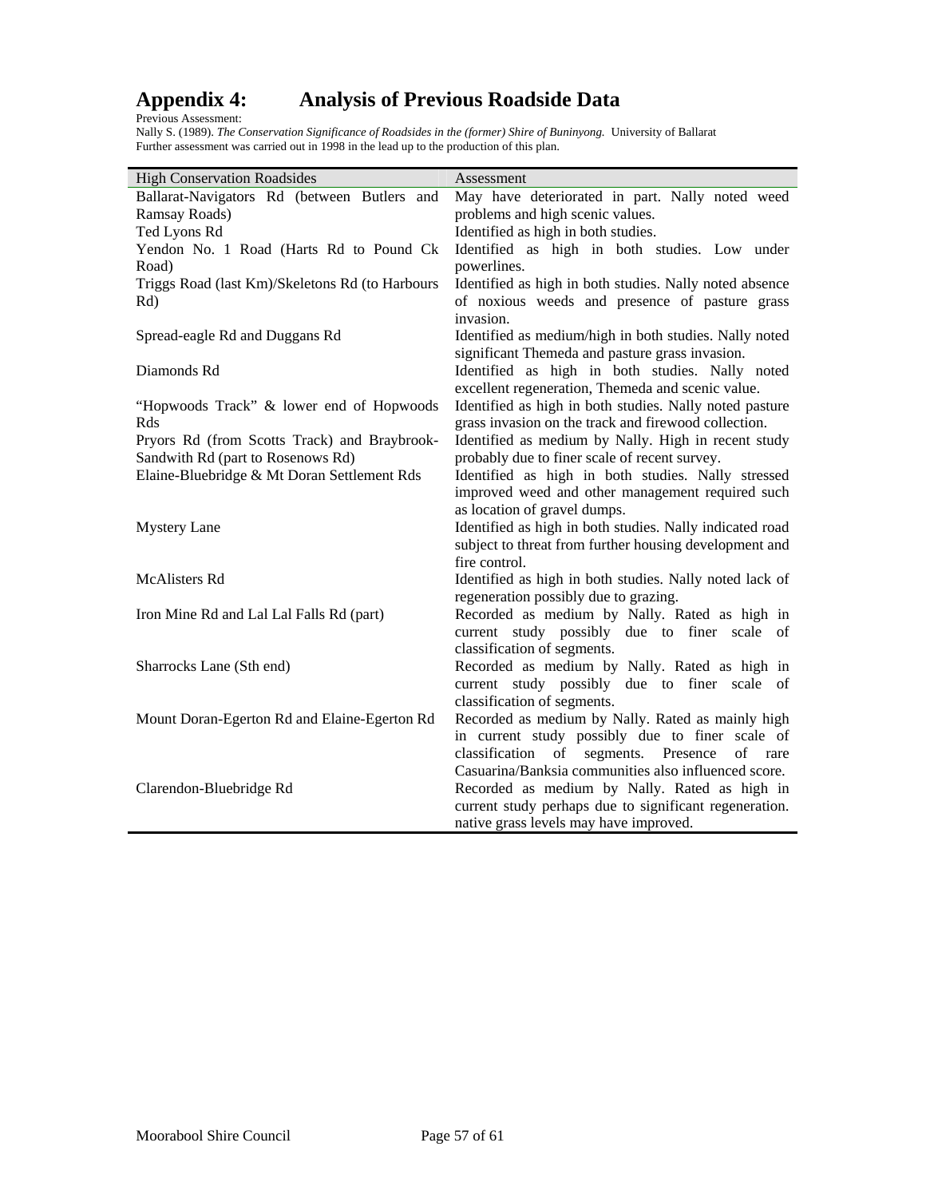# Appendix 4: Analysis of Previous Roadside Data

Previous Assessment:
Nally S. (1989). *The Conservation Significance of Roadsides in the (former) Shire of Buninyong.* University of Ballarat
Further assessment was carried out in 1998 in the lead up to the production of this plan.

| High Conservation Roadsides | Assessment |
|---|---|
| Ballarat-Navigators Rd (between Butlers and Ramsay Roads) | May have deteriorated in part. Nally noted weed problems and high scenic values. |
| Ted Lyons Rd | Identified as high in both studies. |
| Yendon No. 1 Road (Harts Rd to Pound Ck Road) | Identified as high in both studies. Low under powerlines. |
| Triggs Road (last Km)/Skeletons Rd (to Harbours Rd) | Identified as high in both studies. Nally noted absence of noxious weeds and presence of pasture grass invasion. |
| Spread-eagle Rd and Duggans Rd | Identified as medium/high in both studies. Nally noted significant Themeda and pasture grass invasion. |
| Diamonds Rd | Identified as high in both studies. Nally noted excellent regeneration, Themeda and scenic value. |
| "Hopwoods Track" & lower end of Hopwoods Rds | Identified as high in both studies. Nally noted pasture grass invasion on the track and firewood collection. |
| Pryors Rd (from Scotts Track) and Braybrook-Sandwith Rd (part to Rosenows Rd) | Identified as medium by Nally. High in recent study probably due to finer scale of recent survey. |
| Elaine-Bluebridge & Mt Doran Settlement Rds | Identified as high in both studies. Nally stressed improved weed and other management required such as location of gravel dumps. |
| Mystery Lane | Identified as high in both studies. Nally indicated road subject to threat from further housing development and fire control. |
| McAlisters Rd | Identified as high in both studies. Nally noted lack of regeneration possibly due to grazing. |
| Iron Mine Rd and Lal Lal Falls Rd (part) | Recorded as medium by Nally. Rated as high in current study possibly due to finer scale of classification of segments. |
| Sharrocks Lane (Sth end) | Recorded as medium by Nally. Rated as high in current study possibly due to finer scale of classification of segments. |
| Mount Doran-Egerton Rd and Elaine-Egerton Rd | Recorded as medium by Nally. Rated as mainly high in current study possibly due to finer scale of classification of segments. Presence of rare Casuarina/Banksia communities also influenced score. |
| Clarendon-Bluebridge Rd | Recorded as medium by Nally. Rated as high in current study perhaps due to significant regeneration. native grass levels may have improved. |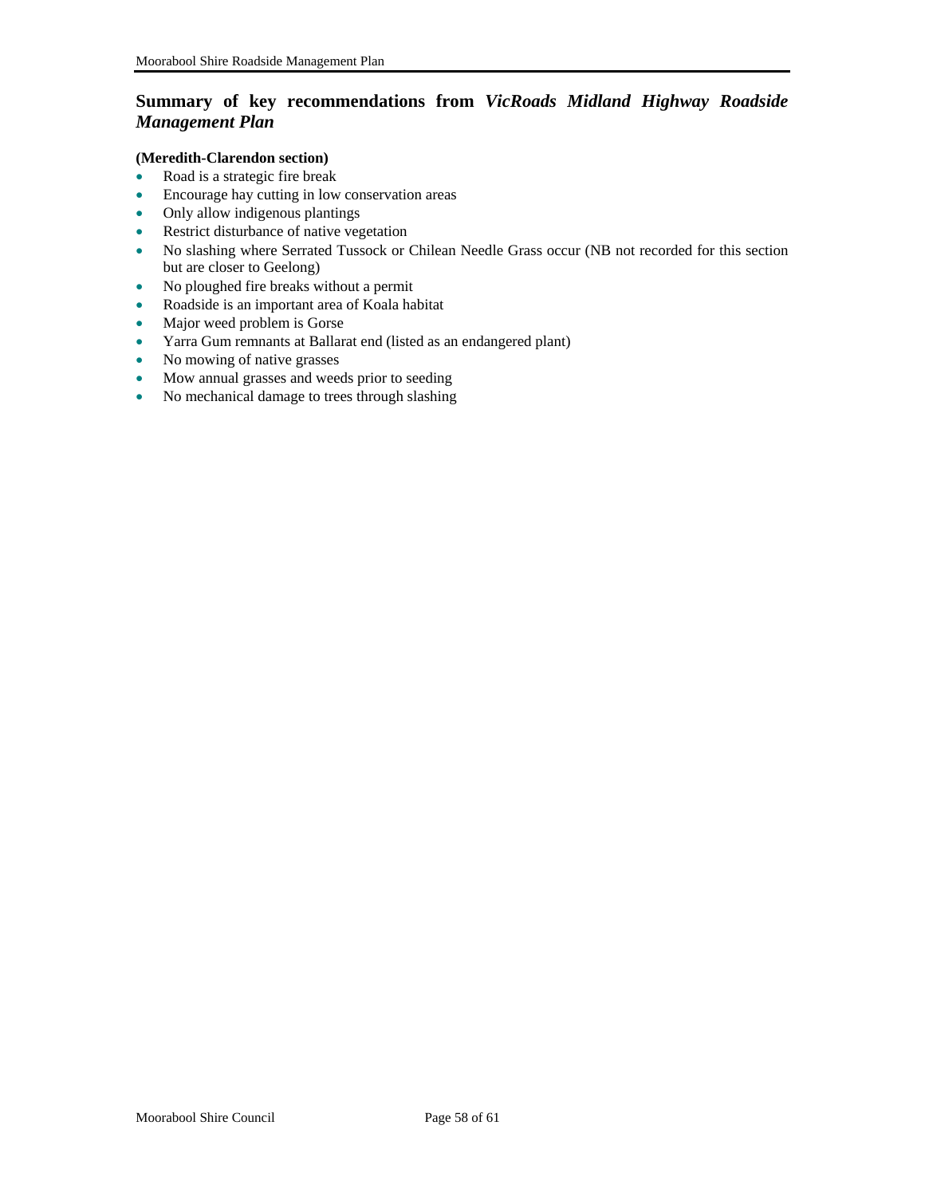## Summary of key recommendations from *VicRoads Midland Highway Roadside Management Plan*

**(Meredith-Clarendon section)**

- Road is a strategic fire break
- Encourage hay cutting in low conservation areas
- Only allow indigenous plantings
- Restrict disturbance of native vegetation
- No slashing where Serrated Tussock or Chilean Needle Grass occur (NB not recorded for this section but are closer to Geelong)
- No ploughed fire breaks without a permit
- Roadside is an important area of Koala habitat
- Major weed problem is Gorse
- Yarra Gum remnants at Ballarat end (listed as an endangered plant)
- No mowing of native grasses
- Mow annual grasses and weeds prior to seeding
- No mechanical damage to trees through slashing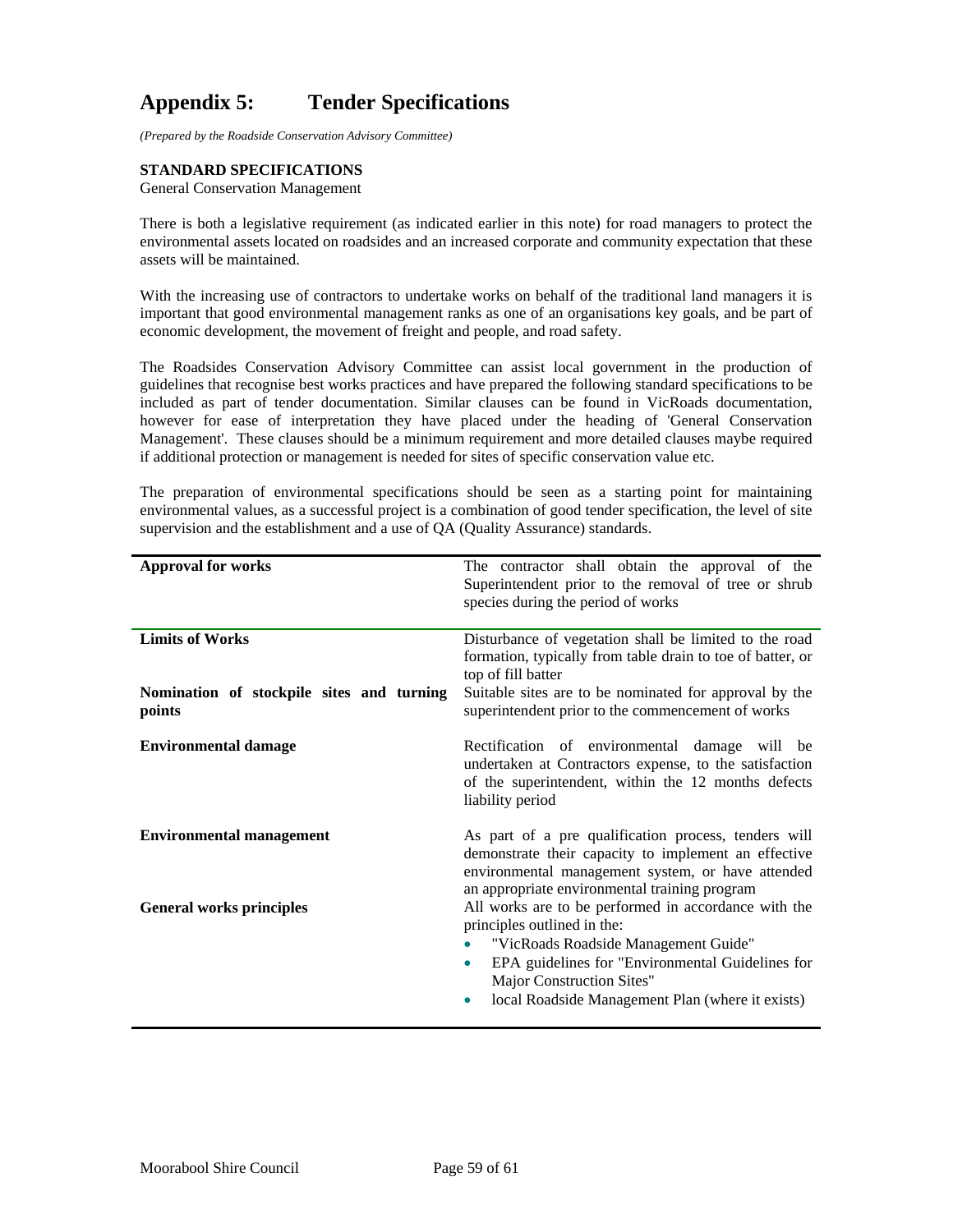# Appendix 5: Tender Specifications

*(Prepared by the Roadside Conservation Advisory Committee)*

**STANDARD SPECIFICATIONS**
General Conservation Management

There is both a legislative requirement (as indicated earlier in this note) for road managers to protect the environmental assets located on roadsides and an increased corporate and community expectation that these assets will be maintained.

With the increasing use of contractors to undertake works on behalf of the traditional land managers it is important that good environmental management ranks as one of an organisations key goals, and be part of economic development, the movement of freight and people, and road safety.

The Roadsides Conservation Advisory Committee can assist local government in the production of guidelines that recognise best works practices and have prepared the following standard specifications to be included as part of tender documentation. Similar clauses can be found in VicRoads documentation, however for ease of interpretation they have placed under the heading of 'General Conservation Management'. These clauses should be a minimum requirement and more detailed clauses maybe required if additional protection or management is needed for sites of specific conservation value etc.

The preparation of environmental specifications should be seen as a starting point for maintaining environmental values, as a successful project is a combination of good tender specification, the level of site supervision and the establishment and a use of QA (Quality Assurance) standards.

| | |
|---|---|
| **Approval for works** | The contractor shall obtain the approval of the Superintendent prior to the removal of tree or shrub species during the period of works |
| **Limits of Works** | Disturbance of vegetation shall be limited to the road formation, typically from table drain to toe of batter, or top of fill batter |
| **Nomination of stockpile sites and turning points** | Suitable sites are to be nominated for approval by the superintendent prior to the commencement of works |
| **Environmental damage** | Rectification of environmental damage will be undertaken at Contractors expense, to the satisfaction of the superintendent, within the 12 months defects liability period |
| **Environmental management** | As part of a pre qualification process, tenders will demonstrate their capacity to implement an effective environmental management system, or have attended an appropriate environmental training program |
| **General works principles** | All works are to be performed in accordance with the principles outlined in the: <br>• "VicRoads Roadside Management Guide" <br>• EPA guidelines for "Environmental Guidelines for Major Construction Sites" <br>• local Roadside Management Plan (where it exists) |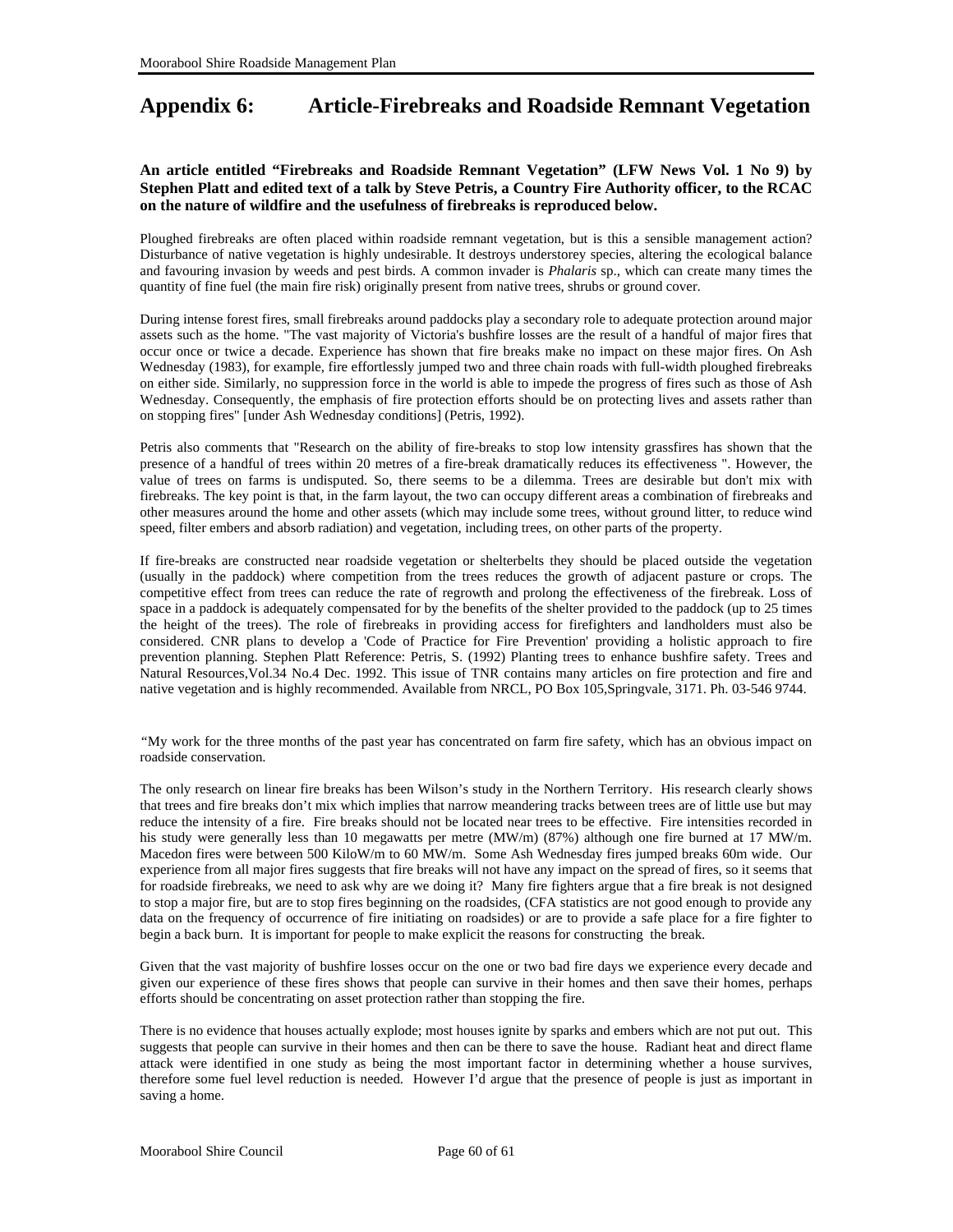# Appendix 6: Article-Firebreaks and Roadside Remnant Vegetation

**An article entitled "Firebreaks and Roadside Remnant Vegetation" (LFW News Vol. 1 No 9) by Stephen Platt and edited text of a talk by Steve Petris, a Country Fire Authority officer, to the RCAC on the nature of wildfire and the usefulness of firebreaks is reproduced below.**

Ploughed firebreaks are often placed within roadside remnant vegetation, but is this a sensible management action? Disturbance of native vegetation is highly undesirable. It destroys understorey species, altering the ecological balance and favouring invasion by weeds and pest birds. A common invader is *Phalaris* sp., which can create many times the quantity of fine fuel (the main fire risk) originally present from native trees, shrubs or ground cover.

During intense forest fires, small firebreaks around paddocks play a secondary role to adequate protection around major assets such as the home. "The vast majority of Victoria's bushfire losses are the result of a handful of major fires that occur once or twice a decade. Experience has shown that fire breaks make no impact on these major fires. On Ash Wednesday (1983), for example, fire effortlessly jumped two and three chain roads with full-width ploughed firebreaks on either side. Similarly, no suppression force in the world is able to impede the progress of fires such as those of Ash Wednesday. Consequently, the emphasis of fire protection efforts should be on protecting lives and assets rather than on stopping fires" [under Ash Wednesday conditions] (Petris, 1992).

Petris also comments that "Research on the ability of fire-breaks to stop low intensity grassfires has shown that the presence of a handful of trees within 20 metres of a fire-break dramatically reduces its effectiveness ". However, the value of trees on farms is undisputed. So, there seems to be a dilemma. Trees are desirable but don't mix with firebreaks. The key point is that, in the farm layout, the two can occupy different areas a combination of firebreaks and other measures around the home and other assets (which may include some trees, without ground litter, to reduce wind speed, filter embers and absorb radiation) and vegetation, including trees, on other parts of the property.

If fire-breaks are constructed near roadside vegetation or shelterbelts they should be placed outside the vegetation (usually in the paddock) where competition from the trees reduces the growth of adjacent pasture or crops. The competitive effect from trees can reduce the rate of regrowth and prolong the effectiveness of the firebreak. Loss of space in a paddock is adequately compensated for by the benefits of the shelter provided to the paddock (up to 25 times the height of the trees). The role of firebreaks in providing access for firefighters and landholders must also be considered. CNR plans to develop a 'Code of Practice for Fire Prevention' providing a holistic approach to fire prevention planning. Stephen Platt Reference: Petris, S. (1992) Planting trees to enhance bushfire safety. Trees and Natural Resources,Vol.34 No.4 Dec. 1992. This issue of TNR contains many articles on fire protection and fire and native vegetation and is highly recommended. Available from NRCL, PO Box 105,Springvale, 3171. Ph. 03-546 9744.

"My work for the three months of the past year has concentrated on farm fire safety, which has an obvious impact on roadside conservation.

The only research on linear fire breaks has been Wilson's study in the Northern Territory. His research clearly shows that trees and fire breaks don't mix which implies that narrow meandering tracks between trees are of little use but may reduce the intensity of a fire. Fire breaks should not be located near trees to be effective. Fire intensities recorded in his study were generally less than 10 megawatts per metre (MW/m) (87%) although one fire burned at 17 MW/m. Macedon fires were between 500 KiloW/m to 60 MW/m. Some Ash Wednesday fires jumped breaks 60m wide. Our experience from all major fires suggests that fire breaks will not have any impact on the spread of fires, so it seems that for roadside firebreaks, we need to ask why are we doing it? Many fire fighters argue that a fire break is not designed to stop a major fire, but are to stop fires beginning on the roadsides, (CFA statistics are not good enough to provide any data on the frequency of occurrence of fire initiating on roadsides) or are to provide a safe place for a fire fighter to begin a back burn. It is important for people to make explicit the reasons for constructing the break.

Given that the vast majority of bushfire losses occur on the one or two bad fire days we experience every decade and given our experience of these fires shows that people can survive in their homes and then save their homes, perhaps efforts should be concentrating on asset protection rather than stopping the fire.

There is no evidence that houses actually explode; most houses ignite by sparks and embers which are not put out. This suggests that people can survive in their homes and then can be there to save the house. Radiant heat and direct flame attack were identified in one study as being the most important factor in determining whether a house survives, therefore some fuel level reduction is needed. However I'd argue that the presence of people is just as important in saving a home.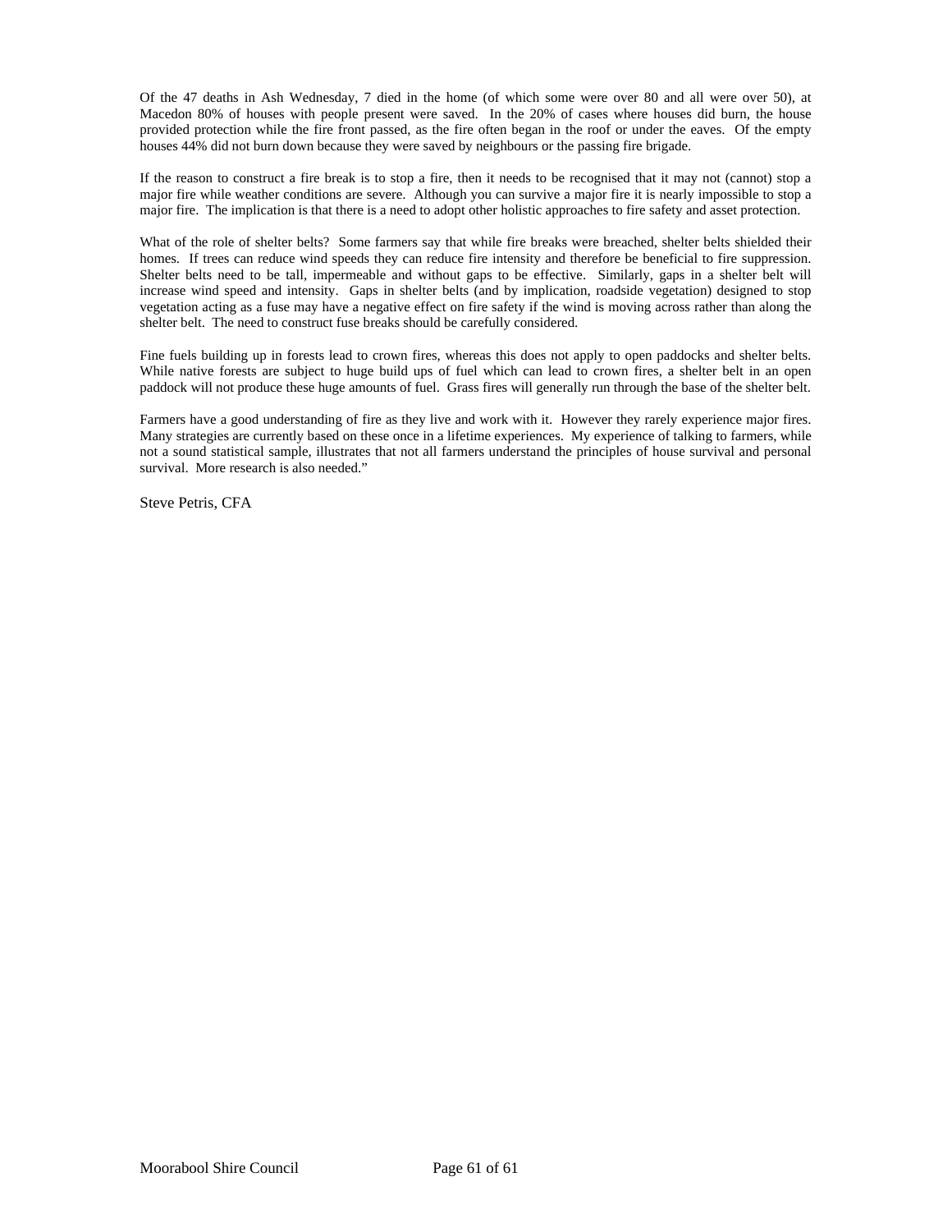Of the 47 deaths in Ash Wednesday, 7 died in the home (of which some were over 80 and all were over 50), at Macedon 80% of houses with people present were saved. In the 20% of cases where houses did burn, the house provided protection while the fire front passed, as the fire often began in the roof or under the eaves. Of the empty houses 44% did not burn down because they were saved by neighbours or the passing fire brigade.

If the reason to construct a fire break is to stop a fire, then it needs to be recognised that it may not (cannot) stop a major fire while weather conditions are severe. Although you can survive a major fire it is nearly impossible to stop a major fire. The implication is that there is a need to adopt other holistic approaches to fire safety and asset protection.

What of the role of shelter belts? Some farmers say that while fire breaks were breached, shelter belts shielded their homes. If trees can reduce wind speeds they can reduce fire intensity and therefore be beneficial to fire suppression. Shelter belts need to be tall, impermeable and without gaps to be effective. Similarly, gaps in a shelter belt will increase wind speed and intensity. Gaps in shelter belts (and by implication, roadside vegetation) designed to stop vegetation acting as a fuse may have a negative effect on fire safety if the wind is moving across rather than along the shelter belt. The need to construct fuse breaks should be carefully considered.

Fine fuels building up in forests lead to crown fires, whereas this does not apply to open paddocks and shelter belts. While native forests are subject to huge build ups of fuel which can lead to crown fires, a shelter belt in an open paddock will not produce these huge amounts of fuel. Grass fires will generally run through the base of the shelter belt.

Farmers have a good understanding of fire as they live and work with it. However they rarely experience major fires. Many strategies are currently based on these once in a lifetime experiences. My experience of talking to farmers, while not a sound statistical sample, illustrates that not all farmers understand the principles of house survival and personal survival. More research is also needed."

Steve Petris, CFA